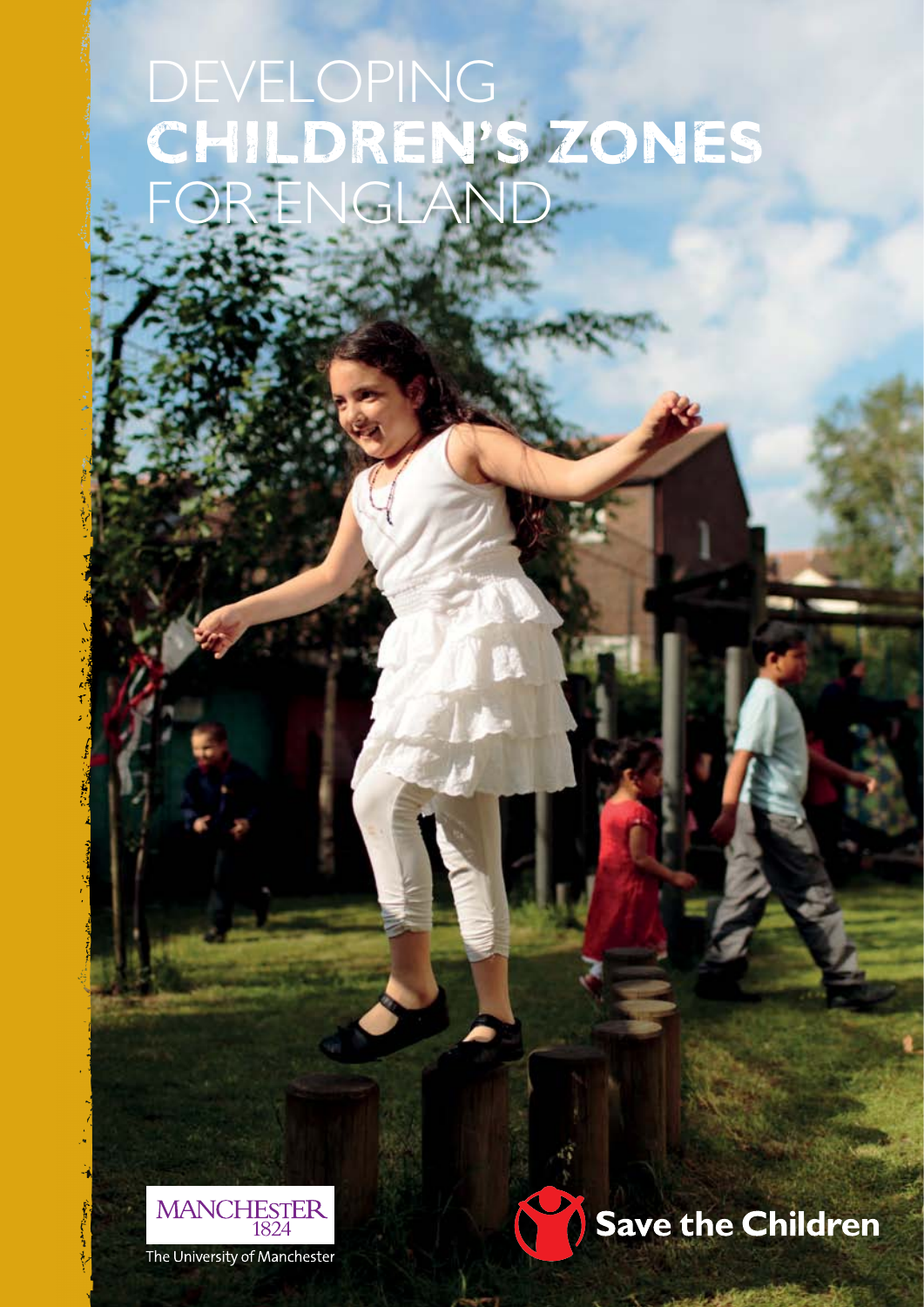# DEVELOPING **CHILDREN'S ZONES** FOR ENGLAND

MANCHESTER 1824

The University of Manchester

Save the Children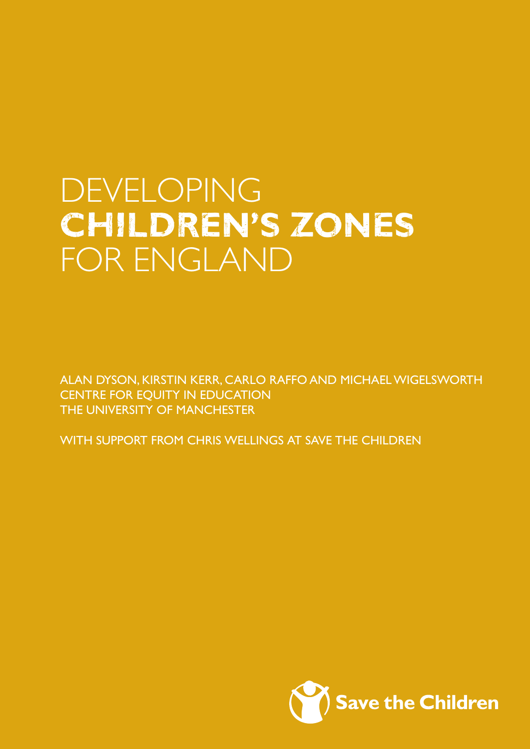# DEVELOPING **CHILDREN'S ZONES** FOR ENGLAND

ALAN DYSON, KIRSTIN KERR, CARLO RAFFO AND MICHAEL WIGELSWORTH
CENTRE FOR EQUITY IN EDUCATION
THE UNIVERSITY OF MANCHESTER

WITH SUPPORT FROM CHRIS WELLINGS AT SAVE THE CHILDREN

Save the Children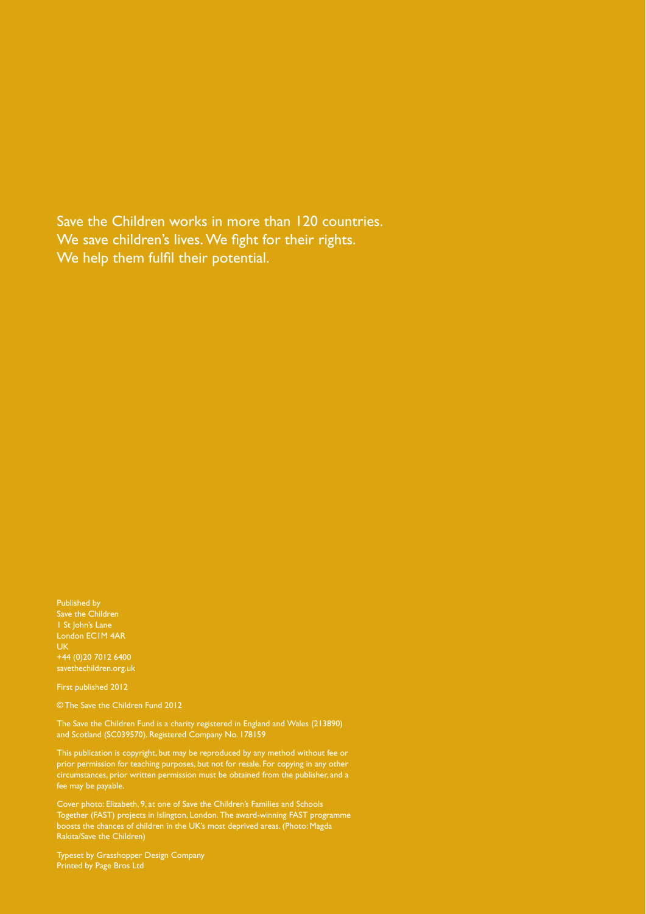Save the Children works in more than 120 countries.
We save children's lives. We fight for their rights.
We help them fulfil their potential.

Published by
Save the Children
1 St John's Lane
London EC1M 4AR
UK
+44 (0)20 7012 6400
savethechildren.org.uk

First published 2012

© The Save the Children Fund 2012

The Save the Children Fund is a charity registered in England and Wales (213890) and Scotland (SC039570). Registered Company No. 178159

This publication is copyright, but may be reproduced by any method without fee or prior permission for teaching purposes, but not for resale. For copying in any other circumstances, prior written permission must be obtained from the publisher, and a fee may be payable.

Cover photo: Elizabeth, 9, at one of Save the Children's Families and Schools Together (FAST) projects in Islington, London. The award-winning FAST programme boosts the chances of children in the UK's most deprived areas. (Photo: Magda Rakita/Save the Children)

Typeset by Grasshopper Design Company
Printed by Page Bros Ltd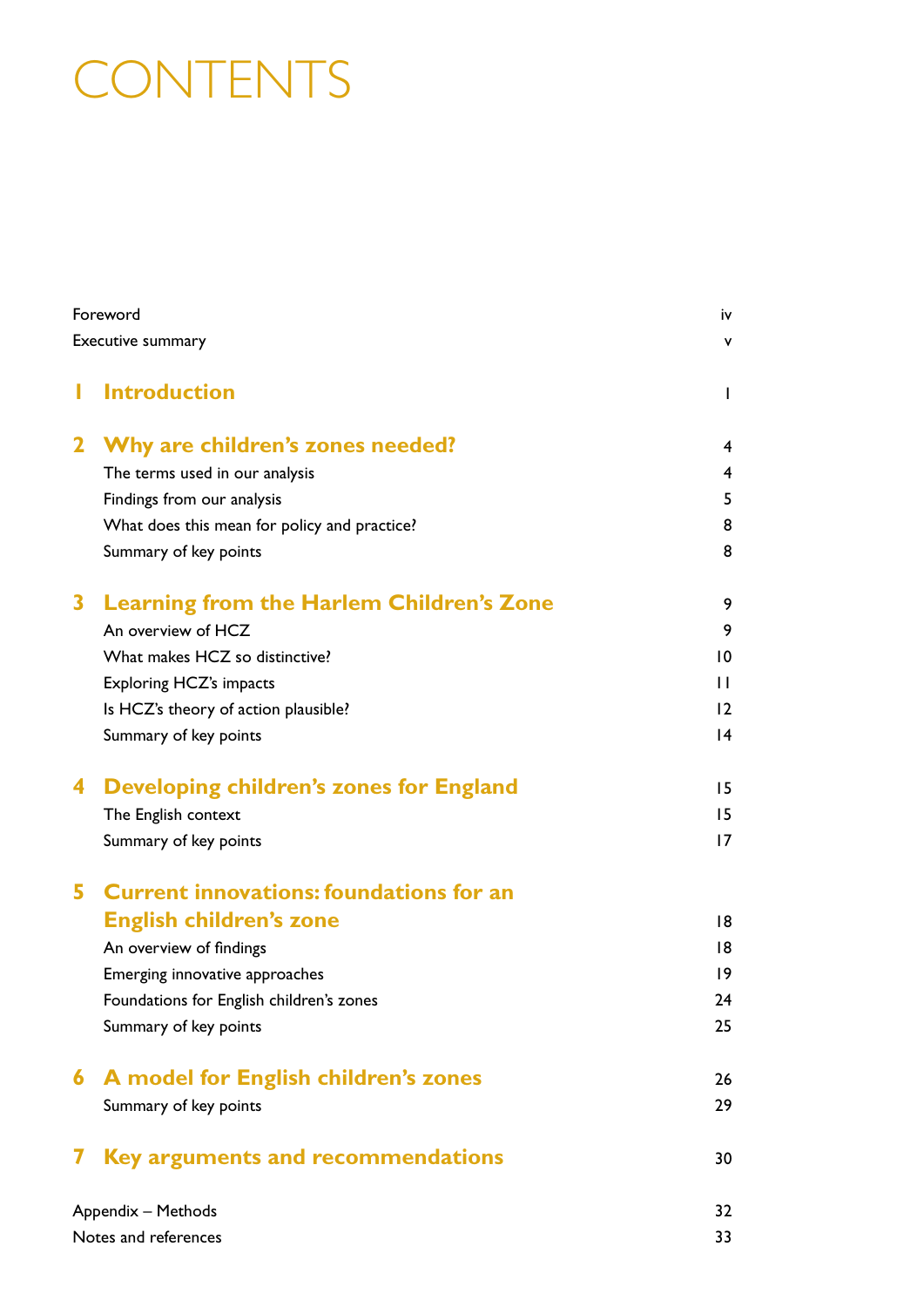# CONTENTS

| | |
|---|---|
| Foreword | iv |
| Executive summary | v |
| **1 Introduction** | 1 |
| **2 Why are children's zones needed?** | 4 |
| The terms used in our analysis | 4 |
| Findings from our analysis | 5 |
| What does this mean for policy and practice? | 8 |
| Summary of key points | 8 |
| **3 Learning from the Harlem Children's Zone** | 9 |
| An overview of HCZ | 9 |
| What makes HCZ so distinctive? | 10 |
| Exploring HCZ's impacts | 11 |
| Is HCZ's theory of action plausible? | 12 |
| Summary of key points | 14 |
| **4 Developing children's zones for England** | 15 |
| The English context | 15 |
| Summary of key points | 17 |
| **5 Current innovations: foundations for an English children's zone** | 18 |
| An overview of findings | 18 |
| Emerging innovative approaches | 19 |
| Foundations for English children's zones | 24 |
| Summary of key points | 25 |
| **6 A model for English children's zones** | 26 |
| Summary of key points | 29 |
| **7 Key arguments and recommendations** | 30 |
| Appendix – Methods | 32 |
| Notes and references | 33 |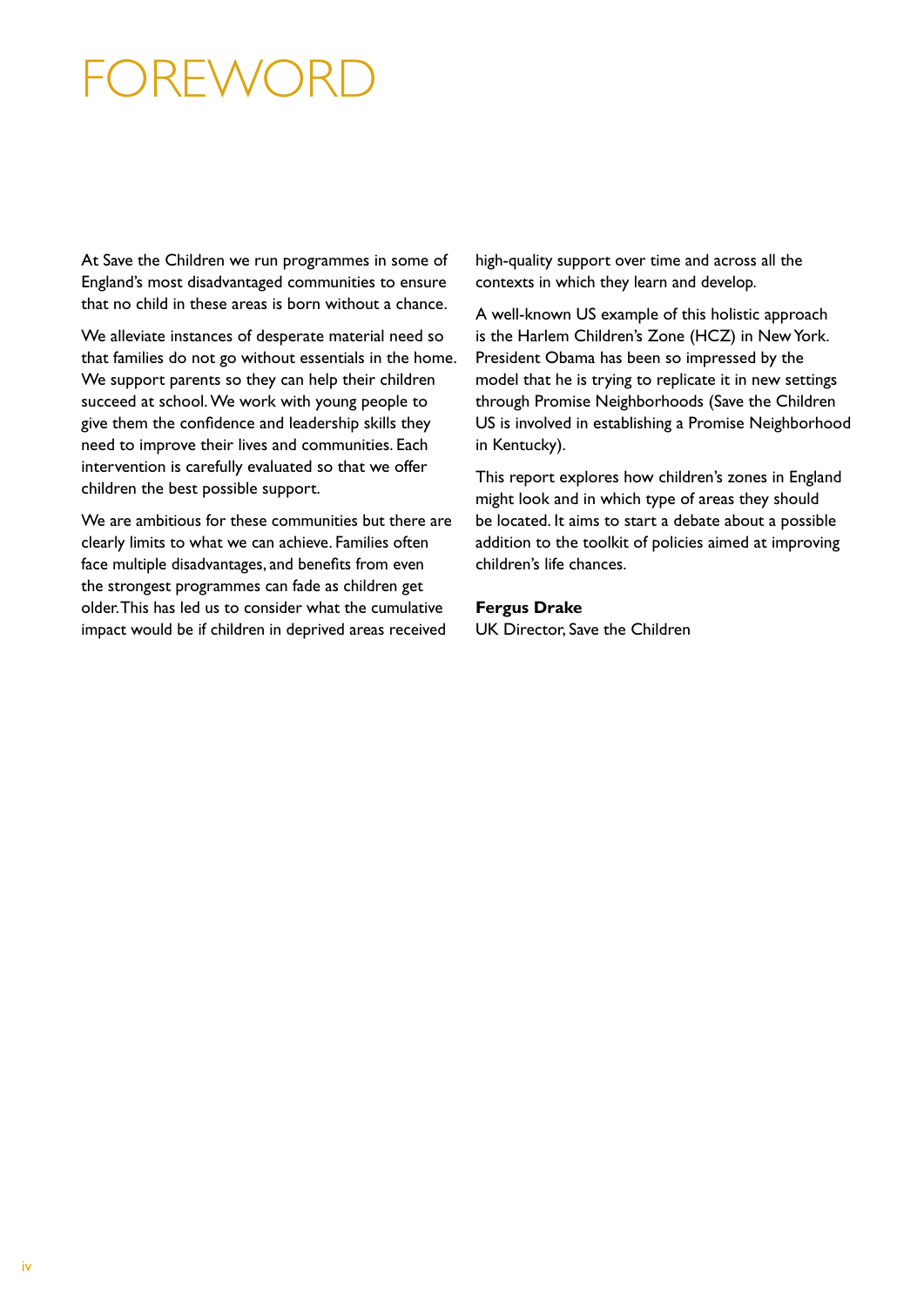# FOREWORD

At Save the Children we run programmes in some of England's most disadvantaged communities to ensure that no child in these areas is born without a chance.

We alleviate instances of desperate material need so that families do not go without essentials in the home. We support parents so they can help their children succeed at school. We work with young people to give them the confidence and leadership skills they need to improve their lives and communities. Each intervention is carefully evaluated so that we offer children the best possible support.

We are ambitious for these communities but there are clearly limits to what we can achieve. Families often face multiple disadvantages, and benefits from even the strongest programmes can fade as children get older. This has led us to consider what the cumulative impact would be if children in deprived areas received high-quality support over time and across all the contexts in which they learn and develop.

A well-known US example of this holistic approach is the Harlem Children's Zone (HCZ) in New York. President Obama has been so impressed by the model that he is trying to replicate it in new settings through Promise Neighborhoods (Save the Children US is involved in establishing a Promise Neighborhood in Kentucky).

This report explores how children's zones in England might look and in which type of areas they should be located. It aims to start a debate about a possible addition to the toolkit of policies aimed at improving children's life chances.

**Fergus Drake**
UK Director, Save the Children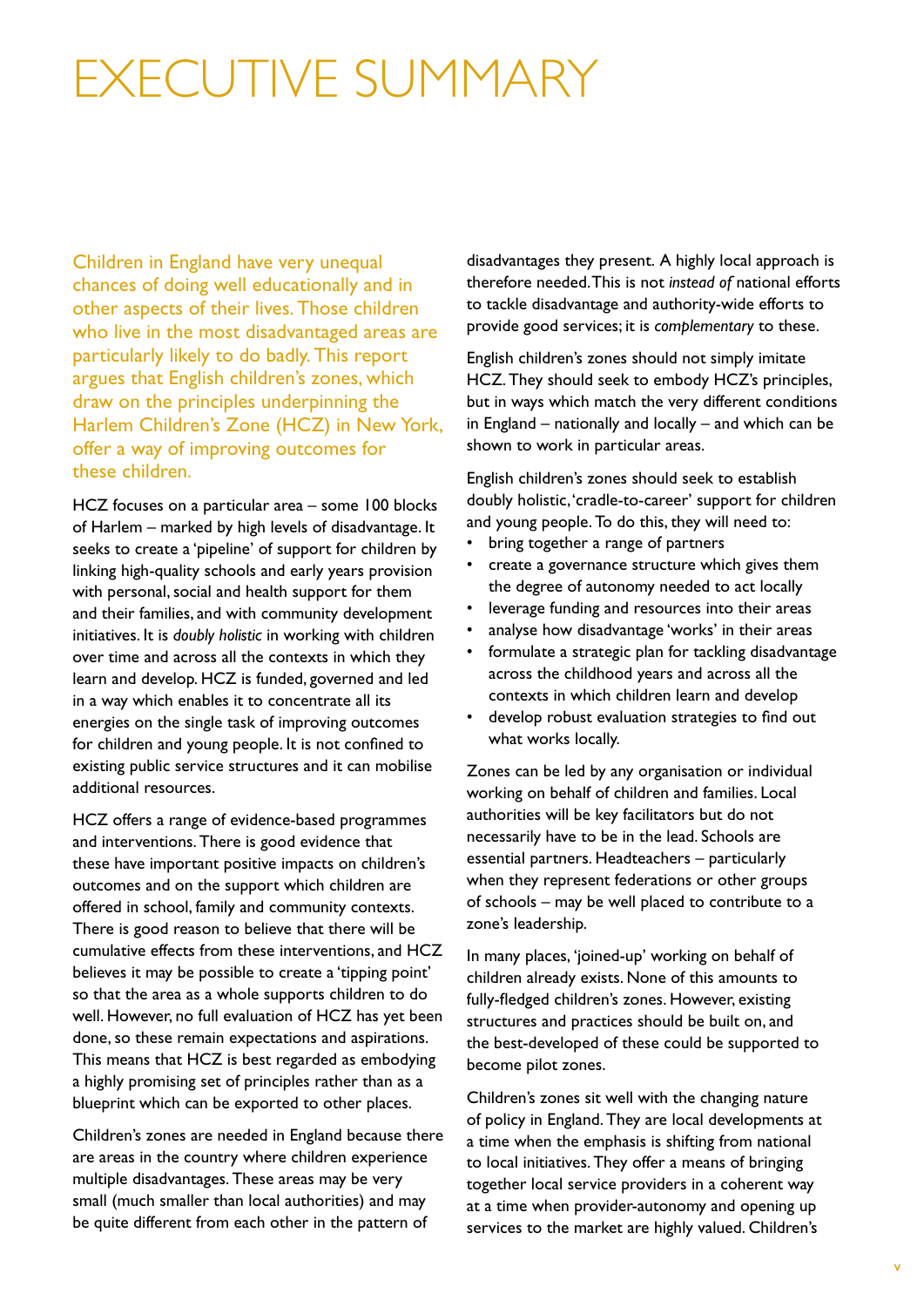# EXECUTIVE SUMMARY

Children in England have very unequal chances of doing well educationally and in other aspects of their lives. Those children who live in the most disadvantaged areas are particularly likely to do badly. This report argues that English children's zones, which draw on the principles underpinning the Harlem Children's Zone (HCZ) in New York, offer a way of improving outcomes for these children.

HCZ focuses on a particular area – some 100 blocks of Harlem – marked by high levels of disadvantage. It seeks to create a 'pipeline' of support for children by linking high-quality schools and early years provision with personal, social and health support for them and their families, and with community development initiatives. It is *doubly holistic* in working with children over time and across all the contexts in which they learn and develop. HCZ is funded, governed and led in a way which enables it to concentrate all its energies on the single task of improving outcomes for children and young people. It is not confined to existing public service structures and it can mobilise additional resources.

HCZ offers a range of evidence-based programmes and interventions. There is good evidence that these have important positive impacts on children's outcomes and on the support which children are offered in school, family and community contexts. There is good reason to believe that there will be cumulative effects from these interventions, and HCZ believes it may be possible to create a 'tipping point' so that the area as a whole supports children to do well. However, no full evaluation of HCZ has yet been done, so these remain expectations and aspirations. This means that HCZ is best regarded as embodying a highly promising set of principles rather than as a blueprint which can be exported to other places.

Children's zones are needed in England because there are areas in the country where children experience multiple disadvantages. These areas may be very small (much smaller than local authorities) and may be quite different from each other in the pattern of disadvantages they present. A highly local approach is therefore needed. This is not *instead of* national efforts to tackle disadvantage and authority-wide efforts to provide good services; it is *complementary* to these.

English children's zones should not simply imitate HCZ. They should seek to embody HCZ's principles, but in ways which match the very different conditions in England – nationally and locally – and which can be shown to work in particular areas.

English children's zones should seek to establish doubly holistic, 'cradle-to-career' support for children and young people. To do this, they will need to:

- bring together a range of partners
- create a governance structure which gives them the degree of autonomy needed to act locally
- leverage funding and resources into their areas
- analyse how disadvantage 'works' in their areas
- formulate a strategic plan for tackling disadvantage across the childhood years and across all the contexts in which children learn and develop
- develop robust evaluation strategies to find out what works locally.

Zones can be led by any organisation or individual working on behalf of children and families. Local authorities will be key facilitators but do not necessarily have to be in the lead. Schools are essential partners. Headteachers – particularly when they represent federations or other groups of schools – may be well placed to contribute to a zone's leadership.

In many places, 'joined-up' working on behalf of children already exists. None of this amounts to fully-fledged children's zones. However, existing structures and practices should be built on, and the best-developed of these could be supported to become pilot zones.

Children's zones sit well with the changing nature of policy in England. They are local developments at a time when the emphasis is shifting from national to local initiatives. They offer a means of bringing together local service providers in a coherent way at a time when provider-autonomy and opening up services to the market are highly valued. Children's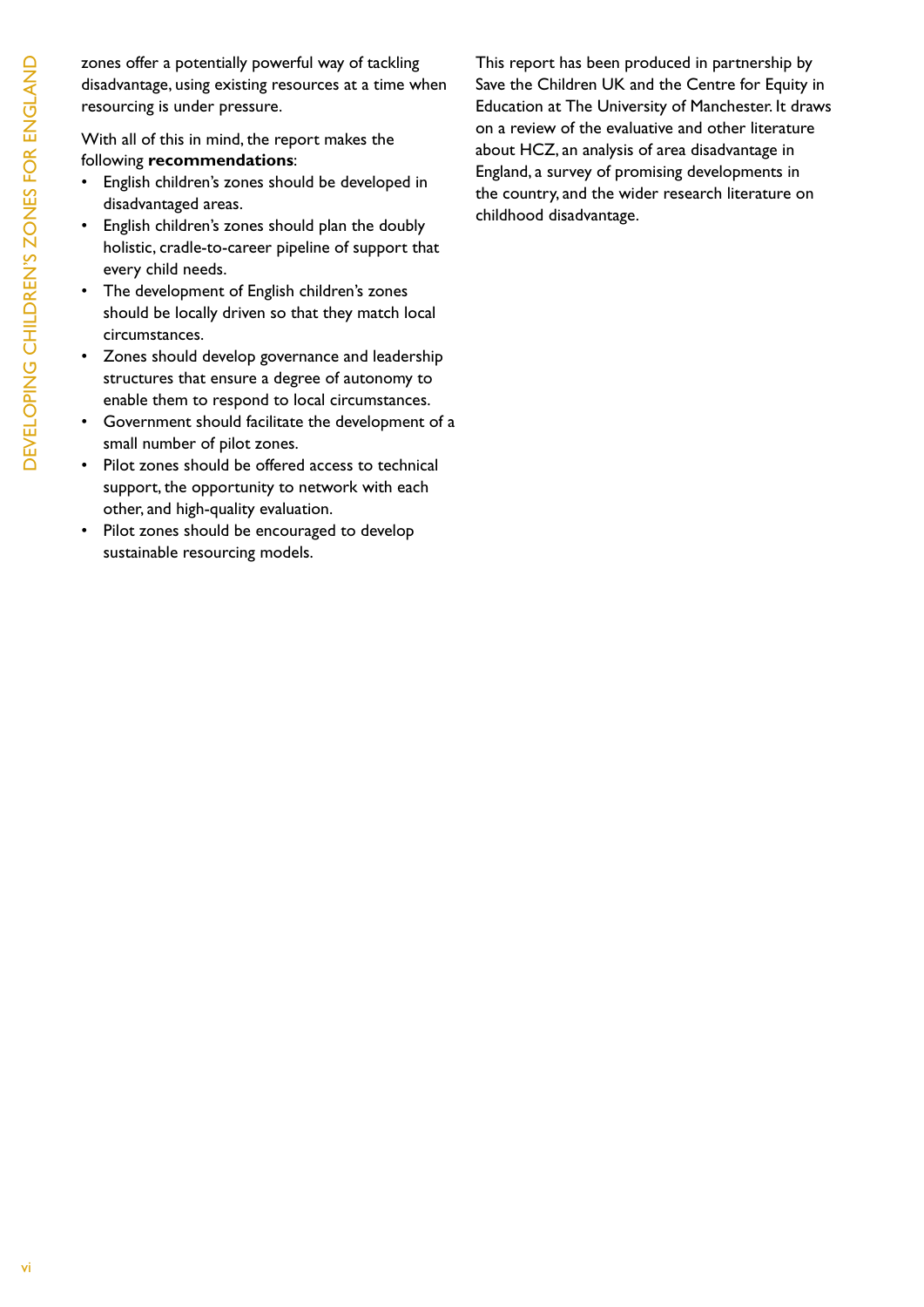zones offer a potentially powerful way of tackling disadvantage, using existing resources at a time when resourcing is under pressure.

With all of this in mind, the report makes the following **recommendations**:

- English children's zones should be developed in disadvantaged areas.
- English children's zones should plan the doubly holistic, cradle-to-career pipeline of support that every child needs.
- The development of English children's zones should be locally driven so that they match local circumstances.
- Zones should develop governance and leadership structures that ensure a degree of autonomy to enable them to respond to local circumstances.
- Government should facilitate the development of a small number of pilot zones.
- Pilot zones should be offered access to technical support, the opportunity to network with each other, and high-quality evaluation.
- Pilot zones should be encouraged to develop sustainable resourcing models.

This report has been produced in partnership by Save the Children UK and the Centre for Equity in Education at The University of Manchester. It draws on a review of the evaluative and other literature about HCZ, an analysis of area disadvantage in England, a survey of promising developments in the country, and the wider research literature on childhood disadvantage.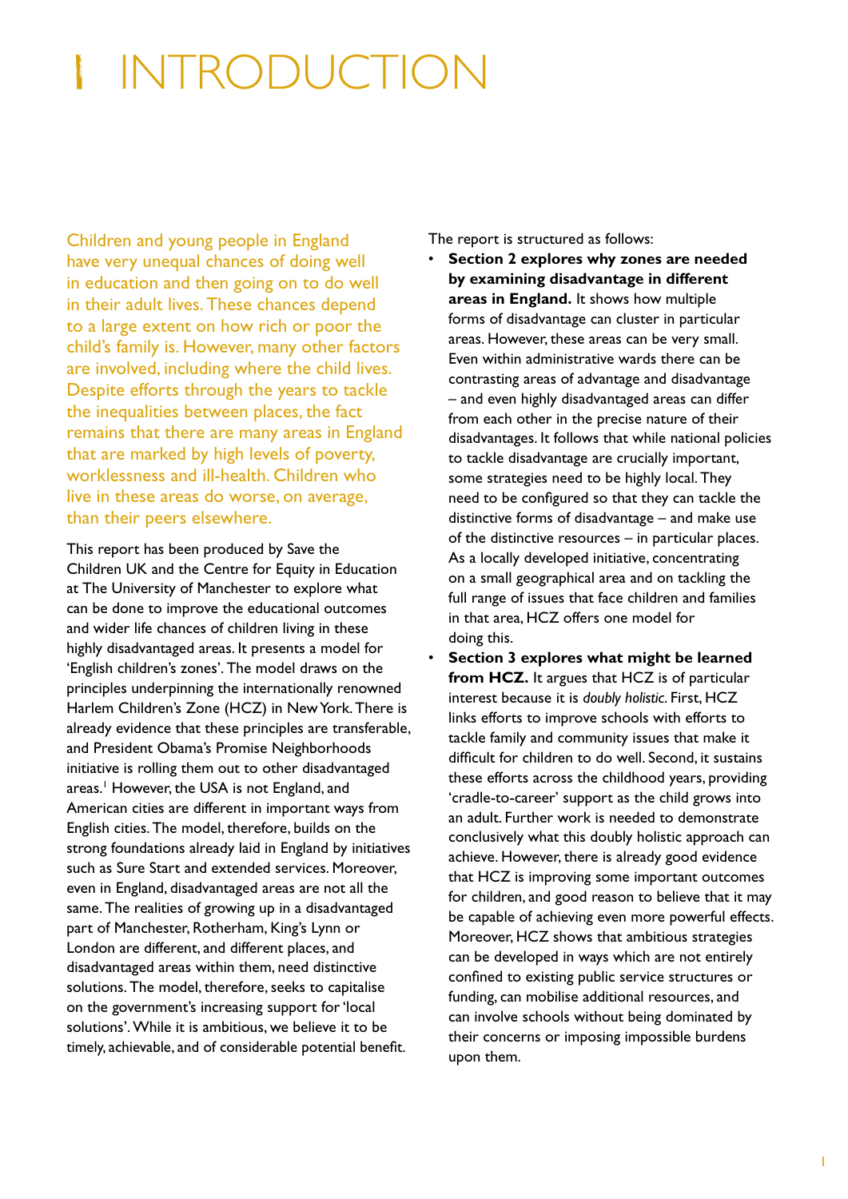# 1 INTRODUCTION

Children and young people in England have very unequal chances of doing well in education and then going on to do well in their adult lives. These chances depend to a large extent on how rich or poor the child's family is. However, many other factors are involved, including where the child lives. Despite efforts through the years to tackle the inequalities between places, the fact remains that there are many areas in England that are marked by high levels of poverty, worklessness and ill-health. Children who live in these areas do worse, on average, than their peers elsewhere.

This report has been produced by Save the Children UK and the Centre for Equity in Education at The University of Manchester to explore what can be done to improve the educational outcomes and wider life chances of children living in these highly disadvantaged areas. It presents a model for 'English children's zones'. The model draws on the principles underpinning the internationally renowned Harlem Children's Zone (HCZ) in New York. There is already evidence that these principles are transferable, and President Obama's Promise Neighborhoods initiative is rolling them out to other disadvantaged areas.[1] However, the USA is not England, and American cities are different in important ways from English cities. The model, therefore, builds on the strong foundations already laid in England by initiatives such as Sure Start and extended services. Moreover, even in England, disadvantaged areas are not all the same. The realities of growing up in a disadvantaged part of Manchester, Rotherham, King's Lynn or London are different, and different places, and disadvantaged areas within them, need distinctive solutions. The model, therefore, seeks to capitalise on the government's increasing support for 'local solutions'. While it is ambitious, we believe it to be timely, achievable, and of considerable potential benefit.

The report is structured as follows:

- **Section 2 explores why zones are needed by examining disadvantage in different areas in England.** It shows how multiple forms of disadvantage can cluster in particular areas. However, these areas can be very small. Even within administrative wards there can be contrasting areas of advantage and disadvantage – and even highly disadvantaged areas can differ from each other in the precise nature of their disadvantages. It follows that while national policies to tackle disadvantage are crucially important, some strategies need to be highly local. They need to be configured so that they can tackle the distinctive forms of disadvantage – and make use of the distinctive resources – in particular places. As a locally developed initiative, concentrating on a small geographical area and on tackling the full range of issues that face children and families in that area, HCZ offers one model for doing this.
- **Section 3 explores what might be learned from HCZ.** It argues that HCZ is of particular interest because it is *doubly holistic*. First, HCZ links efforts to improve schools with efforts to tackle family and community issues that make it difficult for children to do well. Second, it sustains these efforts across the childhood years, providing 'cradle-to-career' support as the child grows into an adult. Further work is needed to demonstrate conclusively what this doubly holistic approach can achieve. However, there is already good evidence that HCZ is improving some important outcomes for children, and good reason to believe that it may be capable of achieving even more powerful effects. Moreover, HCZ shows that ambitious strategies can be developed in ways which are not entirely confined to existing public service structures or funding, can mobilise additional resources, and can involve schools without being dominated by their concerns or imposing impossible burdens upon them.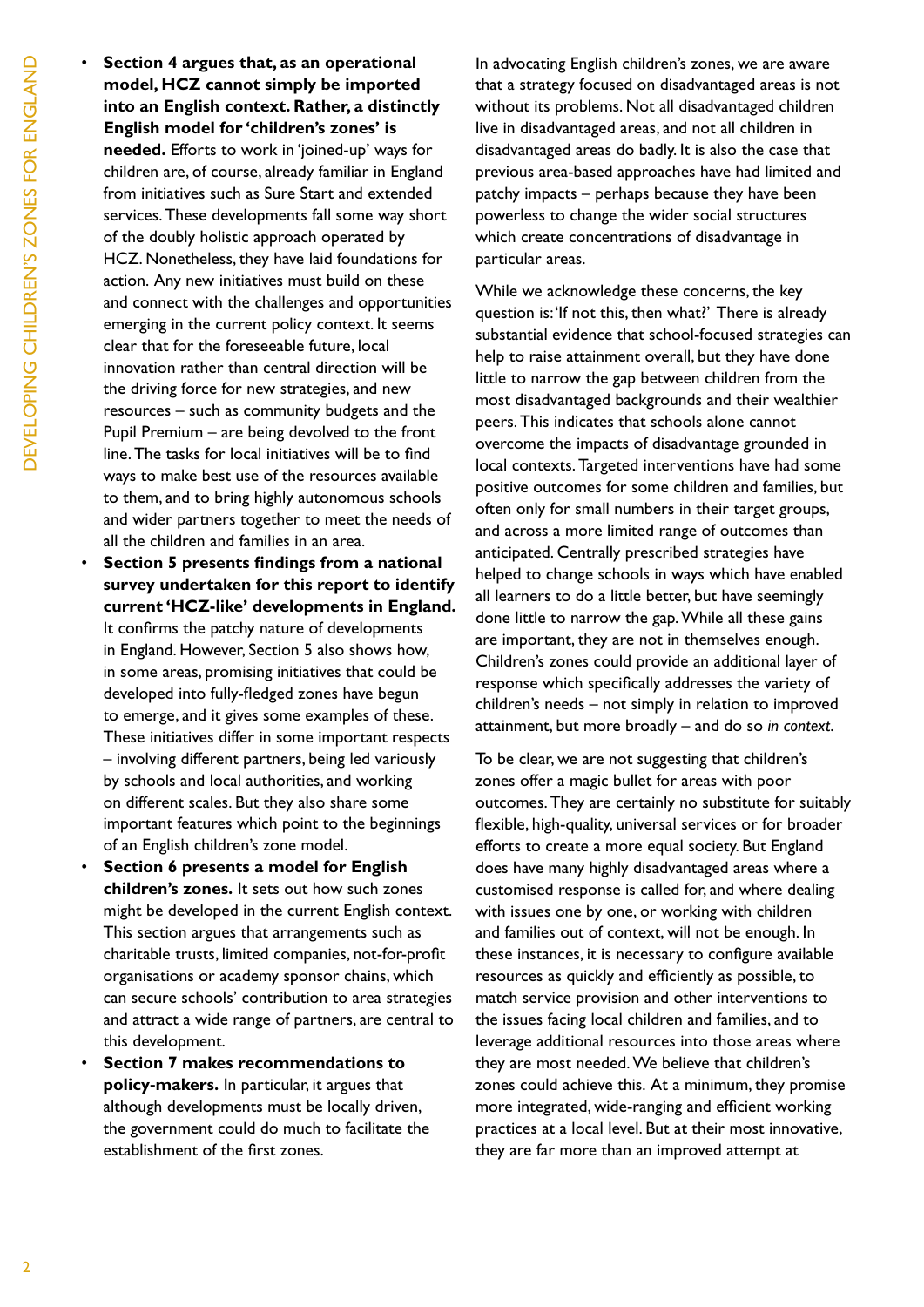- **Section 4 argues that, as an operational model, HCZ cannot simply be imported into an English context. Rather, a distinctly English model for 'children's zones' is needed.** Efforts to work in 'joined-up' ways for children are, of course, already familiar in England from initiatives such as Sure Start and extended services. These developments fall some way short of the doubly holistic approach operated by HCZ. Nonetheless, they have laid foundations for action. Any new initiatives must build on these and connect with the challenges and opportunities emerging in the current policy context. It seems clear that for the foreseeable future, local innovation rather than central direction will be the driving force for new strategies, and new resources – such as community budgets and the Pupil Premium – are being devolved to the front line. The tasks for local initiatives will be to find ways to make best use of the resources available to them, and to bring highly autonomous schools and wider partners together to meet the needs of all the children and families in an area.
- **Section 5 presents findings from a national survey undertaken for this report to identify current 'HCZ-like' developments in England.** It confirms the patchy nature of developments in England. However, Section 5 also shows how, in some areas, promising initiatives that could be developed into fully-fledged zones have begun to emerge, and it gives some examples of these. These initiatives differ in some important respects – involving different partners, being led variously by schools and local authorities, and working on different scales. But they also share some important features which point to the beginnings of an English children's zone model.
- **Section 6 presents a model for English children's zones.** It sets out how such zones might be developed in the current English context. This section argues that arrangements such as charitable trusts, limited companies, not-for-profit organisations or academy sponsor chains, which can secure schools' contribution to area strategies and attract a wide range of partners, are central to this development.
- **Section 7 makes recommendations to policy-makers.** In particular, it argues that although developments must be locally driven, the government could do much to facilitate the establishment of the first zones.

In advocating English children's zones, we are aware that a strategy focused on disadvantaged areas is not without its problems. Not all disadvantaged children live in disadvantaged areas, and not all children in disadvantaged areas do badly. It is also the case that previous area-based approaches have had limited and patchy impacts – perhaps because they have been powerless to change the wider social structures which create concentrations of disadvantage in particular areas.

While we acknowledge these concerns, the key question is: 'If not this, then what?' There is already substantial evidence that school-focused strategies can help to raise attainment overall, but they have done little to narrow the gap between children from the most disadvantaged backgrounds and their wealthier peers. This indicates that schools alone cannot overcome the impacts of disadvantage grounded in local contexts. Targeted interventions have had some positive outcomes for some children and families, but often only for small numbers in their target groups, and across a more limited range of outcomes than anticipated. Centrally prescribed strategies have helped to change schools in ways which have enabled all learners to do a little better, but have seemingly done little to narrow the gap. While all these gains are important, they are not in themselves enough. Children's zones could provide an additional layer of response which specifically addresses the variety of children's needs – not simply in relation to improved attainment, but more broadly – and do so *in context*.

To be clear, we are not suggesting that children's zones offer a magic bullet for areas with poor outcomes. They are certainly no substitute for suitably flexible, high-quality, universal services or for broader efforts to create a more equal society. But England does have many highly disadvantaged areas where a customised response is called for, and where dealing with issues one by one, or working with children and families out of context, will not be enough. In these instances, it is necessary to configure available resources as quickly and efficiently as possible, to match service provision and other interventions to the issues facing local children and families, and to leverage additional resources into those areas where they are most needed. We believe that children's zones could achieve this. At a minimum, they promise more integrated, wide-ranging and efficient working practices at a local level. But at their most innovative, they are far more than an improved attempt at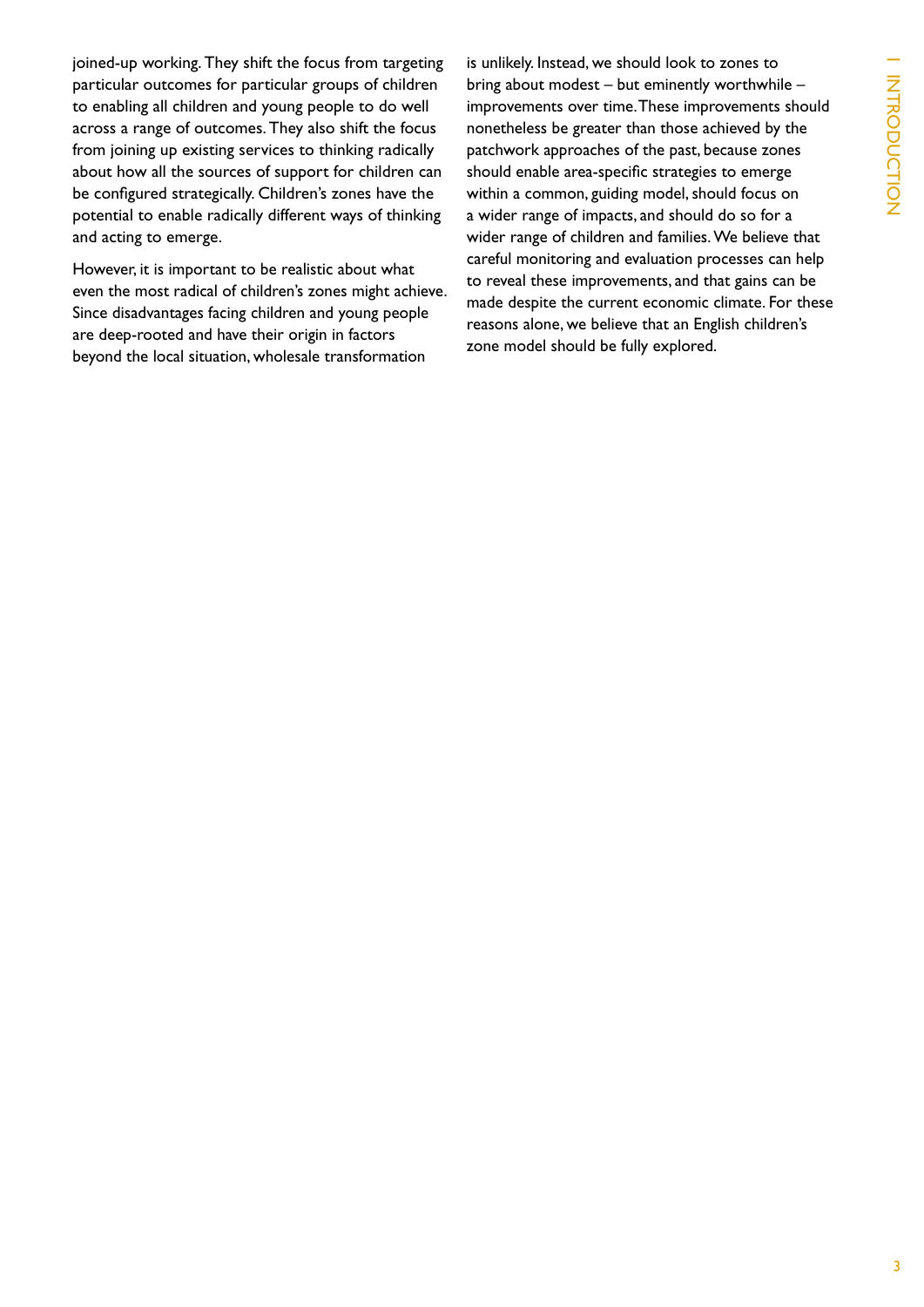joined-up working. They shift the focus from targeting particular outcomes for particular groups of children to enabling all children and young people to do well across a range of outcomes. They also shift the focus from joining up existing services to thinking radically about how all the sources of support for children can be configured strategically. Children's zones have the potential to enable radically different ways of thinking and acting to emerge.

However, it is important to be realistic about what even the most radical of children's zones might achieve. Since disadvantages facing children and young people are deep-rooted and have their origin in factors beyond the local situation, wholesale transformation is unlikely. Instead, we should look to zones to bring about modest – but eminently worthwhile – improvements over time. These improvements should nonetheless be greater than those achieved by the patchwork approaches of the past, because zones should enable area-specific strategies to emerge within a common, guiding model, should focus on a wider range of impacts, and should do so for a wider range of children and families. We believe that careful monitoring and evaluation processes can help to reveal these improvements, and that gains can be made despite the current economic climate. For these reasons alone, we believe that an English children's zone model should be fully explored.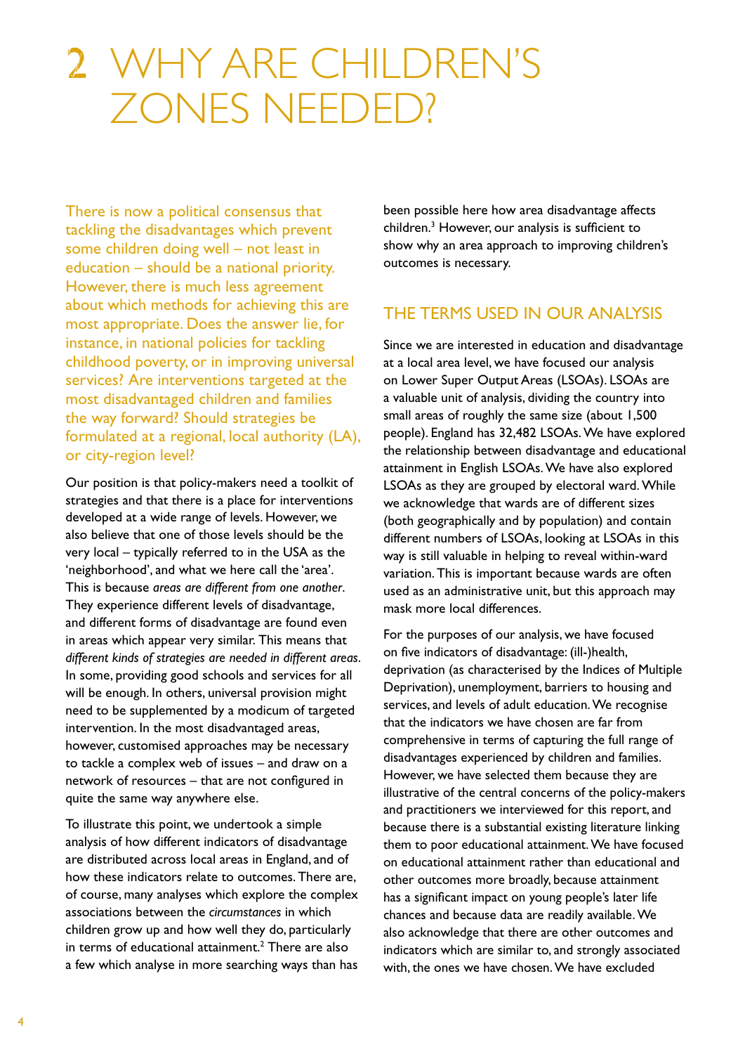# 2 WHY ARE CHILDREN'S ZONES NEEDED?

There is now a political consensus that tackling the disadvantages which prevent some children doing well – not least in education – should be a national priority. However, there is much less agreement about which methods for achieving this are most appropriate. Does the answer lie, for instance, in national policies for tackling childhood poverty, or in improving universal services? Are interventions targeted at the most disadvantaged children and families the way forward? Should strategies be formulated at a regional, local authority (LA), or city-region level?

Our position is that policy-makers need a toolkit of strategies and that there is a place for interventions developed at a wide range of levels. However, we also believe that one of those levels should be the very local – typically referred to in the USA as the 'neighborhood', and what we here call the 'area'. This is because *areas are different from one another*. They experience different levels of disadvantage, and different forms of disadvantage are found even in areas which appear very similar. This means that *different kinds of strategies are needed in different areas*. In some, providing good schools and services for all will be enough. In others, universal provision might need to be supplemented by a modicum of targeted intervention. In the most disadvantaged areas, however, customised approaches may be necessary to tackle a complex web of issues – and draw on a network of resources – that are not configured in quite the same way anywhere else.

To illustrate this point, we undertook a simple analysis of how different indicators of disadvantage are distributed across local areas in England, and of how these indicators relate to outcomes. There are, of course, many analyses which explore the complex associations between the *circumstances* in which children grow up and how well they do, particularly in terms of educational attainment.[2] There are also a few which analyse in more searching ways than has been possible here how area disadvantage affects children.[3] However, our analysis is sufficient to show why an area approach to improving children's outcomes is necessary.

## THE TERMS USED IN OUR ANALYSIS

Since we are interested in education and disadvantage at a local area level, we have focused our analysis on Lower Super Output Areas (LSOAs). LSOAs are a valuable unit of analysis, dividing the country into small areas of roughly the same size (about 1,500 people). England has 32,482 LSOAs. We have explored the relationship between disadvantage and educational attainment in English LSOAs. We have also explored LSOAs as they are grouped by electoral ward. While we acknowledge that wards are of different sizes (both geographically and by population) and contain different numbers of LSOAs, looking at LSOAs in this way is still valuable in helping to reveal within-ward variation. This is important because wards are often used as an administrative unit, but this approach may mask more local differences.

For the purposes of our analysis, we have focused on five indicators of disadvantage: (ill-)health, deprivation (as characterised by the Indices of Multiple Deprivation), unemployment, barriers to housing and services, and levels of adult education. We recognise that the indicators we have chosen are far from comprehensive in terms of capturing the full range of disadvantages experienced by children and families. However, we have selected them because they are illustrative of the central concerns of the policy-makers and practitioners we interviewed for this report, and because there is a substantial existing literature linking them to poor educational attainment. We have focused on educational attainment rather than educational and other outcomes more broadly, because attainment has a significant impact on young people's later life chances and because data are readily available. We also acknowledge that there are other outcomes and indicators which are similar to, and strongly associated with, the ones we have chosen. We have excluded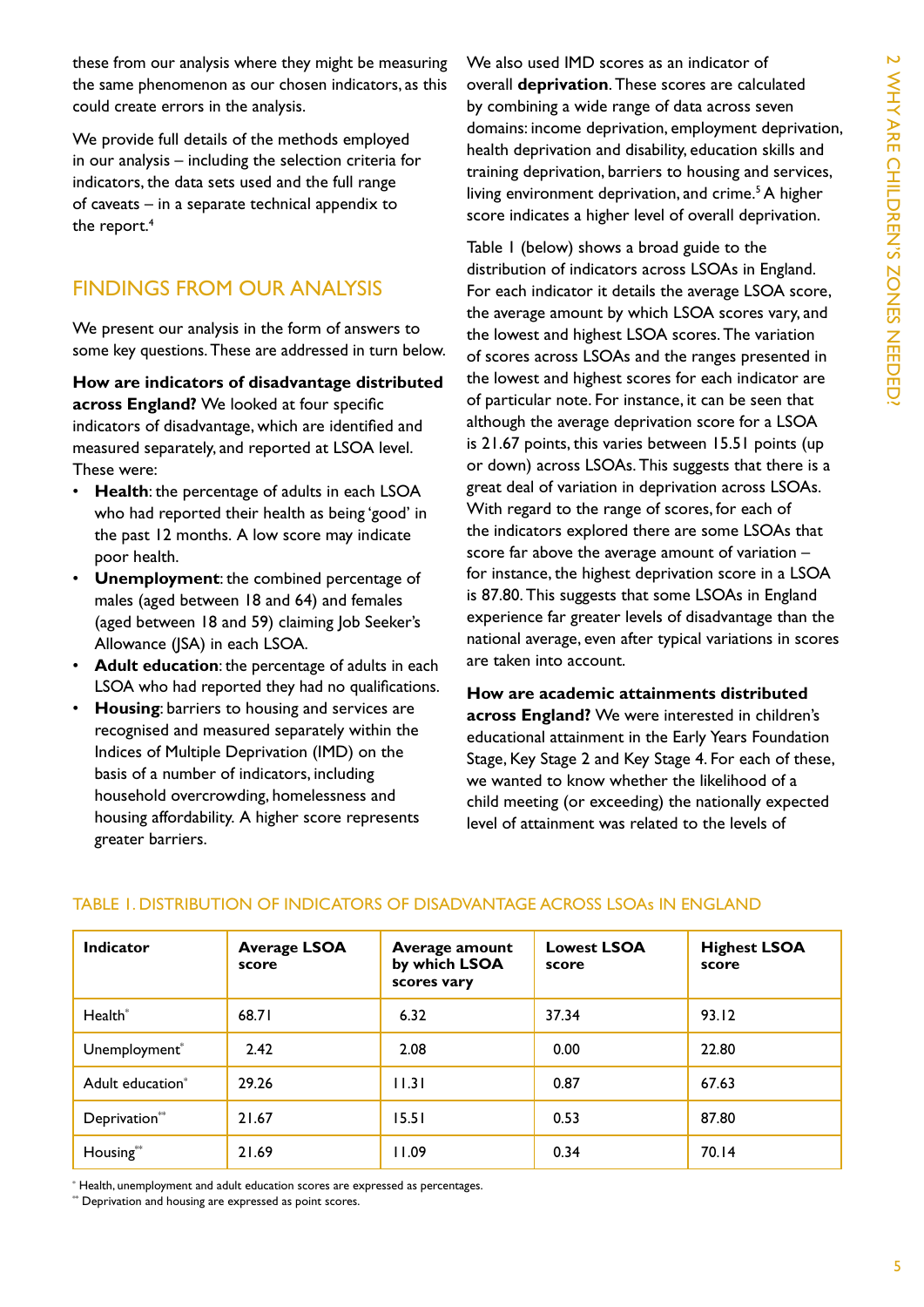these from our analysis where they might be measuring the same phenomenon as our chosen indicators, as this could create errors in the analysis.

We provide full details of the methods employed in our analysis – including the selection criteria for indicators, the data sets used and the full range of caveats – in a separate technical appendix to the report.[4]

## FINDINGS FROM OUR ANALYSIS

We present our analysis in the form of answers to some key questions. These are addressed in turn below.

**How are indicators of disadvantage distributed across England?** We looked at four specific indicators of disadvantage, which are identified and measured separately, and reported at LSOA level. These were:

- **Health**: the percentage of adults in each LSOA who had reported their health as being 'good' in the past 12 months. A low score may indicate poor health.
- **Unemployment**: the combined percentage of males (aged between 18 and 64) and females (aged between 18 and 59) claiming Job Seeker's Allowance (JSA) in each LSOA.
- **Adult education**: the percentage of adults in each LSOA who had reported they had no qualifications.
- **Housing**: barriers to housing and services are recognised and measured separately within the Indices of Multiple Deprivation (IMD) on the basis of a number of indicators, including household overcrowding, homelessness and housing affordability. A higher score represents greater barriers.

We also used IMD scores as an indicator of overall **deprivation**. These scores are calculated by combining a wide range of data across seven domains: income deprivation, employment deprivation, health deprivation and disability, education skills and training deprivation, barriers to housing and services, living environment deprivation, and crime.[5] A higher score indicates a higher level of overall deprivation.

Table 1 (below) shows a broad guide to the distribution of indicators across LSOAs in England. For each indicator it details the average LSOA score, the average amount by which LSOA scores vary, and the lowest and highest LSOA scores. The variation of scores across LSOAs and the ranges presented in the lowest and highest scores for each indicator are of particular note. For instance, it can be seen that although the average deprivation score for a LSOA is 21.67 points, this varies between 15.51 points (up or down) across LSOAs. This suggests that there is a great deal of variation in deprivation across LSOAs. With regard to the range of scores, for each of the indicators explored there are some LSOAs that score far above the average amount of variation – for instance, the highest deprivation score in a LSOA is 87.80. This suggests that some LSOAs in England experience far greater levels of disadvantage than the national average, even after typical variations in scores are taken into account.

**How are academic attainments distributed across England?** We were interested in children's educational attainment in the Early Years Foundation Stage, Key Stage 2 and Key Stage 4. For each of these, we wanted to know whether the likelihood of a child meeting (or exceeding) the nationally expected level of attainment was related to the levels of

TABLE 1. DISTRIBUTION OF INDICATORS OF DISADVANTAGE ACROSS LSOAs IN ENGLAND

| Indicator | Average LSOA score | Average amount by which LSOA scores vary | Lowest LSOA score | Highest LSOA score |
|---|---|---|---|---|
| Health* | 68.71 | 6.32 | 37.34 | 93.12 |
| Unemployment* | 2.42 | 2.08 | 0.00 | 22.80 |
| Adult education* | 29.26 | 11.31 | 0.87 | 67.63 |
| Deprivation** | 21.67 | 15.51 | 0.53 | 87.80 |
| Housing** | 21.69 | 11.09 | 0.34 | 70.14 |

* Health, unemployment and adult education scores are expressed as percentages.
** Deprivation and housing are expressed as point scores.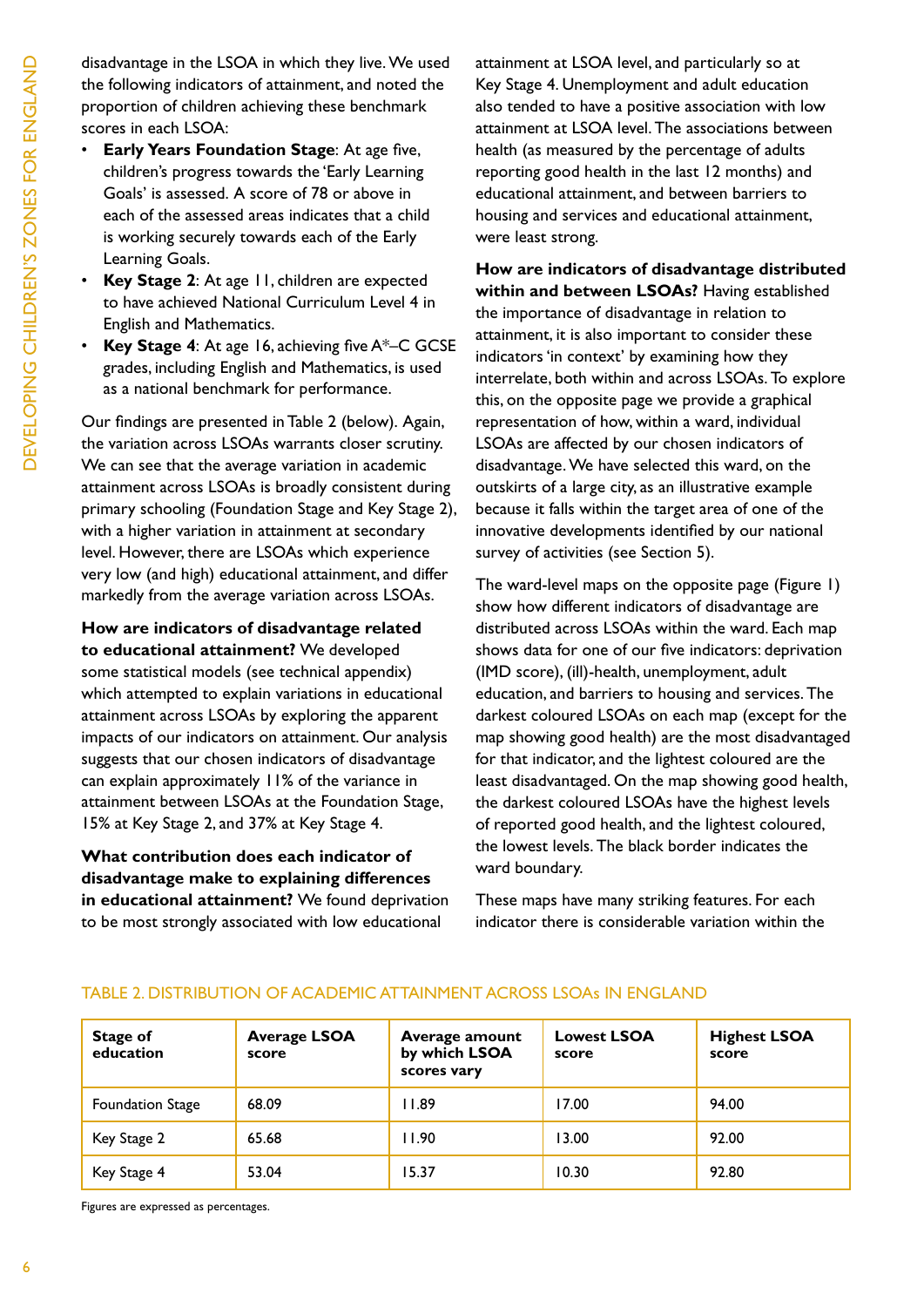disadvantage in the LSOA in which they live. We used the following indicators of attainment, and noted the proportion of children achieving these benchmark scores in each LSOA:

- **Early Years Foundation Stage**: At age five, children's progress towards the 'Early Learning Goals' is assessed. A score of 78 or above in each of the assessed areas indicates that a child is working securely towards each of the Early Learning Goals.
- **Key Stage 2**: At age 11, children are expected to have achieved National Curriculum Level 4 in English and Mathematics.
- **Key Stage 4**: At age 16, achieving five A*–C GCSE grades, including English and Mathematics, is used as a national benchmark for performance.

Our findings are presented in Table 2 (below). Again, the variation across LSOAs warrants closer scrutiny. We can see that the average variation in academic attainment across LSOAs is broadly consistent during primary schooling (Foundation Stage and Key Stage 2), with a higher variation in attainment at secondary level. However, there are LSOAs which experience very low (and high) educational attainment, and differ markedly from the average variation across LSOAs.

**How are indicators of disadvantage related to educational attainment?** We developed some statistical models (see technical appendix) which attempted to explain variations in educational attainment across LSOAs by exploring the apparent impacts of our indicators on attainment. Our analysis suggests that our chosen indicators of disadvantage can explain approximately 11% of the variance in attainment between LSOAs at the Foundation Stage, 15% at Key Stage 2, and 37% at Key Stage 4.

**What contribution does each indicator of disadvantage make to explaining differences in educational attainment?** We found deprivation to be most strongly associated with low educational attainment at LSOA level, and particularly so at Key Stage 4. Unemployment and adult education also tended to have a positive association with low attainment at LSOA level. The associations between health (as measured by the percentage of adults reporting good health in the last 12 months) and educational attainment, and between barriers to housing and services and educational attainment, were least strong.

**How are indicators of disadvantage distributed within and between LSOAs?** Having established the importance of disadvantage in relation to attainment, it is also important to consider these indicators 'in context' by examining how they interrelate, both within and across LSOAs. To explore this, on the opposite page we provide a graphical representation of how, within a ward, individual LSOAs are affected by our chosen indicators of disadvantage. We have selected this ward, on the outskirts of a large city, as an illustrative example because it falls within the target area of one of the innovative developments identified by our national survey of activities (see Section 5).

The ward-level maps on the opposite page (Figure 1) show how different indicators of disadvantage are distributed across LSOAs within the ward. Each map shows data for one of our five indicators: deprivation (IMD score), (ill)-health, unemployment, adult education, and barriers to housing and services. The darkest coloured LSOAs on each map (except for the map showing good health) are the most disadvantaged for that indicator, and the lightest coloured are the least disadvantaged. On the map showing good health, the darkest coloured LSOAs have the highest levels of reported good health, and the lightest coloured, the lowest levels. The black border indicates the ward boundary.

These maps have many striking features. For each indicator there is considerable variation within the

TABLE 2. DISTRIBUTION OF ACADEMIC ATTAINMENT ACROSS LSOAs IN ENGLAND

| Stage of education | Average LSOA score | Average amount by which LSOA scores vary | Lowest LSOA score | Highest LSOA score |
|---|---|---|---|---|
| Foundation Stage | 68.09 | 11.89 | 17.00 | 94.00 |
| Key Stage 2 | 65.68 | 11.90 | 13.00 | 92.00 |
| Key Stage 4 | 53.04 | 15.37 | 10.30 | 92.80 |

Figures are expressed as percentages.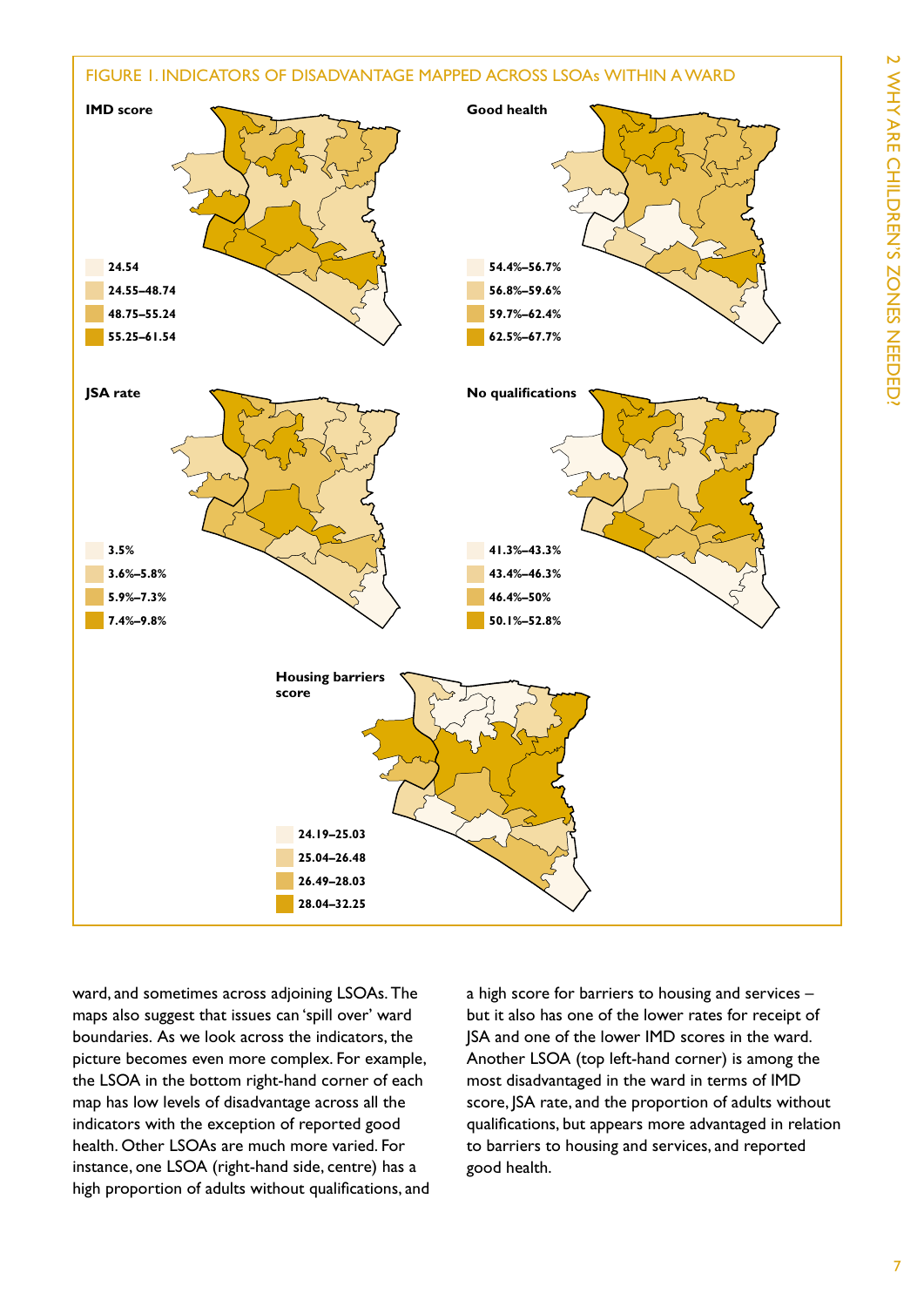## FIGURE 1. INDICATORS OF DISADVANTAGE MAPPED ACROSS LSOAs WITHIN A WARD

**IMD score**

- 24.54
- 24.55–48.74
- 48.75–55.24
- 55.25–61.54

**Good health**

- 54.4%–56.7%
- 56.8%–59.6%
- 59.7%–62.4%
- 62.5%–67.7%

**JSA rate**

- 3.5%
- 3.6%–5.8%
- 5.9%–7.3%
- 7.4%–9.8%

**No qualifications**

- 41.3%–43.3%
- 43.4%–46.3%
- 46.4%–50%
- 50.1%–52.8%

**Housing barriers score**

- 24.19–25.03
- 25.04–26.48
- 26.49–28.03
- 28.04–32.25

ward, and sometimes across adjoining LSOAs. The maps also suggest that issues can 'spill over' ward boundaries. As we look across the indicators, the picture becomes even more complex. For example, the LSOA in the bottom right-hand corner of each map has low levels of disadvantage across all the indicators with the exception of reported good health. Other LSOAs are much more varied. For instance, one LSOA (right-hand side, centre) has a high proportion of adults without qualifications, and a high score for barriers to housing and services – but it also has one of the lower rates for receipt of JSA and one of the lower IMD scores in the ward. Another LSOA (top left-hand corner) is among the most disadvantaged in the ward in terms of IMD score, JSA rate, and the proportion of adults without qualifications, but appears more advantaged in relation to barriers to housing and services, and reported good health.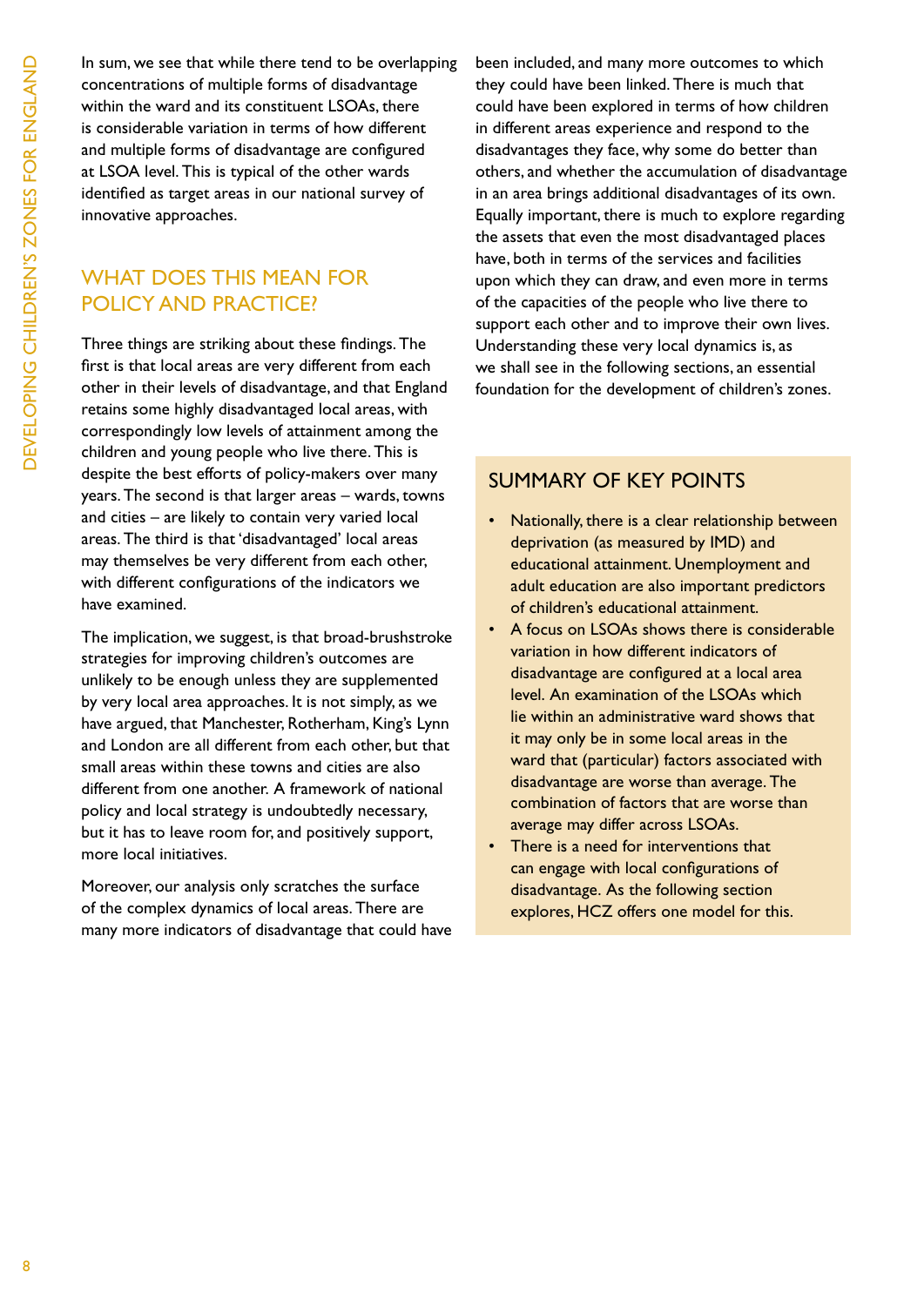In sum, we see that while there tend to be overlapping concentrations of multiple forms of disadvantage within the ward and its constituent LSOAs, there is considerable variation in terms of how different and multiple forms of disadvantage are configured at LSOA level. This is typical of the other wards identified as target areas in our national survey of innovative approaches.

## WHAT DOES THIS MEAN FOR POLICY AND PRACTICE?

Three things are striking about these findings. The first is that local areas are very different from each other in their levels of disadvantage, and that England retains some highly disadvantaged local areas, with correspondingly low levels of attainment among the children and young people who live there. This is despite the best efforts of policy-makers over many years. The second is that larger areas – wards, towns and cities – are likely to contain very varied local areas. The third is that 'disadvantaged' local areas may themselves be very different from each other, with different configurations of the indicators we have examined.

The implication, we suggest, is that broad-brushstroke strategies for improving children's outcomes are unlikely to be enough unless they are supplemented by very local area approaches. It is not simply, as we have argued, that Manchester, Rotherham, King's Lynn and London are all different from each other, but that small areas within these towns and cities are also different from one another. A framework of national policy and local strategy is undoubtedly necessary, but it has to leave room for, and positively support, more local initiatives.

Moreover, our analysis only scratches the surface of the complex dynamics of local areas. There are many more indicators of disadvantage that could have been included, and many more outcomes to which they could have been linked. There is much that could have been explored in terms of how children in different areas experience and respond to the disadvantages they face, why some do better than others, and whether the accumulation of disadvantage in an area brings additional disadvantages of its own. Equally important, there is much to explore regarding the assets that even the most disadvantaged places have, both in terms of the services and facilities upon which they can draw, and even more in terms of the capacities of the people who live there to support each other and to improve their own lives. Understanding these very local dynamics is, as we shall see in the following sections, an essential foundation for the development of children's zones.

## SUMMARY OF KEY POINTS

- Nationally, there is a clear relationship between deprivation (as measured by IMD) and educational attainment. Unemployment and adult education are also important predictors of children's educational attainment.
- A focus on LSOAs shows there is considerable variation in how different indicators of disadvantage are configured at a local area level. An examination of the LSOAs which lie within an administrative ward shows that it may only be in some local areas in the ward that (particular) factors associated with disadvantage are worse than average. The combination of factors that are worse than average may differ across LSOAs.
- There is a need for interventions that can engage with local configurations of disadvantage. As the following section explores, HCZ offers one model for this.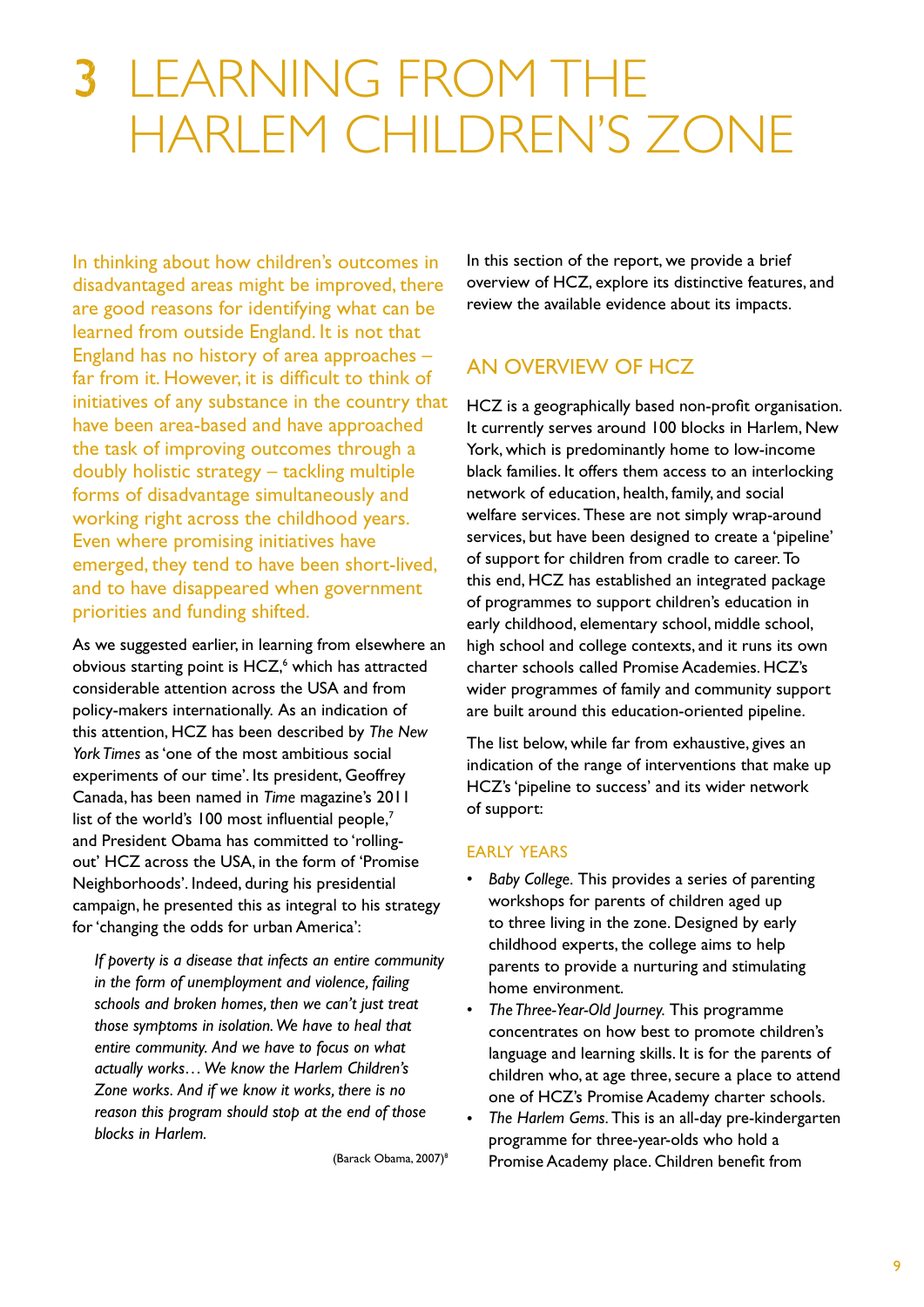# 3 LEARNING FROM THE HARLEM CHILDREN'S ZONE

In thinking about how children's outcomes in disadvantaged areas might be improved, there are good reasons for identifying what can be learned from outside England. It is not that England has no history of area approaches – far from it. However, it is difficult to think of initiatives of any substance in the country that have been area-based and have approached the task of improving outcomes through a doubly holistic strategy – tackling multiple forms of disadvantage simultaneously and working right across the childhood years. Even where promising initiatives have emerged, they tend to have been short-lived, and to have disappeared when government priorities and funding shifted.

As we suggested earlier, in learning from elsewhere an obvious starting point is HCZ,[6] which has attracted considerable attention across the USA and from policy-makers internationally. As an indication of this attention, HCZ has been described by *The New York Times* as 'one of the most ambitious social experiments of our time'. Its president, Geoffrey Canada, has been named in *Time* magazine's 2011 list of the world's 100 most influential people,[7] and President Obama has committed to 'rolling-out' HCZ across the USA, in the form of 'Promise Neighborhoods'. Indeed, during his presidential campaign, he presented this as integral to his strategy for 'changing the odds for urban America':

> *If poverty is a disease that infects an entire community in the form of unemployment and violence, failing schools and broken homes, then we can't just treat those symptoms in isolation. We have to heal that entire community. And we have to focus on what actually works… We know the Harlem Children's Zone works. And if we know it works, there is no reason this program should stop at the end of those blocks in Harlem.*
>
> (Barack Obama, 2007)[8]

In this section of the report, we provide a brief overview of HCZ, explore its distinctive features, and review the available evidence about its impacts.

## AN OVERVIEW OF HCZ

HCZ is a geographically based non-profit organisation. It currently serves around 100 blocks in Harlem, New York, which is predominantly home to low-income black families. It offers them access to an interlocking network of education, health, family, and social welfare services. These are not simply wrap-around services, but have been designed to create a 'pipeline' of support for children from cradle to career. To this end, HCZ has established an integrated package of programmes to support children's education in early childhood, elementary school, middle school, high school and college contexts, and it runs its own charter schools called Promise Academies. HCZ's wider programmes of family and community support are built around this education-oriented pipeline.

The list below, while far from exhaustive, gives an indication of the range of interventions that make up HCZ's 'pipeline to success' and its wider network of support:

### EARLY YEARS

- *Baby College*. This provides a series of parenting workshops for parents of children aged up to three living in the zone. Designed by early childhood experts, the college aims to help parents to provide a nurturing and stimulating home environment.
- *The Three-Year-Old Journey*. This programme concentrates on how best to promote children's language and learning skills. It is for the parents of children who, at age three, secure a place to attend one of HCZ's Promise Academy charter schools.
- *The Harlem Gems*. This is an all-day pre-kindergarten programme for three-year-olds who hold a Promise Academy place. Children benefit from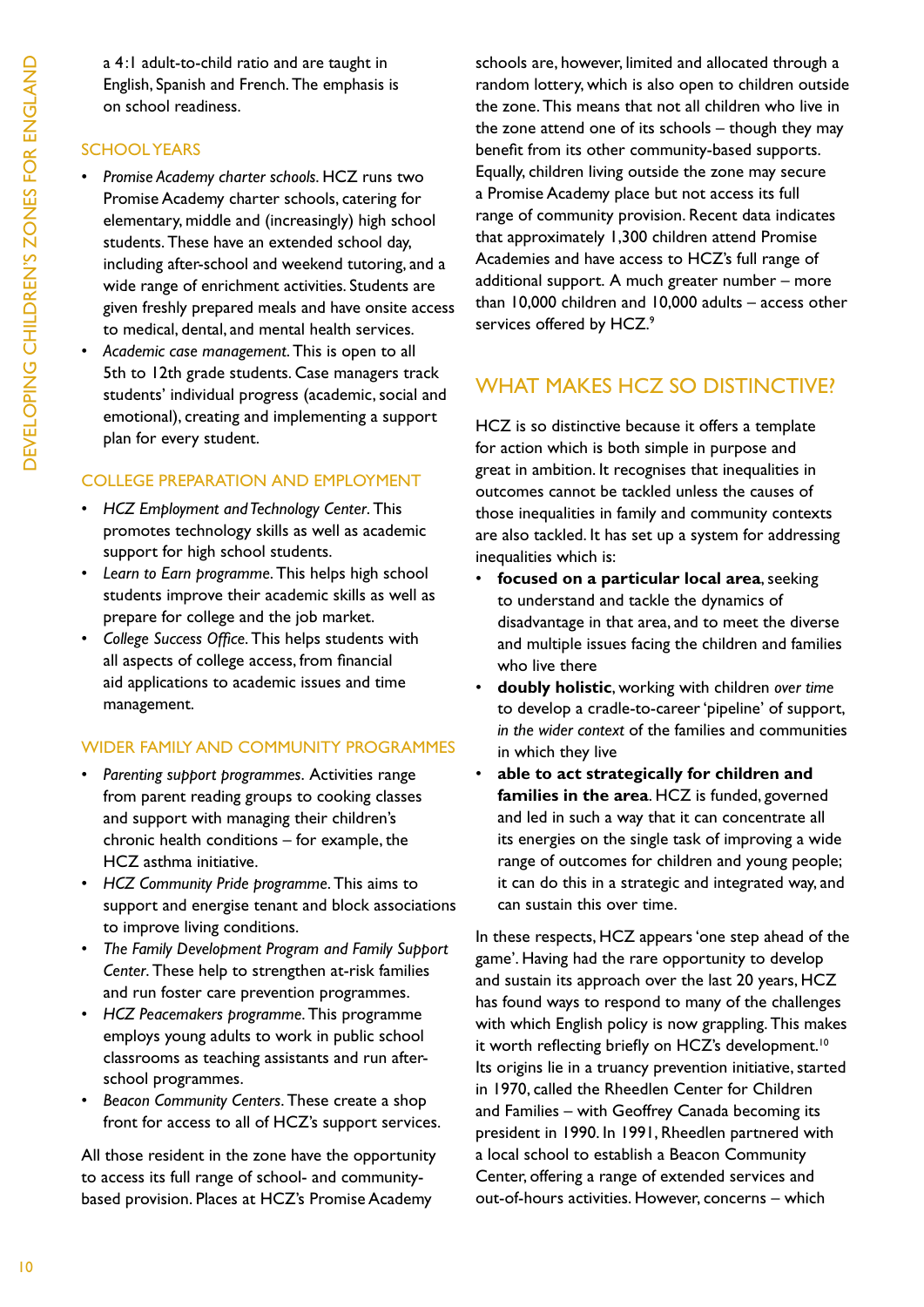a 4:1 adult-to-child ratio and are taught in English, Spanish and French. The emphasis is on school readiness.

### SCHOOL YEARS

- *Promise Academy charter schools.* HCZ runs two Promise Academy charter schools, catering for elementary, middle and (increasingly) high school students. These have an extended school day, including after-school and weekend tutoring, and a wide range of enrichment activities. Students are given freshly prepared meals and have onsite access to medical, dental, and mental health services.
- *Academic case management.* This is open to all 5th to 12th grade students. Case managers track students' individual progress (academic, social and emotional), creating and implementing a support plan for every student.

### COLLEGE PREPARATION AND EMPLOYMENT

- *HCZ Employment and Technology Center.* This promotes technology skills as well as academic support for high school students.
- *Learn to Earn programme.* This helps high school students improve their academic skills as well as prepare for college and the job market.
- *College Success Office.* This helps students with all aspects of college access, from financial aid applications to academic issues and time management.

### WIDER FAMILY AND COMMUNITY PROGRAMMES

- *Parenting support programmes.* Activities range from parent reading groups to cooking classes and support with managing their children's chronic health conditions – for example, the HCZ asthma initiative.
- *HCZ Community Pride programme.* This aims to support and energise tenant and block associations to improve living conditions.
- *The Family Development Program and Family Support Center.* These help to strengthen at-risk families and run foster care prevention programmes.
- *HCZ Peacemakers programme.* This programme employs young adults to work in public school classrooms as teaching assistants and run after-school programmes.
- *Beacon Community Centers.* These create a shop front for access to all of HCZ's support services.

All those resident in the zone have the opportunity to access its full range of school- and community-based provision. Places at HCZ's Promise Academy schools are, however, limited and allocated through a random lottery, which is also open to children outside the zone. This means that not all children who live in the zone attend one of its schools – though they may benefit from its other community-based supports. Equally, children living outside the zone may secure a Promise Academy place but not access its full range of community provision. Recent data indicates that approximately 1,300 children attend Promise Academies and have access to HCZ's full range of additional support. A much greater number – more than 10,000 children and 10,000 adults – access other services offered by HCZ.[9]

## WHAT MAKES HCZ SO DISTINCTIVE?

HCZ is so distinctive because it offers a template for action which is both simple in purpose and great in ambition. It recognises that inequalities in outcomes cannot be tackled unless the causes of those inequalities in family and community contexts are also tackled. It has set up a system for addressing inequalities which is:

- **focused on a particular local area**, seeking to understand and tackle the dynamics of disadvantage in that area, and to meet the diverse and multiple issues facing the children and families who live there
- **doubly holistic**, working with children *over time* to develop a cradle-to-career 'pipeline' of support, *in the wider context* of the families and communities in which they live
- **able to act strategically for children and families in the area**. HCZ is funded, governed and led in such a way that it can concentrate all its energies on the single task of improving a wide range of outcomes for children and young people; it can do this in a strategic and integrated way, and can sustain this over time.

In these respects, HCZ appears 'one step ahead of the game'. Having had the rare opportunity to develop and sustain its approach over the last 20 years, HCZ has found ways to respond to many of the challenges with which English policy is now grappling. This makes it worth reflecting briefly on HCZ's development.[10] Its origins lie in a truancy prevention initiative, started in 1970, called the Rheedlen Center for Children and Families – with Geoffrey Canada becoming its president in 1990. In 1991, Rheedlen partnered with a local school to establish a Beacon Community Center, offering a range of extended services and out-of-hours activities. However, concerns – which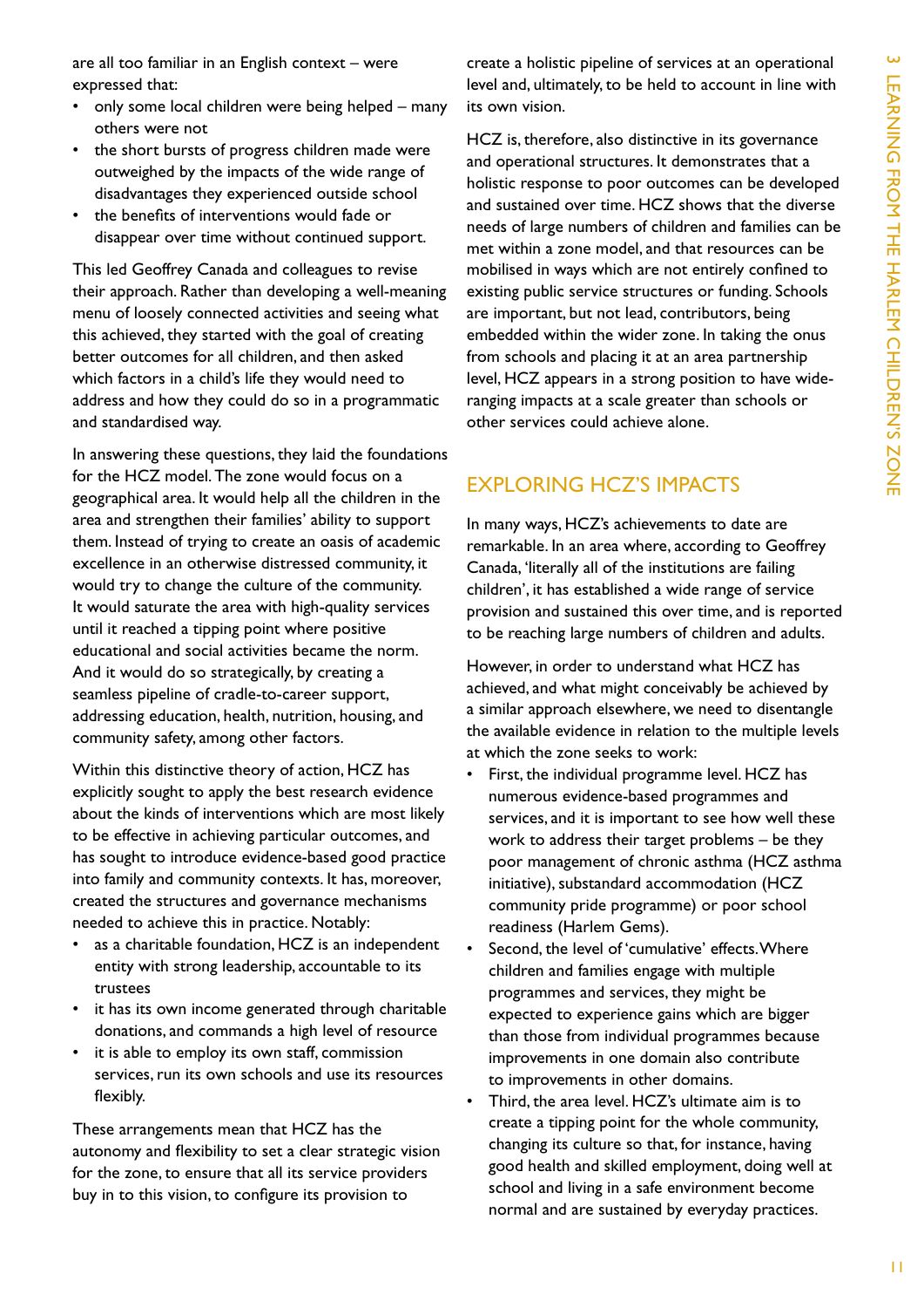are all too familiar in an English context – were expressed that:

- only some local children were being helped – many others were not
- the short bursts of progress children made were outweighed by the impacts of the wide range of disadvantages they experienced outside school
- the benefits of interventions would fade or disappear over time without continued support.

This led Geoffrey Canada and colleagues to revise their approach. Rather than developing a well-meaning menu of loosely connected activities and seeing what this achieved, they started with the goal of creating better outcomes for all children, and then asked which factors in a child's life they would need to address and how they could do so in a programmatic and standardised way.

In answering these questions, they laid the foundations for the HCZ model. The zone would focus on a geographical area. It would help all the children in the area and strengthen their families' ability to support them. Instead of trying to create an oasis of academic excellence in an otherwise distressed community, it would try to change the culture of the community. It would saturate the area with high-quality services until it reached a tipping point where positive educational and social activities became the norm. And it would do so strategically, by creating a seamless pipeline of cradle-to-career support, addressing education, health, nutrition, housing, and community safety, among other factors.

Within this distinctive theory of action, HCZ has explicitly sought to apply the best research evidence about the kinds of interventions which are most likely to be effective in achieving particular outcomes, and has sought to introduce evidence-based good practice into family and community contexts. It has, moreover, created the structures and governance mechanisms needed to achieve this in practice. Notably:

- as a charitable foundation, HCZ is an independent entity with strong leadership, accountable to its trustees
- it has its own income generated through charitable donations, and commands a high level of resource
- it is able to employ its own staff, commission services, run its own schools and use its resources flexibly.

These arrangements mean that HCZ has the autonomy and flexibility to set a clear strategic vision for the zone, to ensure that all its service providers buy in to this vision, to configure its provision to create a holistic pipeline of services at an operational level and, ultimately, to be held to account in line with its own vision.

HCZ is, therefore, also distinctive in its governance and operational structures. It demonstrates that a holistic response to poor outcomes can be developed and sustained over time. HCZ shows that the diverse needs of large numbers of children and families can be met within a zone model, and that resources can be mobilised in ways which are not entirely confined to existing public service structures or funding. Schools are important, but not lead, contributors, being embedded within the wider zone. In taking the onus from schools and placing it at an area partnership level, HCZ appears in a strong position to have wide-ranging impacts at a scale greater than schools or other services could achieve alone.

## EXPLORING HCZ'S IMPACTS

In many ways, HCZ's achievements to date are remarkable. In an area where, according to Geoffrey Canada, 'literally all of the institutions are failing children', it has established a wide range of service provision and sustained this over time, and is reported to be reaching large numbers of children and adults.

However, in order to understand what HCZ has achieved, and what might conceivably be achieved by a similar approach elsewhere, we need to disentangle the available evidence in relation to the multiple levels at which the zone seeks to work:

- First, the individual programme level. HCZ has numerous evidence-based programmes and services, and it is important to see how well these work to address their target problems – be they poor management of chronic asthma (HCZ asthma initiative), substandard accommodation (HCZ community pride programme) or poor school readiness (Harlem Gems).
- Second, the level of 'cumulative' effects. Where children and families engage with multiple programmes and services, they might be expected to experience gains which are bigger than those from individual programmes because improvements in one domain also contribute to improvements in other domains.
- Third, the area level. HCZ's ultimate aim is to create a tipping point for the whole community, changing its culture so that, for instance, having good health and skilled employment, doing well at school and living in a safe environment become normal and are sustained by everyday practices.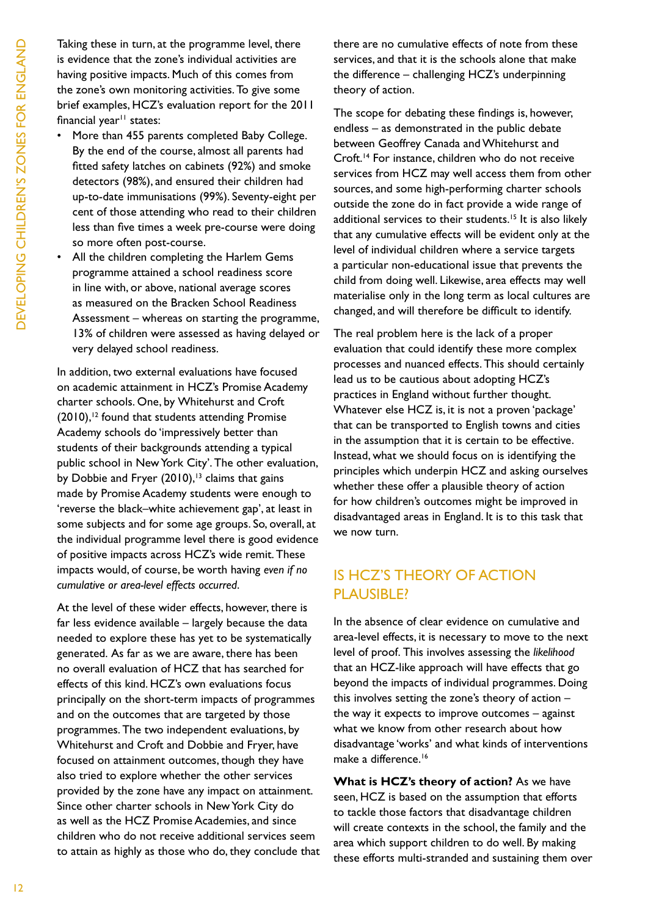Taking these in turn, at the programme level, there is evidence that the zone's individual activities are having positive impacts. Much of this comes from the zone's own monitoring activities. To give some brief examples, HCZ's evaluation report for the 2011 financial year[11] states:

- More than 455 parents completed Baby College. By the end of the course, almost all parents had fitted safety latches on cabinets (92%) and smoke detectors (98%), and ensured their children had up-to-date immunisations (99%). Seventy-eight per cent of those attending who read to their children less than five times a week pre-course were doing so more often post-course.
- All the children completing the Harlem Gems programme attained a school readiness score in line with, or above, national average scores as measured on the Bracken School Readiness Assessment – whereas on starting the programme, 13% of children were assessed as having delayed or very delayed school readiness.

In addition, two external evaluations have focused on academic attainment in HCZ's Promise Academy charter schools. One, by Whitehurst and Croft (2010),[12] found that students attending Promise Academy schools do 'impressively better than students of their backgrounds attending a typical public school in New York City'. The other evaluation, by Dobbie and Fryer (2010),[13] claims that gains made by Promise Academy students were enough to 'reverse the black–white achievement gap', at least in some subjects and for some age groups. So, overall, at the individual programme level there is good evidence of positive impacts across HCZ's wide remit. These impacts would, of course, be worth having *even if no cumulative or area-level effects occurred*.

At the level of these wider effects, however, there is far less evidence available – largely because the data needed to explore these has yet to be systematically generated. As far as we are aware, there has been no overall evaluation of HCZ that has searched for effects of this kind. HCZ's own evaluations focus principally on the short-term impacts of programmes and on the outcomes that are targeted by those programmes. The two independent evaluations, by Whitehurst and Croft and Dobbie and Fryer, have focused on attainment outcomes, though they have also tried to explore whether the other services provided by the zone have any impact on attainment. Since other charter schools in New York City do as well as the HCZ Promise Academies, and since children who do not receive additional services seem to attain as highly as those who do, they conclude that there are no cumulative effects of note from these services, and that it is the schools alone that make the difference – challenging HCZ's underpinning theory of action.

The scope for debating these findings is, however, endless – as demonstrated in the public debate between Geoffrey Canada and Whitehurst and Croft.[14] For instance, children who do not receive services from HCZ may well access them from other sources, and some high-performing charter schools outside the zone do in fact provide a wide range of additional services to their students.[15] It is also likely that any cumulative effects will be evident only at the level of individual children where a service targets a particular non-educational issue that prevents the child from doing well. Likewise, area effects may well materialise only in the long term as local cultures are changed, and will therefore be difficult to identify.

The real problem here is the lack of a proper evaluation that could identify these more complex processes and nuanced effects. This should certainly lead us to be cautious about adopting HCZ's practices in England without further thought. Whatever else HCZ is, it is not a proven 'package' that can be transported to English towns and cities in the assumption that it is certain to be effective. Instead, what we should focus on is identifying the principles which underpin HCZ and asking ourselves whether these offer a plausible theory of action for how children's outcomes might be improved in disadvantaged areas in England. It is to this task that we now turn.

## IS HCZ'S THEORY OF ACTION PLAUSIBLE?

In the absence of clear evidence on cumulative and area-level effects, it is necessary to move to the next level of proof. This involves assessing the *likelihood* that an HCZ-like approach will have effects that go beyond the impacts of individual programmes. Doing this involves setting the zone's theory of action – the way it expects to improve outcomes – against what we know from other research about how disadvantage 'works' and what kinds of interventions make a difference.[16]

**What is HCZ's theory of action?** As we have seen, HCZ is based on the assumption that efforts to tackle those factors that disadvantage children will create contexts in the school, the family and the area which support children to do well. By making these efforts multi-stranded and sustaining them over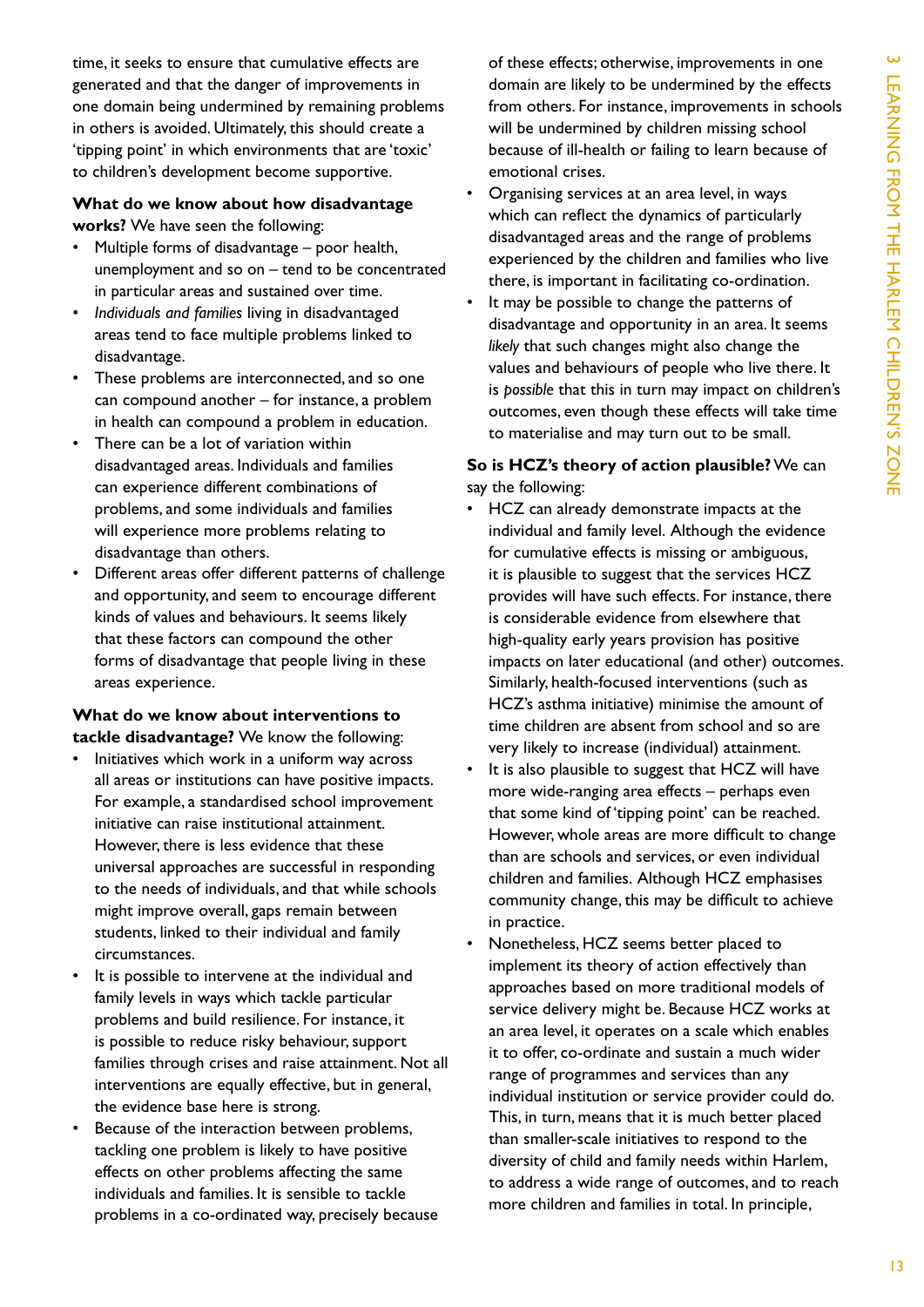time, it seeks to ensure that cumulative effects are generated and that the danger of improvements in one domain being undermined by remaining problems in others is avoided. Ultimately, this should create a 'tipping point' in which environments that are 'toxic' to children's development become supportive.

**What do we know about how disadvantage works?** We have seen the following:

- Multiple forms of disadvantage – poor health, unemployment and so on – tend to be concentrated in particular areas and sustained over time.
- *Individuals and families* living in disadvantaged areas tend to face multiple problems linked to disadvantage.
- These problems are interconnected, and so one can compound another – for instance, a problem in health can compound a problem in education.
- There can be a lot of variation within disadvantaged areas. Individuals and families can experience different combinations of problems, and some individuals and families will experience more problems relating to disadvantage than others.
- Different areas offer different patterns of challenge and opportunity, and seem to encourage different kinds of values and behaviours. It seems likely that these factors can compound the other forms of disadvantage that people living in these areas experience.

**What do we know about interventions to tackle disadvantage?** We know the following:

- Initiatives which work in a uniform way across all areas or institutions can have positive impacts. For example, a standardised school improvement initiative can raise institutional attainment. However, there is less evidence that these universal approaches are successful in responding to the needs of individuals, and that while schools might improve overall, gaps remain between students, linked to their individual and family circumstances.
- It is possible to intervene at the individual and family levels in ways which tackle particular problems and build resilience. For instance, it is possible to reduce risky behaviour, support families through crises and raise attainment. Not all interventions are equally effective, but in general, the evidence base here is strong.
- Because of the interaction between problems, tackling one problem is likely to have positive effects on other problems affecting the same individuals and families. It is sensible to tackle problems in a co-ordinated way, precisely because of these effects; otherwise, improvements in one domain are likely to be undermined by the effects from others. For instance, improvements in schools will be undermined by children missing school because of ill-health or failing to learn because of emotional crises.
- Organising services at an area level, in ways which can reflect the dynamics of particularly disadvantaged areas and the range of problems experienced by the children and families who live there, is important in facilitating co-ordination.
- It may be possible to change the patterns of disadvantage and opportunity in an area. It seems *likely* that such changes might also change the values and behaviours of people who live there. It is *possible* that this in turn may impact on children's outcomes, even though these effects will take time to materialise and may turn out to be small.

**So is HCZ's theory of action plausible?** We can say the following:

- HCZ can already demonstrate impacts at the individual and family level. Although the evidence for cumulative effects is missing or ambiguous, it is plausible to suggest that the services HCZ provides will have such effects. For instance, there is considerable evidence from elsewhere that high-quality early years provision has positive impacts on later educational (and other) outcomes. Similarly, health-focused interventions (such as HCZ's asthma initiative) minimise the amount of time children are absent from school and so are very likely to increase (individual) attainment.
- It is also plausible to suggest that HCZ will have more wide-ranging area effects – perhaps even that some kind of 'tipping point' can be reached. However, whole areas are more difficult to change than are schools and services, or even individual children and families. Although HCZ emphasises community change, this may be difficult to achieve in practice.
- Nonetheless, HCZ seems better placed to implement its theory of action effectively than approaches based on more traditional models of service delivery might be. Because HCZ works at an area level, it operates on a scale which enables it to offer, co-ordinate and sustain a much wider range of programmes and services than any individual institution or service provider could do. This, in turn, means that it is much better placed than smaller-scale initiatives to respond to the diversity of child and family needs within Harlem, to address a wide range of outcomes, and to reach more children and families in total. In principle,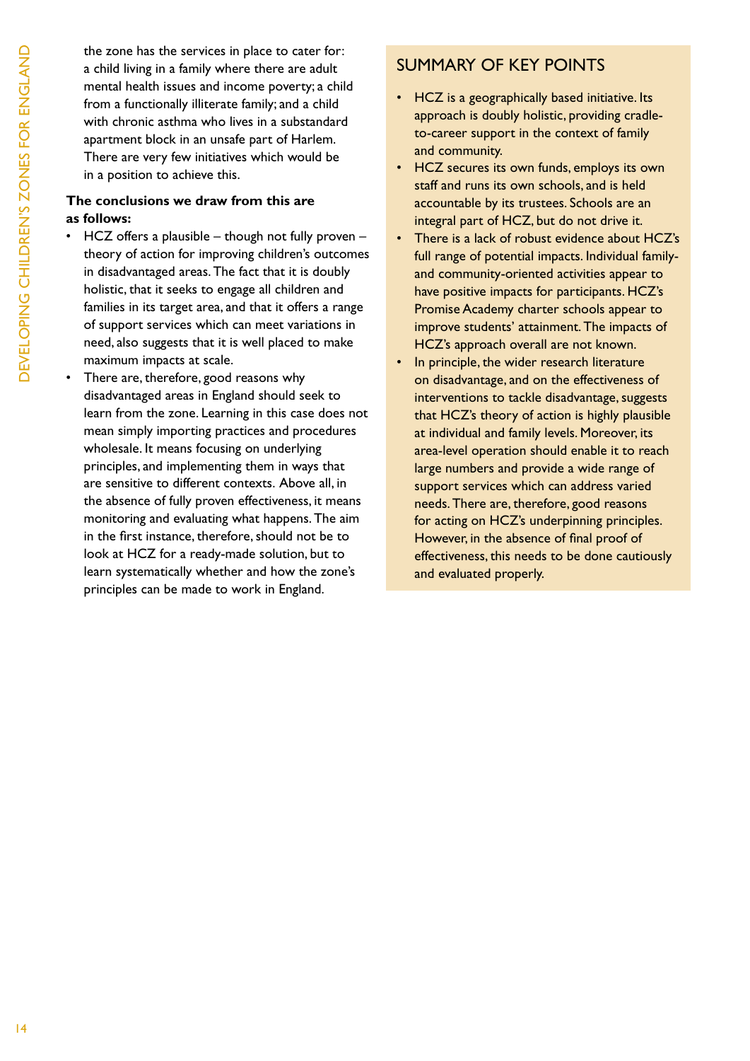the zone has the services in place to cater for: a child living in a family where there are adult mental health issues and income poverty; a child from a functionally illiterate family; and a child with chronic asthma who lives in a substandard apartment block in an unsafe part of Harlem. There are very few initiatives which would be in a position to achieve this.

**The conclusions we draw from this are as follows:**

- HCZ offers a plausible – though not fully proven – theory of action for improving children's outcomes in disadvantaged areas. The fact that it is doubly holistic, that it seeks to engage all children and families in its target area, and that it offers a range of support services which can meet variations in need, also suggests that it is well placed to make maximum impacts at scale.
- There are, therefore, good reasons why disadvantaged areas in England should seek to learn from the zone. Learning in this case does not mean simply importing practices and procedures wholesale. It means focusing on underlying principles, and implementing them in ways that are sensitive to different contexts. Above all, in the absence of fully proven effectiveness, it means monitoring and evaluating what happens. The aim in the first instance, therefore, should not be to look at HCZ for a ready-made solution, but to learn systematically whether and how the zone's principles can be made to work in England.

## SUMMARY OF KEY POINTS

- HCZ is a geographically based initiative. Its approach is doubly holistic, providing cradle-to-career support in the context of family and community.
- HCZ secures its own funds, employs its own staff and runs its own schools, and is held accountable by its trustees. Schools are an integral part of HCZ, but do not drive it.
- There is a lack of robust evidence about HCZ's full range of potential impacts. Individual family- and community-oriented activities appear to have positive impacts for participants. HCZ's Promise Academy charter schools appear to improve students' attainment. The impacts of HCZ's approach overall are not known.
- In principle, the wider research literature on disadvantage, and on the effectiveness of interventions to tackle disadvantage, suggests that HCZ's theory of action is highly plausible at individual and family levels. Moreover, its area-level operation should enable it to reach large numbers and provide a wide range of support services which can address varied needs. There are, therefore, good reasons for acting on HCZ's underpinning principles. However, in the absence of final proof of effectiveness, this needs to be done cautiously and evaluated properly.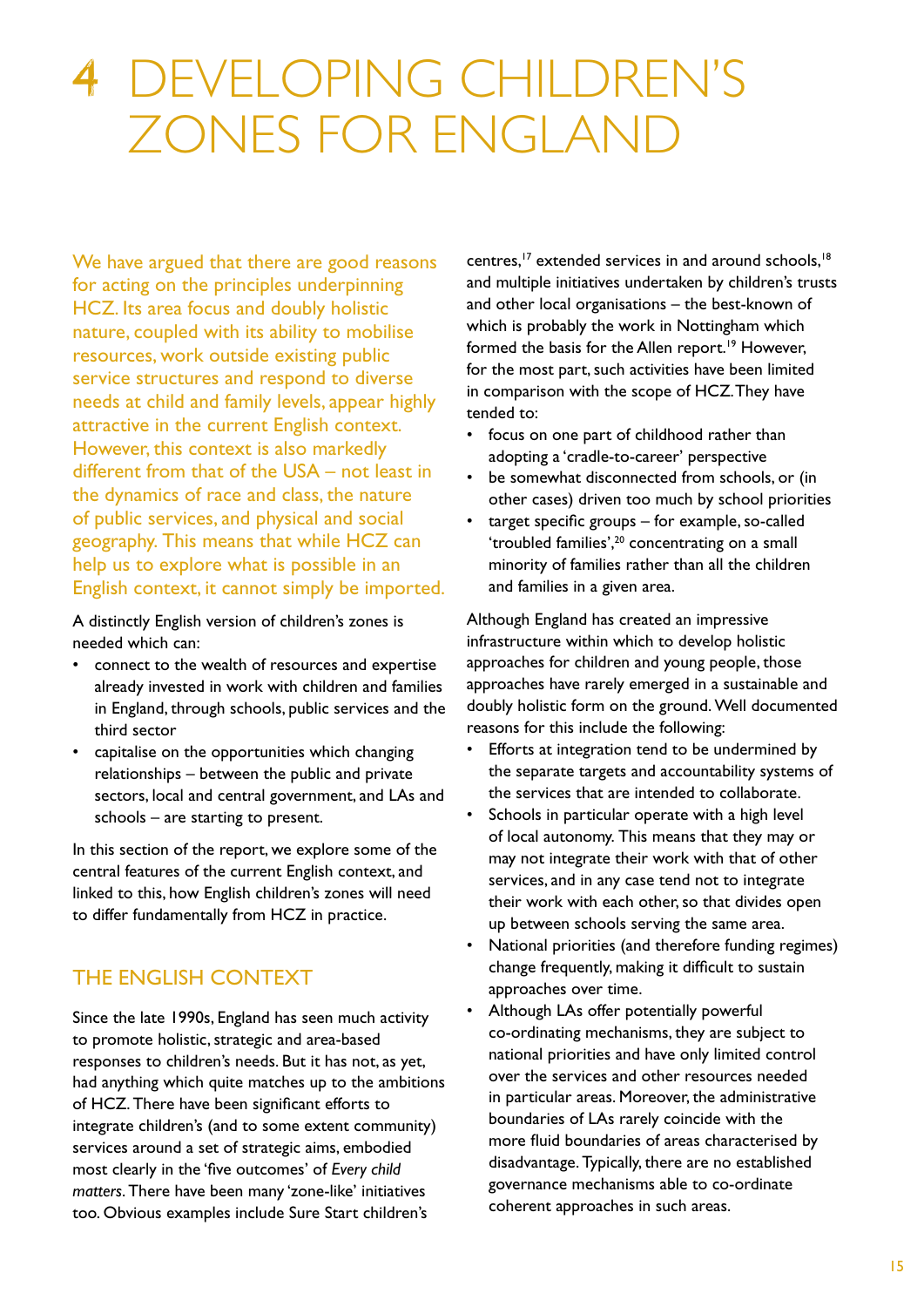# 4 DEVELOPING CHILDREN'S ZONES FOR ENGLAND

We have argued that there are good reasons for acting on the principles underpinning HCZ. Its area focus and doubly holistic nature, coupled with its ability to mobilise resources, work outside existing public service structures and respond to diverse needs at child and family levels, appear highly attractive in the current English context. However, this context is also markedly different from that of the USA – not least in the dynamics of race and class, the nature of public services, and physical and social geography. This means that while HCZ can help us to explore what is possible in an English context, it cannot simply be imported.

A distinctly English version of children's zones is needed which can:

- connect to the wealth of resources and expertise already invested in work with children and families in England, through schools, public services and the third sector
- capitalise on the opportunities which changing relationships – between the public and private sectors, local and central government, and LAs and schools – are starting to present.

In this section of the report, we explore some of the central features of the current English context, and linked to this, how English children's zones will need to differ fundamentally from HCZ in practice.

## THE ENGLISH CONTEXT

Since the late 1990s, England has seen much activity to promote holistic, strategic and area-based responses to children's needs. But it has not, as yet, had anything which quite matches up to the ambitions of HCZ. There have been significant efforts to integrate children's (and to some extent community) services around a set of strategic aims, embodied most clearly in the 'five outcomes' of *Every child matters*. There have been many 'zone-like' initiatives too. Obvious examples include Sure Start children's centres,[17] extended services in and around schools,[18] and multiple initiatives undertaken by children's trusts and other local organisations – the best-known of which is probably the work in Nottingham which formed the basis for the Allen report.[19] However, for the most part, such activities have been limited in comparison with the scope of HCZ. They have tended to:

- focus on one part of childhood rather than adopting a 'cradle-to-career' perspective
- be somewhat disconnected from schools, or (in other cases) driven too much by school priorities
- target specific groups – for example, so-called 'troubled families',[20] concentrating on a small minority of families rather than all the children and families in a given area.

Although England has created an impressive infrastructure within which to develop holistic approaches for children and young people, those approaches have rarely emerged in a sustainable and doubly holistic form on the ground. Well documented reasons for this include the following:

- Efforts at integration tend to be undermined by the separate targets and accountability systems of the services that are intended to collaborate.
- Schools in particular operate with a high level of local autonomy. This means that they may or may not integrate their work with that of other services, and in any case tend not to integrate their work with each other, so that divides open up between schools serving the same area.
- National priorities (and therefore funding regimes) change frequently, making it difficult to sustain approaches over time.
- Although LAs offer potentially powerful co-ordinating mechanisms, they are subject to national priorities and have only limited control over the services and other resources needed in particular areas. Moreover, the administrative boundaries of LAs rarely coincide with the more fluid boundaries of areas characterised by disadvantage. Typically, there are no established governance mechanisms able to co-ordinate coherent approaches in such areas.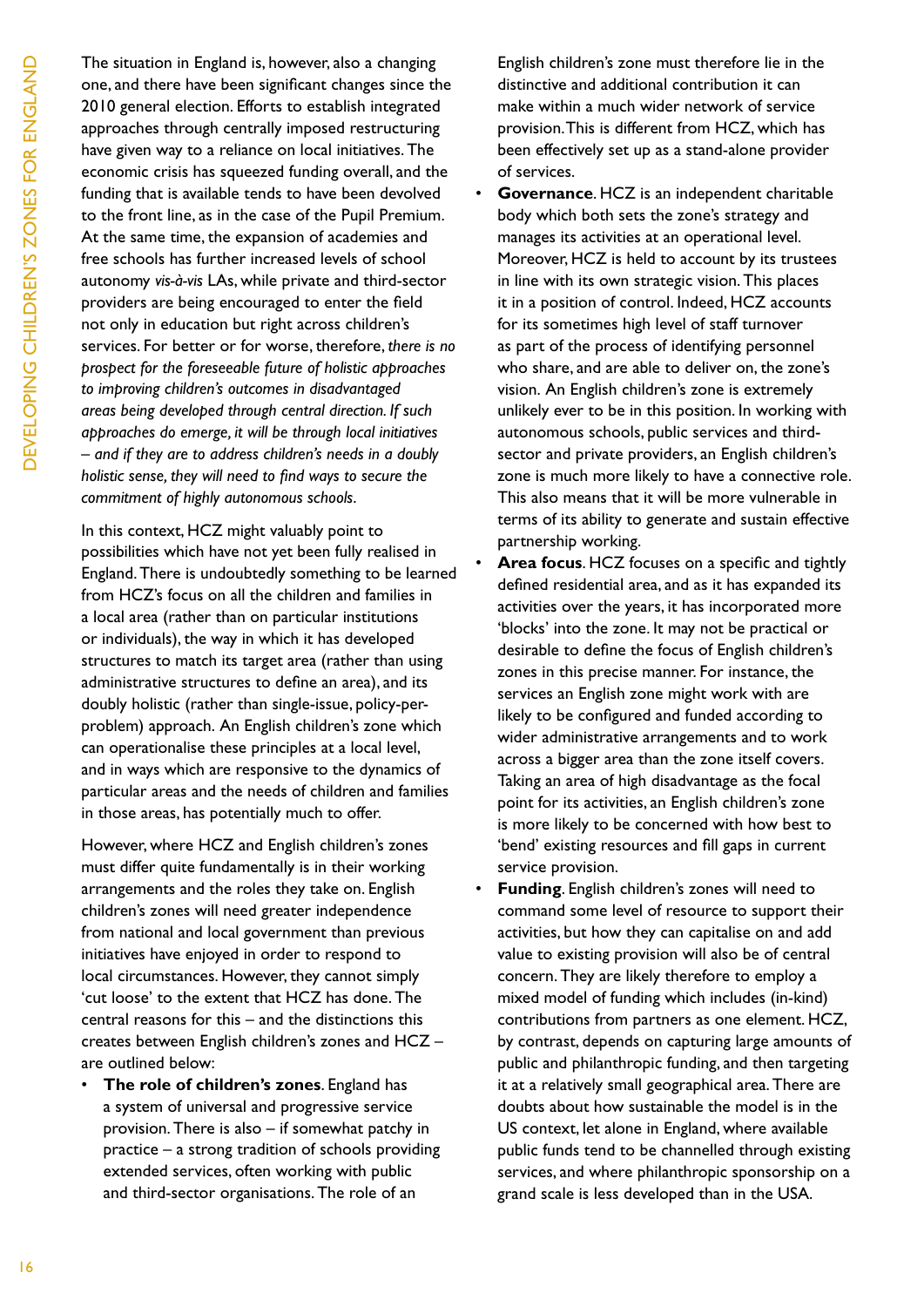The situation in England is, however, also a changing one, and there have been significant changes since the 2010 general election. Efforts to establish integrated approaches through centrally imposed restructuring have given way to a reliance on local initiatives. The economic crisis has squeezed funding overall, and the funding that is available tends to have been devolved to the front line, as in the case of the Pupil Premium. At the same time, the expansion of academies and free schools has further increased levels of school autonomy *vis-à-vis* LAs, while private and third-sector providers are being encouraged to enter the field not only in education but right across children's services. For better or for worse, therefore, *there is no prospect for the foreseeable future of holistic approaches to improving children's outcomes in disadvantaged areas being developed through central direction. If such approaches do emerge, it will be through local initiatives – and if they are to address children's needs in a doubly holistic sense, they will need to find ways to secure the commitment of highly autonomous schools.*

In this context, HCZ might valuably point to possibilities which have not yet been fully realised in England. There is undoubtedly something to be learned from HCZ's focus on all the children and families in a local area (rather than on particular institutions or individuals), the way in which it has developed structures to match its target area (rather than using administrative structures to define an area), and its doubly holistic (rather than single-issue, policy-per-problem) approach. An English children's zone which can operationalise these principles at a local level, and in ways which are responsive to the dynamics of particular areas and the needs of children and families in those areas, has potentially much to offer.

However, where HCZ and English children's zones must differ quite fundamentally is in their working arrangements and the roles they take on. English children's zones will need greater independence from national and local government than previous initiatives have enjoyed in order to respond to local circumstances. However, they cannot simply 'cut loose' to the extent that HCZ has done. The central reasons for this – and the distinctions this creates between English children's zones and HCZ – are outlined below:

- **The role of children's zones**. England has a system of universal and progressive service provision. There is also – if somewhat patchy in practice – a strong tradition of schools providing extended services, often working with public and third-sector organisations. The role of an English children's zone must therefore lie in the distinctive and additional contribution it can make within a much wider network of service provision. This is different from HCZ, which has been effectively set up as a stand-alone provider of services.
- **Governance**. HCZ is an independent charitable body which both sets the zone's strategy and manages its activities at an operational level. Moreover, HCZ is held to account by its trustees in line with its own strategic vision. This places it in a position of control. Indeed, HCZ accounts for its sometimes high level of staff turnover as part of the process of identifying personnel who share, and are able to deliver on, the zone's vision. An English children's zone is extremely unlikely ever to be in this position. In working with autonomous schools, public services and third-sector and private providers, an English children's zone is much more likely to have a connective role. This also means that it will be more vulnerable in terms of its ability to generate and sustain effective partnership working.
- **Area focus**. HCZ focuses on a specific and tightly defined residential area, and as it has expanded its activities over the years, it has incorporated more 'blocks' into the zone. It may not be practical or desirable to define the focus of English children's zones in this precise manner. For instance, the services an English zone might work with are likely to be configured and funded according to wider administrative arrangements and to work across a bigger area than the zone itself covers. Taking an area of high disadvantage as the focal point for its activities, an English children's zone is more likely to be concerned with how best to 'bend' existing resources and fill gaps in current service provision.
- **Funding**. English children's zones will need to command some level of resource to support their activities, but how they can capitalise on and add value to existing provision will also be of central concern. They are likely therefore to employ a mixed model of funding which includes (in-kind) contributions from partners as one element. HCZ, by contrast, depends on capturing large amounts of public and philanthropic funding, and then targeting it at a relatively small geographical area. There are doubts about how sustainable the model is in the US context, let alone in England, where available public funds tend to be channelled through existing services, and where philanthropic sponsorship on a grand scale is less developed than in the USA.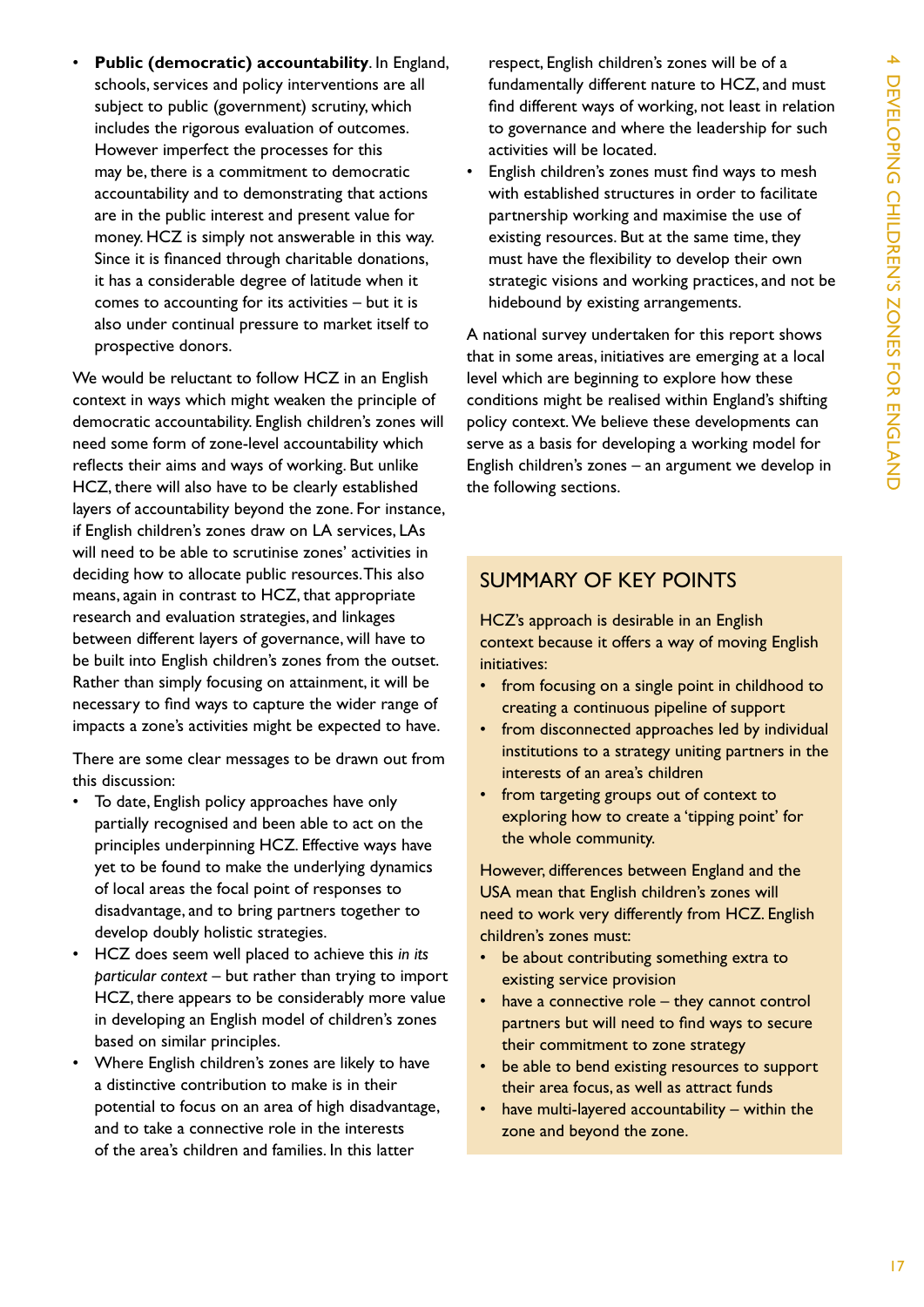- **Public (democratic) accountability**. In England, schools, services and policy interventions are all subject to public (government) scrutiny, which includes the rigorous evaluation of outcomes. However imperfect the processes for this may be, there is a commitment to democratic accountability and to demonstrating that actions are in the public interest and present value for money. HCZ is simply not answerable in this way. Since it is financed through charitable donations, it has a considerable degree of latitude when it comes to accounting for its activities – but it is also under continual pressure to market itself to prospective donors.

We would be reluctant to follow HCZ in an English context in ways which might weaken the principle of democratic accountability. English children's zones will need some form of zone-level accountability which reflects their aims and ways of working. But unlike HCZ, there will also have to be clearly established layers of accountability beyond the zone. For instance, if English children's zones draw on LA services, LAs will need to be able to scrutinise zones' activities in deciding how to allocate public resources. This also means, again in contrast to HCZ, that appropriate research and evaluation strategies, and linkages between different layers of governance, will have to be built into English children's zones from the outset. Rather than simply focusing on attainment, it will be necessary to find ways to capture the wider range of impacts a zone's activities might be expected to have.

There are some clear messages to be drawn out from this discussion:

- To date, English policy approaches have only partially recognised and been able to act on the principles underpinning HCZ. Effective ways have yet to be found to make the underlying dynamics of local areas the focal point of responses to disadvantage, and to bring partners together to develop doubly holistic strategies.
- HCZ does seem well placed to achieve this *in its particular context* – but rather than trying to import HCZ, there appears to be considerably more value in developing an English model of children's zones based on similar principles.
- Where English children's zones are likely to have a distinctive contribution to make is in their potential to focus on an area of high disadvantage, and to take a connective role in the interests of the area's children and families. In this latter respect, English children's zones will be of a fundamentally different nature to HCZ, and must find different ways of working, not least in relation to governance and where the leadership for such activities will be located.
- English children's zones must find ways to mesh with established structures in order to facilitate partnership working and maximise the use of existing resources. But at the same time, they must have the flexibility to develop their own strategic visions and working practices, and not be hidebound by existing arrangements.

A national survey undertaken for this report shows that in some areas, initiatives are emerging at a local level which are beginning to explore how these conditions might be realised within England's shifting policy context. We believe these developments can serve as a basis for developing a working model for English children's zones – an argument we develop in the following sections.

## SUMMARY OF KEY POINTS

HCZ's approach is desirable in an English context because it offers a way of moving English initiatives:

- from focusing on a single point in childhood to creating a continuous pipeline of support
- from disconnected approaches led by individual institutions to a strategy uniting partners in the interests of an area's children
- from targeting groups out of context to exploring how to create a 'tipping point' for the whole community.

However, differences between England and the USA mean that English children's zones will need to work very differently from HCZ. English children's zones must:

- be about contributing something extra to existing service provision
- have a connective role – they cannot control partners but will need to find ways to secure their commitment to zone strategy
- be able to bend existing resources to support their area focus, as well as attract funds
- have multi-layered accountability – within the zone and beyond the zone.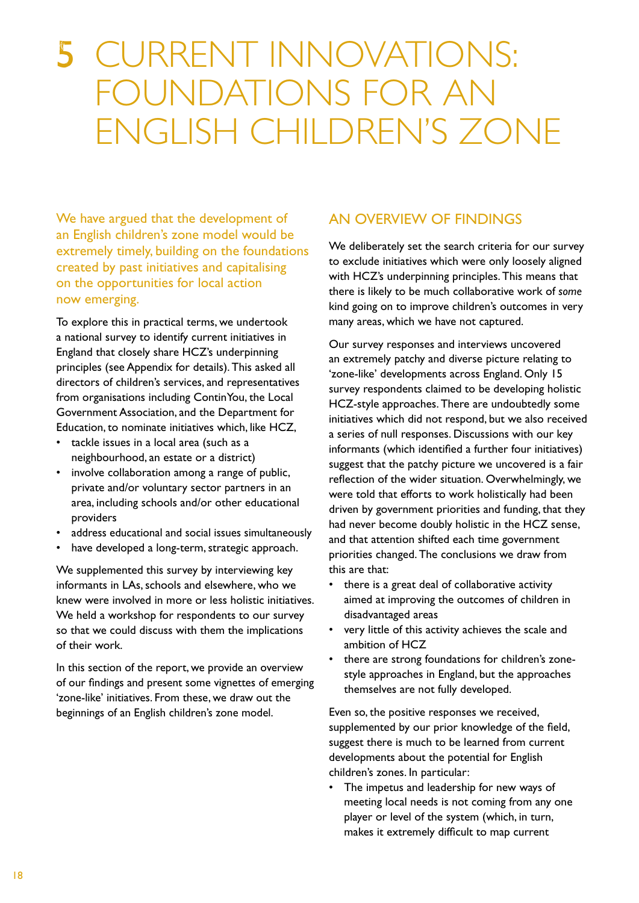# 5 CURRENT INNOVATIONS: FOUNDATIONS FOR AN ENGLISH CHILDREN'S ZONE

We have argued that the development of an English children's zone model would be extremely timely, building on the foundations created by past initiatives and capitalising on the opportunities for local action now emerging.

To explore this in practical terms, we undertook a national survey to identify current initiatives in England that closely share HCZ's underpinning principles (see Appendix for details). This asked all directors of children's services, and representatives from organisations including ContinYou, the Local Government Association, and the Department for Education, to nominate initiatives which, like HCZ,

- tackle issues in a local area (such as a neighbourhood, an estate or a district)
- involve collaboration among a range of public, private and/or voluntary sector partners in an area, including schools and/or other educational providers
- address educational and social issues simultaneously
- have developed a long-term, strategic approach.

We supplemented this survey by interviewing key informants in LAs, schools and elsewhere, who we knew were involved in more or less holistic initiatives. We held a workshop for respondents to our survey so that we could discuss with them the implications of their work.

In this section of the report, we provide an overview of our findings and present some vignettes of emerging 'zone-like' initiatives. From these, we draw out the beginnings of an English children's zone model.

## AN OVERVIEW OF FINDINGS

We deliberately set the search criteria for our survey to exclude initiatives which were only loosely aligned with HCZ's underpinning principles. This means that there is likely to be much collaborative work of *some* kind going on to improve children's outcomes in very many areas, which we have not captured.

Our survey responses and interviews uncovered an extremely patchy and diverse picture relating to 'zone-like' developments across England. Only 15 survey respondents claimed to be developing holistic HCZ-style approaches. There are undoubtedly some initiatives which did not respond, but we also received a series of null responses. Discussions with our key informants (which identified a further four initiatives) suggest that the patchy picture we uncovered is a fair reflection of the wider situation. Overwhelmingly, we were told that efforts to work holistically had been driven by government priorities and funding, that they had never become doubly holistic in the HCZ sense, and that attention shifted each time government priorities changed. The conclusions we draw from this are that:

- there is a great deal of collaborative activity aimed at improving the outcomes of children in disadvantaged areas
- very little of this activity achieves the scale and ambition of HCZ
- there are strong foundations for children's zone-style approaches in England, but the approaches themselves are not fully developed.

Even so, the positive responses we received, supplemented by our prior knowledge of the field, suggest there is much to be learned from current developments about the potential for English children's zones. In particular:

- The impetus and leadership for new ways of meeting local needs is not coming from any one player or level of the system (which, in turn, makes it extremely difficult to map current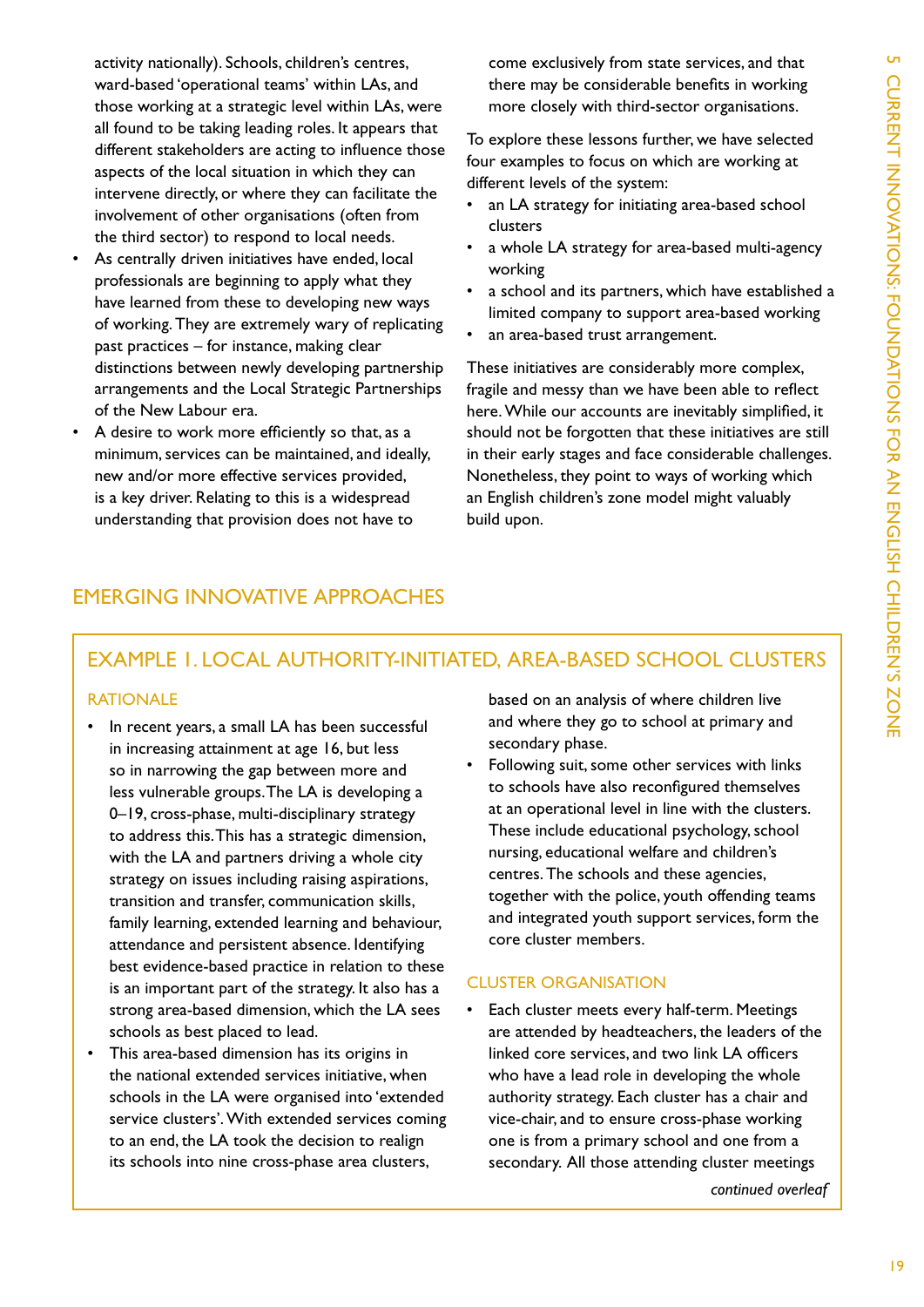activity nationally). Schools, children's centres, ward-based 'operational teams' within LAs, and those working at a strategic level within LAs, were all found to be taking leading roles. It appears that different stakeholders are acting to influence those aspects of the local situation in which they can intervene directly, or where they can facilitate the involvement of other organisations (often from the third sector) to respond to local needs.

- As centrally driven initiatives have ended, local professionals are beginning to apply what they have learned from these to developing new ways of working. They are extremely wary of replicating past practices – for instance, making clear distinctions between newly developing partnership arrangements and the Local Strategic Partnerships of the New Labour era.
- A desire to work more efficiently so that, as a minimum, services can be maintained, and ideally, new and/or more effective services provided, is a key driver. Relating to this is a widespread understanding that provision does not have to come exclusively from state services, and that there may be considerable benefits in working more closely with third-sector organisations.

To explore these lessons further, we have selected four examples to focus on which are working at different levels of the system:

- an LA strategy for initiating area-based school clusters
- a whole LA strategy for area-based multi-agency working
- a school and its partners, which have established a limited company to support area-based working
- an area-based trust arrangement.

These initiatives are considerably more complex, fragile and messy than we have been able to reflect here. While our accounts are inevitably simplified, it should not be forgotten that these initiatives are still in their early stages and face considerable challenges. Nonetheless, they point to ways of working which an English children's zone model might valuably build upon.

## EMERGING INNOVATIVE APPROACHES

### EXAMPLE 1. LOCAL AUTHORITY-INITIATED, AREA-BASED SCHOOL CLUSTERS

#### RATIONALE

- In recent years, a small LA has been successful in increasing attainment at age 16, but less so in narrowing the gap between more and less vulnerable groups. The LA is developing a 0–19, cross-phase, multi-disciplinary strategy to address this. This has a strategic dimension, with the LA and partners driving a whole city strategy on issues including raising aspirations, transition and transfer, communication skills, family learning, extended learning and behaviour, attendance and persistent absence. Identifying best evidence-based practice in relation to these is an important part of the strategy. It also has a strong area-based dimension, which the LA sees schools as best placed to lead.
- This area-based dimension has its origins in the national extended services initiative, when schools in the LA were organised into 'extended service clusters'. With extended services coming to an end, the LA took the decision to realign its schools into nine cross-phase area clusters, based on an analysis of where children live and where they go to school at primary and secondary phase.
- Following suit, some other services with links to schools have also reconfigured themselves at an operational level in line with the clusters. These include educational psychology, school nursing, educational welfare and children's centres. The schools and these agencies, together with the police, youth offending teams and integrated youth support services, form the core cluster members.

#### CLUSTER ORGANISATION

- Each cluster meets every half-term. Meetings are attended by headteachers, the leaders of the linked core services, and two link LA officers who have a lead role in developing the whole authority strategy. Each cluster has a chair and vice-chair, and to ensure cross-phase working one is from a primary school and one from a secondary. All those attending cluster meetings

*continued overleaf*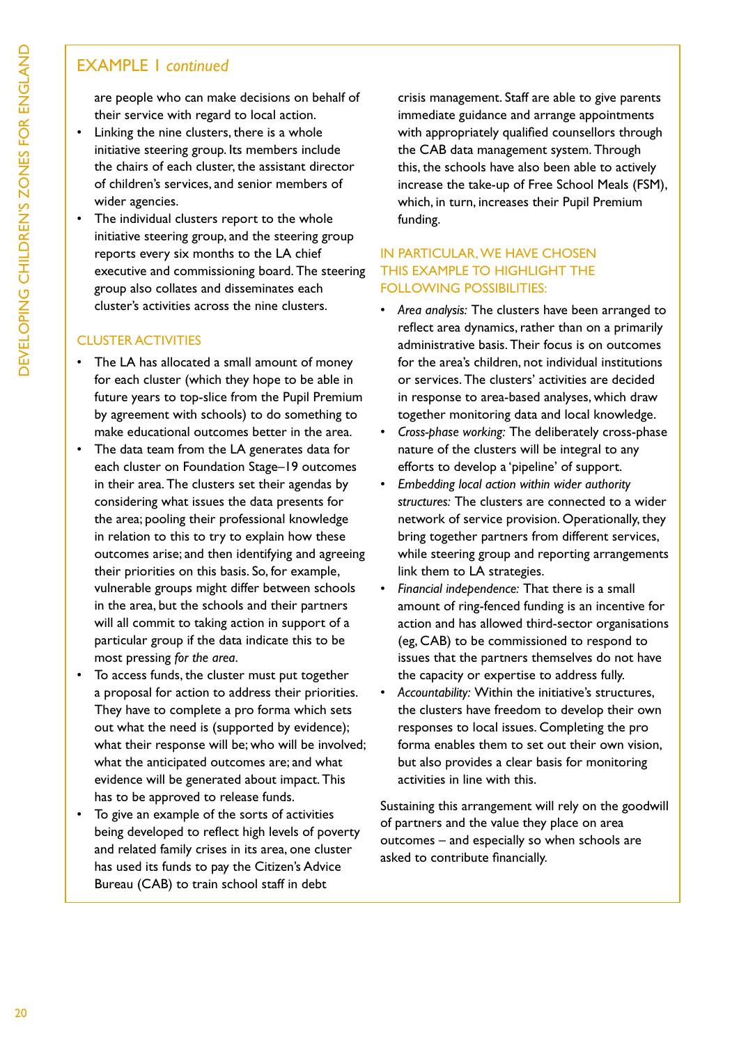## EXAMPLE 1 *continued*

are people who can make decisions on behalf of their service with regard to local action.

- Linking the nine clusters, there is a whole initiative steering group. Its members include the chairs of each cluster, the assistant director of children's services, and senior members of wider agencies.
- The individual clusters report to the whole initiative steering group, and the steering group reports every six months to the LA chief executive and commissioning board. The steering group also collates and disseminates each cluster's activities across the nine clusters.

### CLUSTER ACTIVITIES

- The LA has allocated a small amount of money for each cluster (which they hope to be able in future years to top-slice from the Pupil Premium by agreement with schools) to do something to make educational outcomes better in the area.
- The data team from the LA generates data for each cluster on Foundation Stage–19 outcomes in their area. The clusters set their agendas by considering what issues the data presents for the area; pooling their professional knowledge in relation to this to try to explain how these outcomes arise; and then identifying and agreeing their priorities on this basis. So, for example, vulnerable groups might differ between schools in the area, but the schools and their partners will all commit to taking action in support of a particular group if the data indicate this to be most pressing *for the area*.
- To access funds, the cluster must put together a proposal for action to address their priorities. They have to complete a pro forma which sets out what the need is (supported by evidence); what their response will be; who will be involved; what the anticipated outcomes are; and what evidence will be generated about impact. This has to be approved to release funds.
- To give an example of the sorts of activities being developed to reflect high levels of poverty and related family crises in its area, one cluster has used its funds to pay the Citizen's Advice Bureau (CAB) to train school staff in debt crisis management. Staff are able to give parents immediate guidance and arrange appointments with appropriately qualified counsellors through the CAB data management system. Through this, the schools have also been able to actively increase the take-up of Free School Meals (FSM), which, in turn, increases their Pupil Premium funding.

### IN PARTICULAR, WE HAVE CHOSEN THIS EXAMPLE TO HIGHLIGHT THE FOLLOWING POSSIBILITIES:

- *Area analysis:* The clusters have been arranged to reflect area dynamics, rather than on a primarily administrative basis. Their focus is on outcomes for the area's children, not individual institutions or services. The clusters' activities are decided in response to area-based analyses, which draw together monitoring data and local knowledge.
- *Cross-phase working:* The deliberately cross-phase nature of the clusters will be integral to any efforts to develop a 'pipeline' of support.
- *Embedding local action within wider authority structures:* The clusters are connected to a wider network of service provision. Operationally, they bring together partners from different services, while steering group and reporting arrangements link them to LA strategies.
- *Financial independence:* That there is a small amount of ring-fenced funding is an incentive for action and has allowed third-sector organisations (eg, CAB) to be commissioned to respond to issues that the partners themselves do not have the capacity or expertise to address fully.
- *Accountability:* Within the initiative's structures, the clusters have freedom to develop their own responses to local issues. Completing the pro forma enables them to set out their own vision, but also provides a clear basis for monitoring activities in line with this.

Sustaining this arrangement will rely on the goodwill of partners and the value they place on area outcomes – and especially so when schools are asked to contribute financially.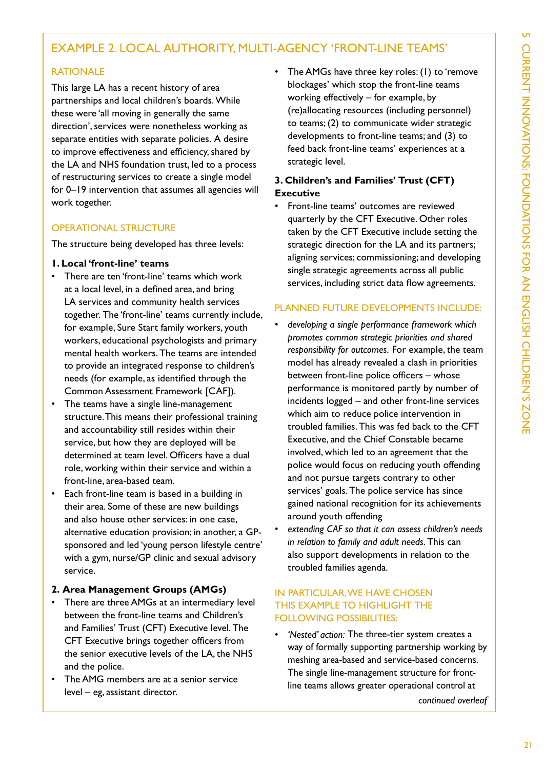## EXAMPLE 2. LOCAL AUTHORITY, MULTI-AGENCY 'FRONT-LINE TEAMS'

### RATIONALE

This large LA has a recent history of area partnerships and local children's boards. While these were 'all moving in generally the same direction', services were nonetheless working as separate entities with separate policies. A desire to improve effectiveness and efficiency, shared by the LA and NHS foundation trust, led to a process of restructuring services to create a single model for 0–19 intervention that assumes all agencies will work together.

### OPERATIONAL STRUCTURE

The structure being developed has three levels:

**1. Local 'front-line' teams**

- There are ten 'front-line' teams which work at a local level, in a defined area, and bring LA services and community health services together. The 'front-line' teams currently include, for example, Sure Start family workers, youth workers, educational psychologists and primary mental health workers. The teams are intended to provide an integrated response to children's needs (for example, as identified through the Common Assessment Framework [CAF]).
- The teams have a single line-management structure. This means their professional training and accountability still resides within their service, but how they are deployed will be determined at team level. Officers have a dual role, working within their service and within a front-line, area-based team.
- Each front-line team is based in a building in their area. Some of these are new buildings and also house other services: in one case, alternative education provision; in another, a GP-sponsored and led 'young person lifestyle centre' with a gym, nurse/GP clinic and sexual advisory service.

**2. Area Management Groups (AMGs)**

- There are three AMGs at an intermediary level between the front-line teams and Children's and Families' Trust (CFT) Executive level. The CFT Executive brings together officers from the senior executive levels of the LA, the NHS and the police.
- The AMG members are at a senior service level – eg, assistant director.
- The AMGs have three key roles: (1) to 'remove blockages' which stop the front-line teams working effectively – for example, by (re)allocating resources (including personnel) to teams; (2) to communicate wider strategic developments to front-line teams; and (3) to feed back front-line teams' experiences at a strategic level.

**3. Children's and Families' Trust (CFT) Executive**

- Front-line teams' outcomes are reviewed quarterly by the CFT Executive. Other roles taken by the CFT Executive include setting the strategic direction for the LA and its partners; aligning services; commissioning; and developing single strategic agreements across all public services, including strict data flow agreements.

### PLANNED FUTURE DEVELOPMENTS INCLUDE:

- *developing a single performance framework which promotes common strategic priorities and shared responsibility for outcomes.* For example, the team model has already revealed a clash in priorities between front-line police officers – whose performance is monitored partly by number of incidents logged – and other front-line services which aim to reduce police intervention in troubled families. This was fed back to the CFT Executive, and the Chief Constable became involved, which led to an agreement that the police would focus on reducing youth offending and not pursue targets contrary to other services' goals. The police service has since gained national recognition for its achievements around youth offending
- *extending CAF so that it can assess children's needs in relation to family and adult needs.* This can also support developments in relation to the troubled families agenda.

### IN PARTICULAR, WE HAVE CHOSEN THIS EXAMPLE TO HIGHLIGHT THE FOLLOWING POSSIBILITIES:

- *'Nested' action:* The three-tier system creates a way of formally supporting partnership working by meshing area-based and service-based concerns. The single line-management structure for front-line teams allows greater operational control at

*continued overleaf*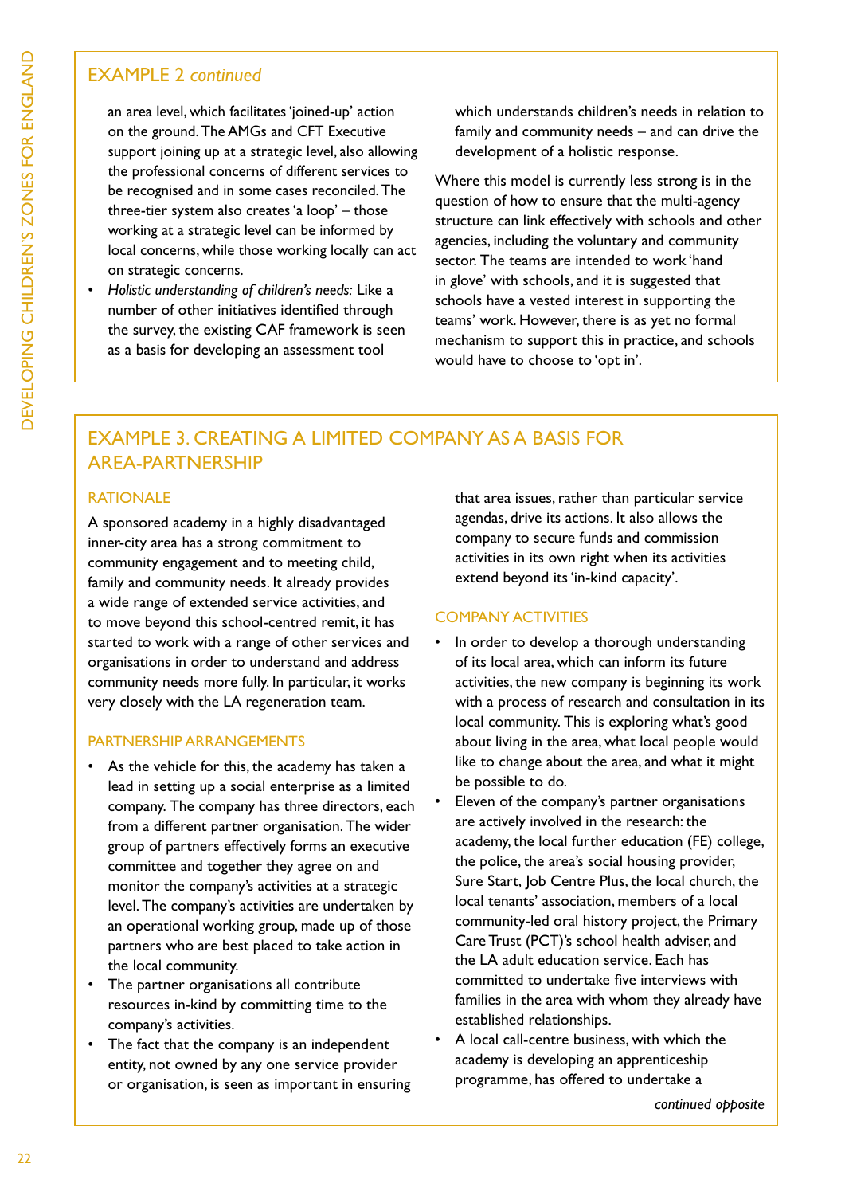## EXAMPLE 2 *continued*

an area level, which facilitates 'joined-up' action on the ground. The AMGs and CFT Executive support joining up at a strategic level, also allowing the professional concerns of different services to be recognised and in some cases reconciled. The three-tier system also creates 'a loop' – those working at a strategic level can be informed by local concerns, while those working locally can act on strategic concerns.

- *Holistic understanding of children's needs:* Like a number of other initiatives identified through the survey, the existing CAF framework is seen as a basis for developing an assessment tool which understands children's needs in relation to family and community needs – and can drive the development of a holistic response.

Where this model is currently less strong is in the question of how to ensure that the multi-agency structure can link effectively with schools and other agencies, including the voluntary and community sector. The teams are intended to work 'hand in glove' with schools, and it is suggested that schools have a vested interest in supporting the teams' work. However, there is as yet no formal mechanism to support this in practice, and schools would have to choose to 'opt in'.

## EXAMPLE 3. CREATING A LIMITED COMPANY AS A BASIS FOR AREA-PARTNERSHIP

### RATIONALE

A sponsored academy in a highly disadvantaged inner-city area has a strong commitment to community engagement and to meeting child, family and community needs. It already provides a wide range of extended service activities, and to move beyond this school-centred remit, it has started to work with a range of other services and organisations in order to understand and address community needs more fully. In particular, it works very closely with the LA regeneration team.

### PARTNERSHIP ARRANGEMENTS

- As the vehicle for this, the academy has taken a lead in setting up a social enterprise as a limited company. The company has three directors, each from a different partner organisation. The wider group of partners effectively forms an executive committee and together they agree on and monitor the company's activities at a strategic level. The company's activities are undertaken by an operational working group, made up of those partners who are best placed to take action in the local community.
- The partner organisations all contribute resources in-kind by committing time to the company's activities.
- The fact that the company is an independent entity, not owned by any one service provider or organisation, is seen as important in ensuring that area issues, rather than particular service agendas, drive its actions. It also allows the company to secure funds and commission activities in its own right when its activities extend beyond its 'in-kind capacity'.

### COMPANY ACTIVITIES

- In order to develop a thorough understanding of its local area, which can inform its future activities, the new company is beginning its work with a process of research and consultation in its local community. This is exploring what's good about living in the area, what local people would like to change about the area, and what it might be possible to do.
- Eleven of the company's partner organisations are actively involved in the research: the academy, the local further education (FE) college, the police, the area's social housing provider, Sure Start, Job Centre Plus, the local church, the local tenants' association, members of a local community-led oral history project, the Primary Care Trust (PCT)'s school health adviser, and the LA adult education service. Each has committed to undertake five interviews with families in the area with whom they already have established relationships.
- A local call-centre business, with which the academy is developing an apprenticeship programme, has offered to undertake a

*continued opposite*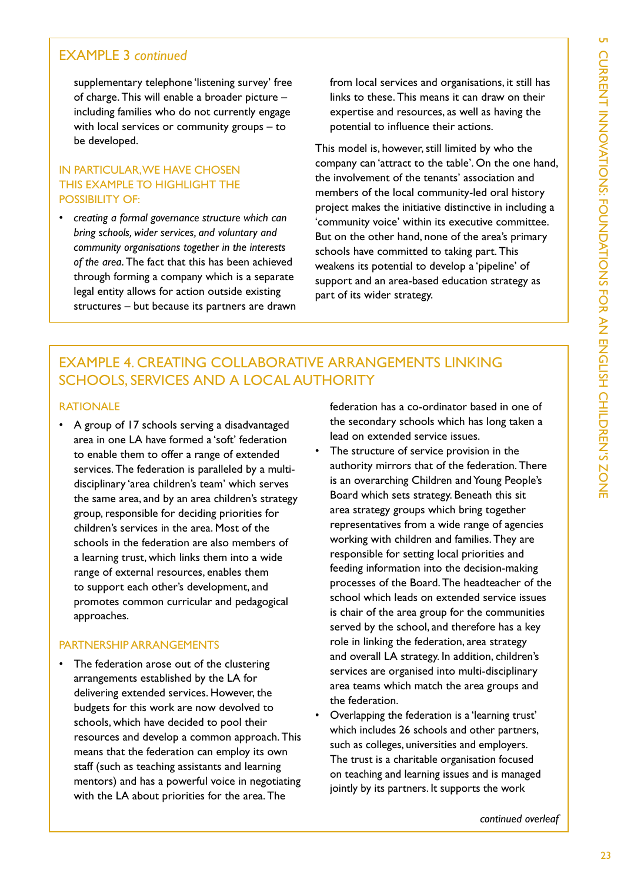## EXAMPLE 3 *continued*

supplementary telephone 'listening survey' free of charge. This will enable a broader picture – including families who do not currently engage with local services or community groups – to be developed.

### IN PARTICULAR, WE HAVE CHOSEN THIS EXAMPLE TO HIGHLIGHT THE POSSIBILITY OF:

- *creating a formal governance structure which can bring schools, wider services, and voluntary and community organisations together in the interests of the area*. The fact that this has been achieved through forming a company which is a separate legal entity allows for action outside existing structures – but because its partners are drawn from local services and organisations, it still has links to these. This means it can draw on their expertise and resources, as well as having the potential to influence their actions.

This model is, however, still limited by who the company can 'attract to the table'. On the one hand, the involvement of the tenants' association and members of the local community-led oral history project makes the initiative distinctive in including a 'community voice' within its executive committee. But on the other hand, none of the area's primary schools have committed to taking part. This weakens its potential to develop a 'pipeline' of support and an area-based education strategy as part of its wider strategy.

## EXAMPLE 4. CREATING COLLABORATIVE ARRANGEMENTS LINKING SCHOOLS, SERVICES AND A LOCAL AUTHORITY

### RATIONALE

- A group of 17 schools serving a disadvantaged area in one LA have formed a 'soft' federation to enable them to offer a range of extended services. The federation is paralleled by a multi-disciplinary 'area children's team' which serves the same area, and by an area children's strategy group, responsible for deciding priorities for children's services in the area. Most of the schools in the federation are also members of a learning trust, which links them into a wide range of external resources, enables them to support each other's development, and promotes common curricular and pedagogical approaches.

### PARTNERSHIP ARRANGEMENTS

- The federation arose out of the clustering arrangements established by the LA for delivering extended services. However, the budgets for this work are now devolved to schools, which have decided to pool their resources and develop a common approach. This means that the federation can employ its own staff (such as teaching assistants and learning mentors) and has a powerful voice in negotiating with the LA about priorities for the area. The federation has a co-ordinator based in one of the secondary schools which has long taken a lead on extended service issues.
- The structure of service provision in the authority mirrors that of the federation. There is an overarching Children and Young People's Board which sets strategy. Beneath this sit area strategy groups which bring together representatives from a wide range of agencies working with children and families. They are responsible for setting local priorities and feeding information into the decision-making processes of the Board. The headteacher of the school which leads on extended service issues is chair of the area group for the communities served by the school, and therefore has a key role in linking the federation, area strategy and overall LA strategy. In addition, children's services are organised into multi-disciplinary area teams which match the area groups and the federation.
- Overlapping the federation is a 'learning trust' which includes 26 schools and other partners, such as colleges, universities and employers. The trust is a charitable organisation focused on teaching and learning issues and is managed jointly by its partners. It supports the work

*continued overleaf*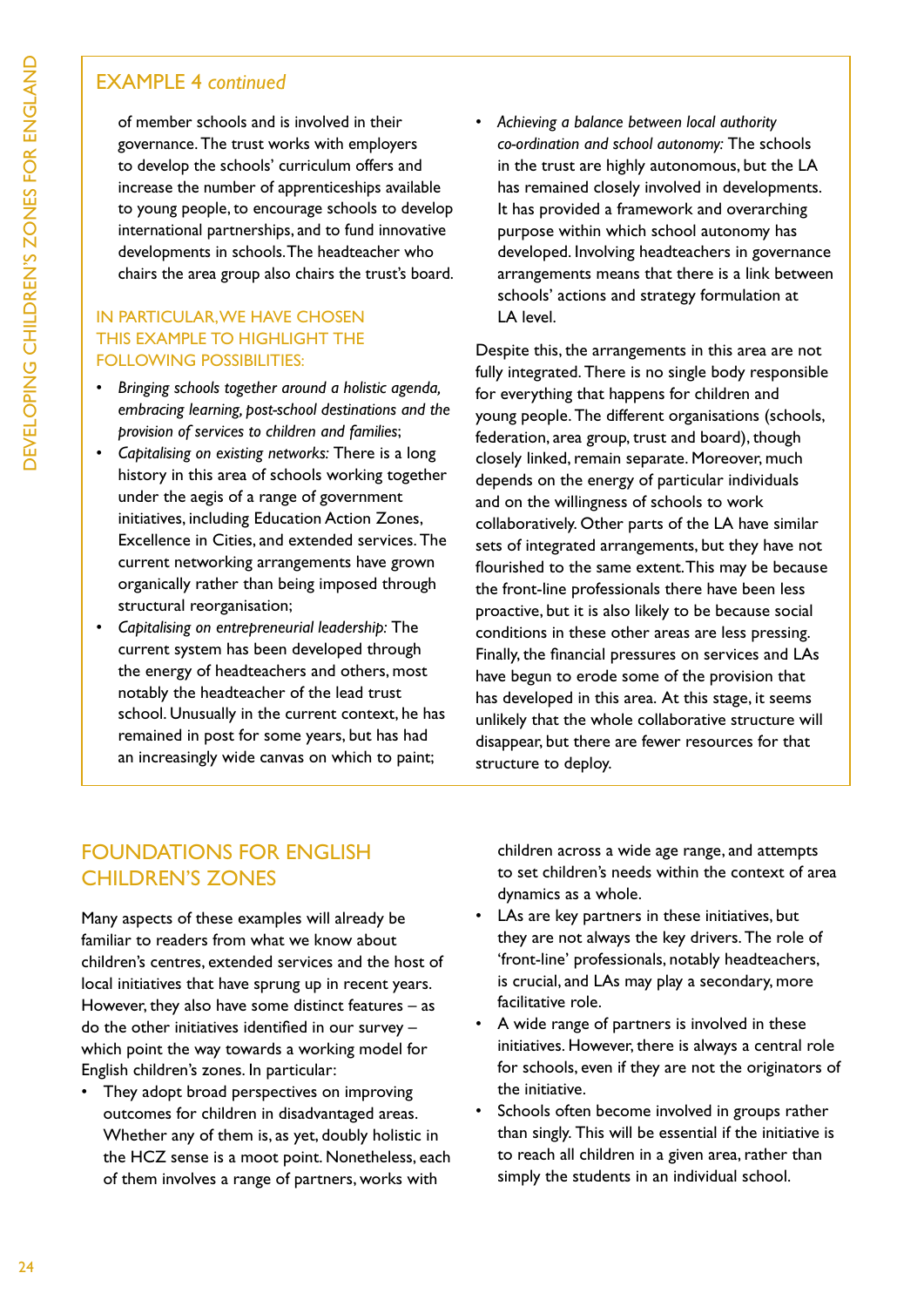## EXAMPLE 4 *continued*

of member schools and is involved in their governance. The trust works with employers to develop the schools' curriculum offers and increase the number of apprenticeships available to young people, to encourage schools to develop international partnerships, and to fund innovative developments in schools. The headteacher who chairs the area group also chairs the trust's board.

### IN PARTICULAR, WE HAVE CHOSEN THIS EXAMPLE TO HIGHLIGHT THE FOLLOWING POSSIBILITIES:

- *Bringing schools together around a holistic agenda, embracing learning, post-school destinations and the provision of services to children and families*;
- *Capitalising on existing networks:* There is a long history in this area of schools working together under the aegis of a range of government initiatives, including Education Action Zones, Excellence in Cities, and extended services. The current networking arrangements have grown organically rather than being imposed through structural reorganisation;
- *Capitalising on entrepreneurial leadership:* The current system has been developed through the energy of headteachers and others, most notably the headteacher of the lead trust school. Unusually in the current context, he has remained in post for some years, but has had an increasingly wide canvas on which to paint;
- *Achieving a balance between local authority co-ordination and school autonomy:* The schools in the trust are highly autonomous, but the LA has remained closely involved in developments. It has provided a framework and overarching purpose within which school autonomy has developed. Involving headteachers in governance arrangements means that there is a link between schools' actions and strategy formulation at LA level.

Despite this, the arrangements in this area are not fully integrated. There is no single body responsible for everything that happens for children and young people. The different organisations (schools, federation, area group, trust and board), though closely linked, remain separate. Moreover, much depends on the energy of particular individuals and on the willingness of schools to work collaboratively. Other parts of the LA have similar sets of integrated arrangements, but they have not flourished to the same extent. This may be because the front-line professionals there have been less proactive, but it is also likely to be because social conditions in these other areas are less pressing. Finally, the financial pressures on services and LAs have begun to erode some of the provision that has developed in this area. At this stage, it seems unlikely that the whole collaborative structure will disappear, but there are fewer resources for that structure to deploy.

## FOUNDATIONS FOR ENGLISH CHILDREN'S ZONES

Many aspects of these examples will already be familiar to readers from what we know about children's centres, extended services and the host of local initiatives that have sprung up in recent years. However, they also have some distinct features – as do the other initiatives identified in our survey – which point the way towards a working model for English children's zones. In particular:

- They adopt broad perspectives on improving outcomes for children in disadvantaged areas. Whether any of them is, as yet, doubly holistic in the HCZ sense is a moot point. Nonetheless, each of them involves a range of partners, works with children across a wide age range, and attempts to set children's needs within the context of area dynamics as a whole.
- LAs are key partners in these initiatives, but they are not always the key drivers. The role of 'front-line' professionals, notably headteachers, is crucial, and LAs may play a secondary, more facilitative role.
- A wide range of partners is involved in these initiatives. However, there is always a central role for schools, even if they are not the originators of the initiative.
- Schools often become involved in groups rather than singly. This will be essential if the initiative is to reach all children in a given area, rather than simply the students in an individual school.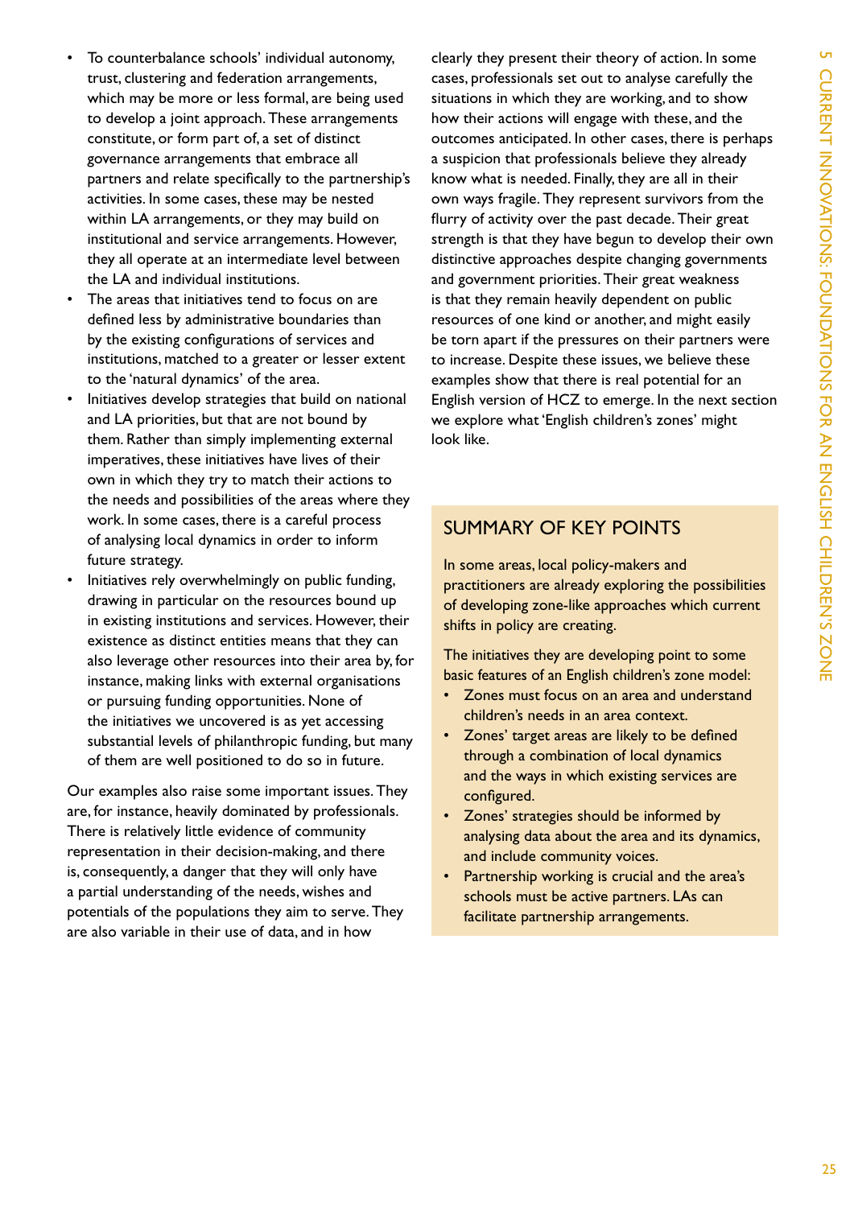- To counterbalance schools' individual autonomy, trust, clustering and federation arrangements, which may be more or less formal, are being used to develop a joint approach. These arrangements constitute, or form part of, a set of distinct governance arrangements that embrace all partners and relate specifically to the partnership's activities. In some cases, these may be nested within LA arrangements, or they may build on institutional and service arrangements. However, they all operate at an intermediate level between the LA and individual institutions.
- The areas that initiatives tend to focus on are defined less by administrative boundaries than by the existing configurations of services and institutions, matched to a greater or lesser extent to the 'natural dynamics' of the area.
- Initiatives develop strategies that build on national and LA priorities, but that are not bound by them. Rather than simply implementing external imperatives, these initiatives have lives of their own in which they try to match their actions to the needs and possibilities of the areas where they work. In some cases, there is a careful process of analysing local dynamics in order to inform future strategy.
- Initiatives rely overwhelmingly on public funding, drawing in particular on the resources bound up in existing institutions and services. However, their existence as distinct entities means that they can also leverage other resources into their area by, for instance, making links with external organisations or pursuing funding opportunities. None of the initiatives we uncovered is as yet accessing substantial levels of philanthropic funding, but many of them are well positioned to do so in future.

Our examples also raise some important issues. They are, for instance, heavily dominated by professionals. There is relatively little evidence of community representation in their decision-making, and there is, consequently, a danger that they will only have a partial understanding of the needs, wishes and potentials of the populations they aim to serve. They are also variable in their use of data, and in how clearly they present their theory of action. In some cases, professionals set out to analyse carefully the situations in which they are working, and to show how their actions will engage with these, and the outcomes anticipated. In other cases, there is perhaps a suspicion that professionals believe they already know what is needed. Finally, they are all in their own ways fragile. They represent survivors from the flurry of activity over the past decade. Their great strength is that they have begun to develop their own distinctive approaches despite changing governments and government priorities. Their great weakness is that they remain heavily dependent on public resources of one kind or another, and might easily be torn apart if the pressures on their partners were to increase. Despite these issues, we believe these examples show that there is real potential for an English version of HCZ to emerge. In the next section we explore what 'English children's zones' might look like.

## SUMMARY OF KEY POINTS

In some areas, local policy-makers and practitioners are already exploring the possibilities of developing zone-like approaches which current shifts in policy are creating.

The initiatives they are developing point to some basic features of an English children's zone model:

- Zones must focus on an area and understand children's needs in an area context.
- Zones' target areas are likely to be defined through a combination of local dynamics and the ways in which existing services are configured.
- Zones' strategies should be informed by analysing data about the area and its dynamics, and include community voices.
- Partnership working is crucial and the area's schools must be active partners. LAs can facilitate partnership arrangements.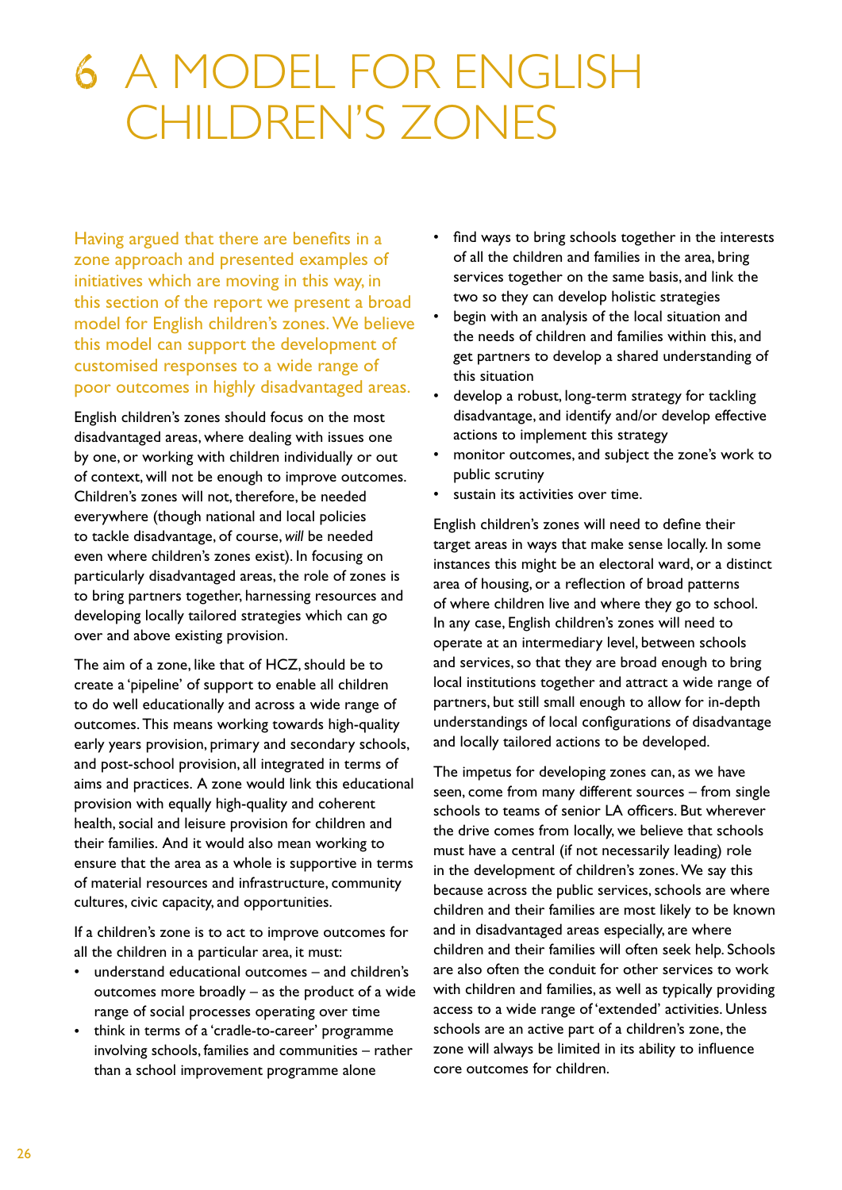# 6 A MODEL FOR ENGLISH CHILDREN'S ZONES

Having argued that there are benefits in a zone approach and presented examples of initiatives which are moving in this way, in this section of the report we present a broad model for English children's zones. We believe this model can support the development of customised responses to a wide range of poor outcomes in highly disadvantaged areas.

English children's zones should focus on the most disadvantaged areas, where dealing with issues one by one, or working with children individually or out of context, will not be enough to improve outcomes. Children's zones will not, therefore, be needed everywhere (though national and local policies to tackle disadvantage, of course, *will* be needed even where children's zones exist). In focusing on particularly disadvantaged areas, the role of zones is to bring partners together, harnessing resources and developing locally tailored strategies which can go over and above existing provision.

The aim of a zone, like that of HCZ, should be to create a 'pipeline' of support to enable all children to do well educationally and across a wide range of outcomes. This means working towards high-quality early years provision, primary and secondary schools, and post-school provision, all integrated in terms of aims and practices. A zone would link this educational provision with equally high-quality and coherent health, social and leisure provision for children and their families. And it would also mean working to ensure that the area as a whole is supportive in terms of material resources and infrastructure, community cultures, civic capacity, and opportunities.

If a children's zone is to act to improve outcomes for all the children in a particular area, it must:

- understand educational outcomes – and children's outcomes more broadly – as the product of a wide range of social processes operating over time
- think in terms of a 'cradle-to-career' programme involving schools, families and communities – rather than a school improvement programme alone
- find ways to bring schools together in the interests of all the children and families in the area, bring services together on the same basis, and link the two so they can develop holistic strategies
- begin with an analysis of the local situation and the needs of children and families within this, and get partners to develop a shared understanding of this situation
- develop a robust, long-term strategy for tackling disadvantage, and identify and/or develop effective actions to implement this strategy
- monitor outcomes, and subject the zone's work to public scrutiny
- sustain its activities over time.

English children's zones will need to define their target areas in ways that make sense locally. In some instances this might be an electoral ward, or a distinct area of housing, or a reflection of broad patterns of where children live and where they go to school. In any case, English children's zones will need to operate at an intermediary level, between schools and services, so that they are broad enough to bring local institutions together and attract a wide range of partners, but still small enough to allow for in-depth understandings of local configurations of disadvantage and locally tailored actions to be developed.

The impetus for developing zones can, as we have seen, come from many different sources – from single schools to teams of senior LA officers. But wherever the drive comes from locally, we believe that schools must have a central (if not necessarily leading) role in the development of children's zones. We say this because across the public services, schools are where children and their families are most likely to be known and in disadvantaged areas especially, are where children and their families will often seek help. Schools are also often the conduit for other services to work with children and families, as well as typically providing access to a wide range of 'extended' activities. Unless schools are an active part of a children's zone, the zone will always be limited in its ability to influence core outcomes for children.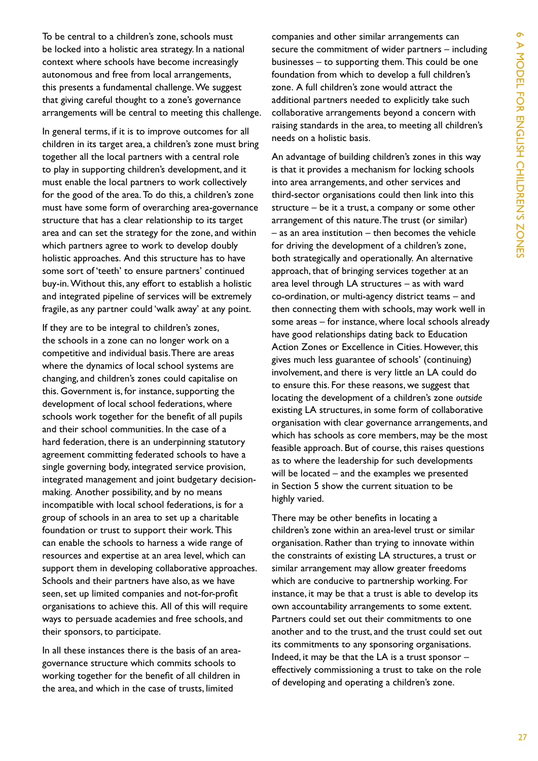To be central to a children's zone, schools must be locked into a holistic area strategy. In a national context where schools have become increasingly autonomous and free from local arrangements, this presents a fundamental challenge. We suggest that giving careful thought to a zone's governance arrangements will be central to meeting this challenge.

In general terms, if it is to improve outcomes for all children in its target area, a children's zone must bring together all the local partners with a central role to play in supporting children's development, and it must enable the local partners to work collectively for the good of the area. To do this, a children's zone must have some form of overarching area-governance structure that has a clear relationship to its target area and can set the strategy for the zone, and within which partners agree to work to develop doubly holistic approaches. And this structure has to have some sort of 'teeth' to ensure partners' continued buy-in. Without this, any effort to establish a holistic and integrated pipeline of services will be extremely fragile, as any partner could 'walk away' at any point.

If they are to be integral to children's zones, the schools in a zone can no longer work on a competitive and individual basis. There are areas where the dynamics of local school systems are changing, and children's zones could capitalise on this. Government is, for instance, supporting the development of local school federations, where schools work together for the benefit of all pupils and their school communities. In the case of a hard federation, there is an underpinning statutory agreement committing federated schools to have a single governing body, integrated service provision, integrated management and joint budgetary decision-making. Another possibility, and by no means incompatible with local school federations, is for a group of schools in an area to set up a charitable foundation or trust to support their work. This can enable the schools to harness a wide range of resources and expertise at an area level, which can support them in developing collaborative approaches. Schools and their partners have also, as we have seen, set up limited companies and not-for-profit organisations to achieve this. All of this will require ways to persuade academies and free schools, and their sponsors, to participate.

In all these instances there is the basis of an area-governance structure which commits schools to working together for the benefit of all children in the area, and which in the case of trusts, limited companies and other similar arrangements can secure the commitment of wider partners – including businesses – to supporting them. This could be one foundation from which to develop a full children's zone. A full children's zone would attract the additional partners needed to explicitly take such collaborative arrangements beyond a concern with raising standards in the area, to meeting all children's needs on a holistic basis.

An advantage of building children's zones in this way is that it provides a mechanism for locking schools into area arrangements, and other services and third-sector organisations could then link into this structure – be it a trust, a company or some other arrangement of this nature. The trust (or similar) – as an area institution – then becomes the vehicle for driving the development of a children's zone, both strategically and operationally. An alternative approach, that of bringing services together at an area level through LA structures – as with ward co-ordination, or multi-agency district teams – and then connecting them with schools, may work well in some areas – for instance, where local schools already have good relationships dating back to Education Action Zones or Excellence in Cities. However, this gives much less guarantee of schools' (continuing) involvement, and there is very little an LA could do to ensure this. For these reasons, we suggest that locating the development of a children's zone *outside* existing LA structures, in some form of collaborative organisation with clear governance arrangements, and which has schools as core members, may be the most feasible approach. But of course, this raises questions as to where the leadership for such developments will be located – and the examples we presented in Section 5 show the current situation to be highly varied.

There may be other benefits in locating a children's zone within an area-level trust or similar organisation. Rather than trying to innovate within the constraints of existing LA structures, a trust or similar arrangement may allow greater freedoms which are conducive to partnership working. For instance, it may be that a trust is able to develop its own accountability arrangements to some extent. Partners could set out their commitments to one another and to the trust, and the trust could set out its commitments to any sponsoring organisations. Indeed, it may be that the LA is a trust sponsor – effectively commissioning a trust to take on the role of developing and operating a children's zone.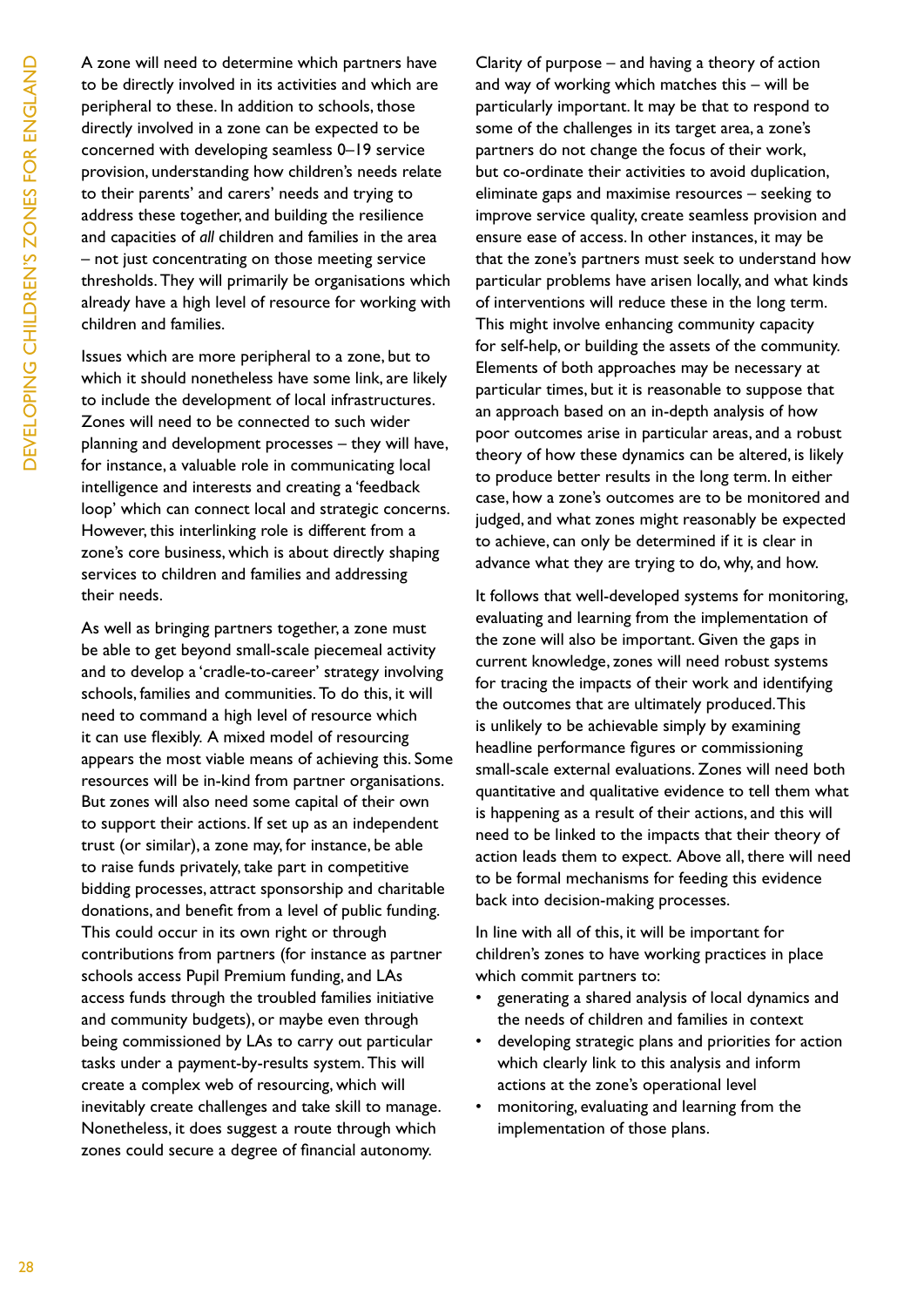A zone will need to determine which partners have to be directly involved in its activities and which are peripheral to these. In addition to schools, those directly involved in a zone can be expected to be concerned with developing seamless 0–19 service provision, understanding how children's needs relate to their parents' and carers' needs and trying to address these together, and building the resilience and capacities of *all* children and families in the area – not just concentrating on those meeting service thresholds. They will primarily be organisations which already have a high level of resource for working with children and families.

Issues which are more peripheral to a zone, but to which it should nonetheless have some link, are likely to include the development of local infrastructures. Zones will need to be connected to such wider planning and development processes – they will have, for instance, a valuable role in communicating local intelligence and interests and creating a 'feedback loop' which can connect local and strategic concerns. However, this interlinking role is different from a zone's core business, which is about directly shaping services to children and families and addressing their needs.

As well as bringing partners together, a zone must be able to get beyond small-scale piecemeal activity and to develop a 'cradle-to-career' strategy involving schools, families and communities. To do this, it will need to command a high level of resource which it can use flexibly. A mixed model of resourcing appears the most viable means of achieving this. Some resources will be in-kind from partner organisations. But zones will also need some capital of their own to support their actions. If set up as an independent trust (or similar), a zone may, for instance, be able to raise funds privately, take part in competitive bidding processes, attract sponsorship and charitable donations, and benefit from a level of public funding. This could occur in its own right or through contributions from partners (for instance as partner schools access Pupil Premium funding, and LAs access funds through the troubled families initiative and community budgets), or maybe even through being commissioned by LAs to carry out particular tasks under a payment-by-results system. This will create a complex web of resourcing, which will inevitably create challenges and take skill to manage. Nonetheless, it does suggest a route through which zones could secure a degree of financial autonomy.

Clarity of purpose – and having a theory of action and way of working which matches this – will be particularly important. It may be that to respond to some of the challenges in its target area, a zone's partners do not change the focus of their work, but co-ordinate their activities to avoid duplication, eliminate gaps and maximise resources – seeking to improve service quality, create seamless provision and ensure ease of access. In other instances, it may be that the zone's partners must seek to understand how particular problems have arisen locally, and what kinds of interventions will reduce these in the long term. This might involve enhancing community capacity for self-help, or building the assets of the community. Elements of both approaches may be necessary at particular times, but it is reasonable to suppose that an approach based on an in-depth analysis of how poor outcomes arise in particular areas, and a robust theory of how these dynamics can be altered, is likely to produce better results in the long term. In either case, how a zone's outcomes are to be monitored and judged, and what zones might reasonably be expected to achieve, can only be determined if it is clear in advance what they are trying to do, why, and how.

It follows that well-developed systems for monitoring, evaluating and learning from the implementation of the zone will also be important. Given the gaps in current knowledge, zones will need robust systems for tracing the impacts of their work and identifying the outcomes that are ultimately produced. This is unlikely to be achievable simply by examining headline performance figures or commissioning small-scale external evaluations. Zones will need both quantitative and qualitative evidence to tell them what is happening as a result of their actions, and this will need to be linked to the impacts that their theory of action leads them to expect. Above all, there will need to be formal mechanisms for feeding this evidence back into decision-making processes.

In line with all of this, it will be important for children's zones to have working practices in place which commit partners to:

- generating a shared analysis of local dynamics and the needs of children and families in context
- developing strategic plans and priorities for action which clearly link to this analysis and inform actions at the zone's operational level
- monitoring, evaluating and learning from the implementation of those plans.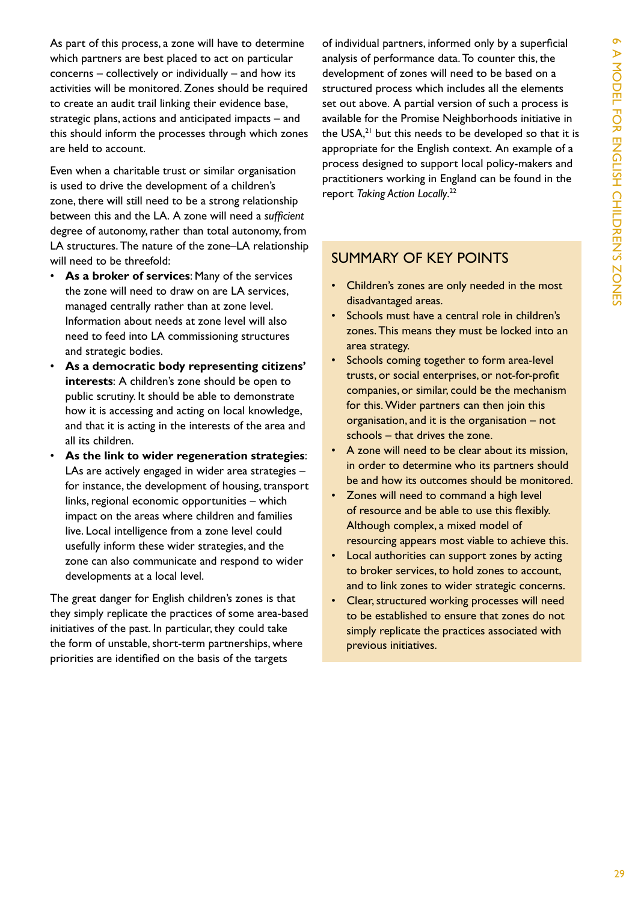As part of this process, a zone will have to determine which partners are best placed to act on particular concerns – collectively or individually – and how its activities will be monitored. Zones should be required to create an audit trail linking their evidence base, strategic plans, actions and anticipated impacts – and this should inform the processes through which zones are held to account.

Even when a charitable trust or similar organisation is used to drive the development of a children's zone, there will still need to be a strong relationship between this and the LA. A zone will need a *sufficient* degree of autonomy, rather than total autonomy, from LA structures. The nature of the zone–LA relationship will need to be threefold:

- **As a broker of services**: Many of the services the zone will need to draw on are LA services, managed centrally rather than at zone level. Information about needs at zone level will also need to feed into LA commissioning structures and strategic bodies.
- **As a democratic body representing citizens' interests**: A children's zone should be open to public scrutiny. It should be able to demonstrate how it is accessing and acting on local knowledge, and that it is acting in the interests of the area and all its children.
- **As the link to wider regeneration strategies**: LAs are actively engaged in wider area strategies – for instance, the development of housing, transport links, regional economic opportunities – which impact on the areas where children and families live. Local intelligence from a zone level could usefully inform these wider strategies, and the zone can also communicate and respond to wider developments at a local level.

The great danger for English children's zones is that they simply replicate the practices of some area-based initiatives of the past. In particular, they could take the form of unstable, short-term partnerships, where priorities are identified on the basis of the targets of individual partners, informed only by a superficial analysis of performance data. To counter this, the development of zones will need to be based on a structured process which includes all the elements set out above. A partial version of such a process is available for the Promise Neighborhoods initiative in the USA,[21] but this needs to be developed so that it is appropriate for the English context. An example of a process designed to support local policy-makers and practitioners working in England can be found in the report *Taking Action Locally*.[22]

## SUMMARY OF KEY POINTS

- Children's zones are only needed in the most disadvantaged areas.
- Schools must have a central role in children's zones. This means they must be locked into an area strategy.
- Schools coming together to form area-level trusts, or social enterprises, or not-for-profit companies, or similar, could be the mechanism for this. Wider partners can then join this organisation, and it is the organisation – not schools – that drives the zone.
- A zone will need to be clear about its mission, in order to determine who its partners should be and how its outcomes should be monitored.
- Zones will need to command a high level of resource and be able to use this flexibly. Although complex, a mixed model of resourcing appears most viable to achieve this.
- Local authorities can support zones by acting to broker services, to hold zones to account, and to link zones to wider strategic concerns.
- Clear, structured working processes will need to be established to ensure that zones do not simply replicate the practices associated with previous initiatives.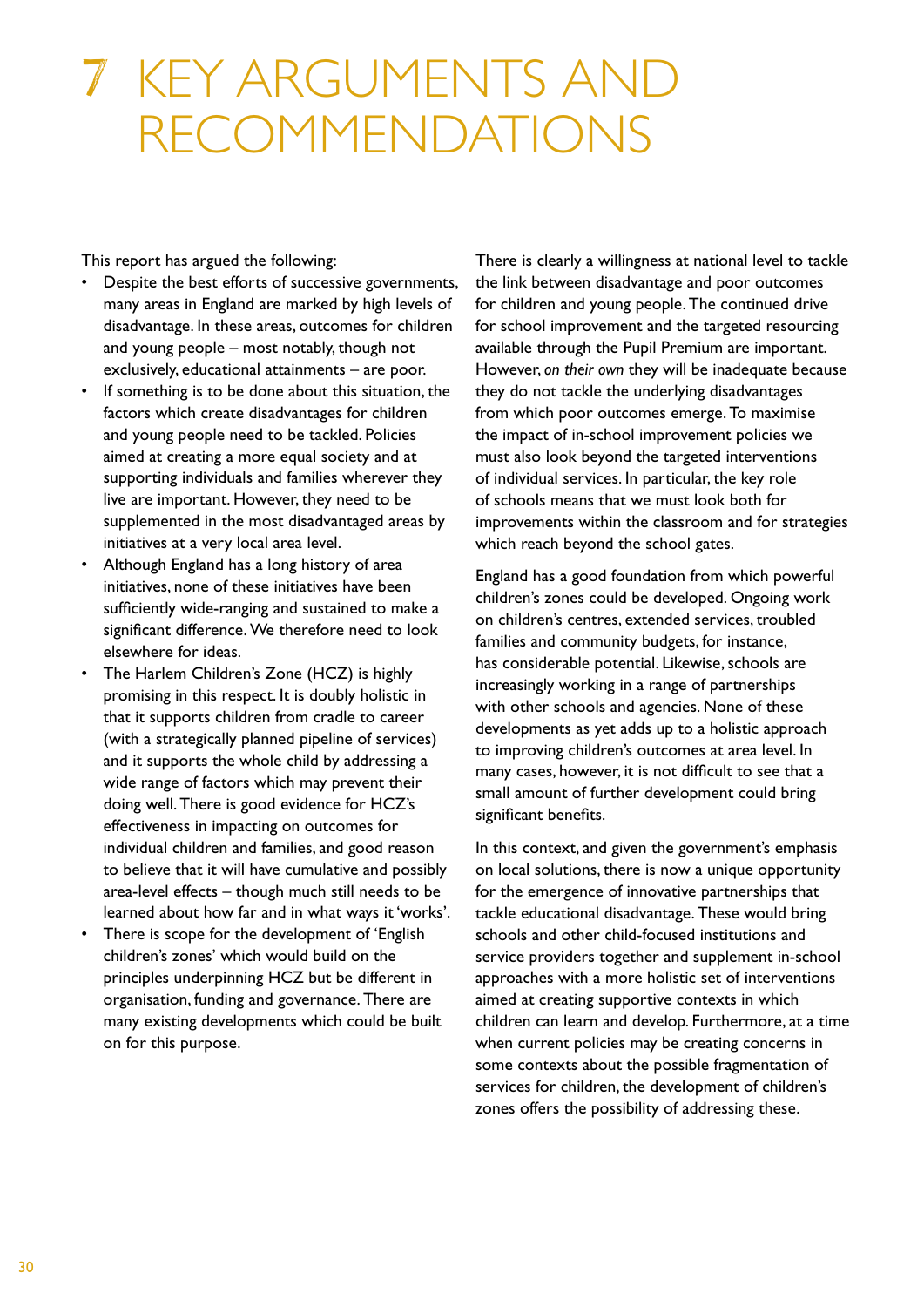# 7 KEY ARGUMENTS AND RECOMMENDATIONS

This report has argued the following:

- Despite the best efforts of successive governments, many areas in England are marked by high levels of disadvantage. In these areas, outcomes for children and young people – most notably, though not exclusively, educational attainments – are poor.
- If something is to be done about this situation, the factors which create disadvantages for children and young people need to be tackled. Policies aimed at creating a more equal society and at supporting individuals and families wherever they live are important. However, they need to be supplemented in the most disadvantaged areas by initiatives at a very local area level.
- Although England has a long history of area initiatives, none of these initiatives have been sufficiently wide-ranging and sustained to make a significant difference. We therefore need to look elsewhere for ideas.
- The Harlem Children's Zone (HCZ) is highly promising in this respect. It is doubly holistic in that it supports children from cradle to career (with a strategically planned pipeline of services) and it supports the whole child by addressing a wide range of factors which may prevent their doing well. There is good evidence for HCZ's effectiveness in impacting on outcomes for individual children and families, and good reason to believe that it will have cumulative and possibly area-level effects – though much still needs to be learned about how far and in what ways it 'works'.
- There is scope for the development of 'English children's zones' which would build on the principles underpinning HCZ but be different in organisation, funding and governance. There are many existing developments which could be built on for this purpose.

There is clearly a willingness at national level to tackle the link between disadvantage and poor outcomes for children and young people. The continued drive for school improvement and the targeted resourcing available through the Pupil Premium are important. However, *on their own* they will be inadequate because they do not tackle the underlying disadvantages from which poor outcomes emerge. To maximise the impact of in-school improvement policies we must also look beyond the targeted interventions of individual services. In particular, the key role of schools means that we must look both for improvements within the classroom and for strategies which reach beyond the school gates.

England has a good foundation from which powerful children's zones could be developed. Ongoing work on children's centres, extended services, troubled families and community budgets, for instance, has considerable potential. Likewise, schools are increasingly working in a range of partnerships with other schools and agencies. None of these developments as yet adds up to a holistic approach to improving children's outcomes at area level. In many cases, however, it is not difficult to see that a small amount of further development could bring significant benefits.

In this context, and given the government's emphasis on local solutions, there is now a unique opportunity for the emergence of innovative partnerships that tackle educational disadvantage. These would bring schools and other child-focused institutions and service providers together and supplement in-school approaches with a more holistic set of interventions aimed at creating supportive contexts in which children can learn and develop. Furthermore, at a time when current policies may be creating concerns in some contexts about the possible fragmentation of services for children, the development of children's zones offers the possibility of addressing these.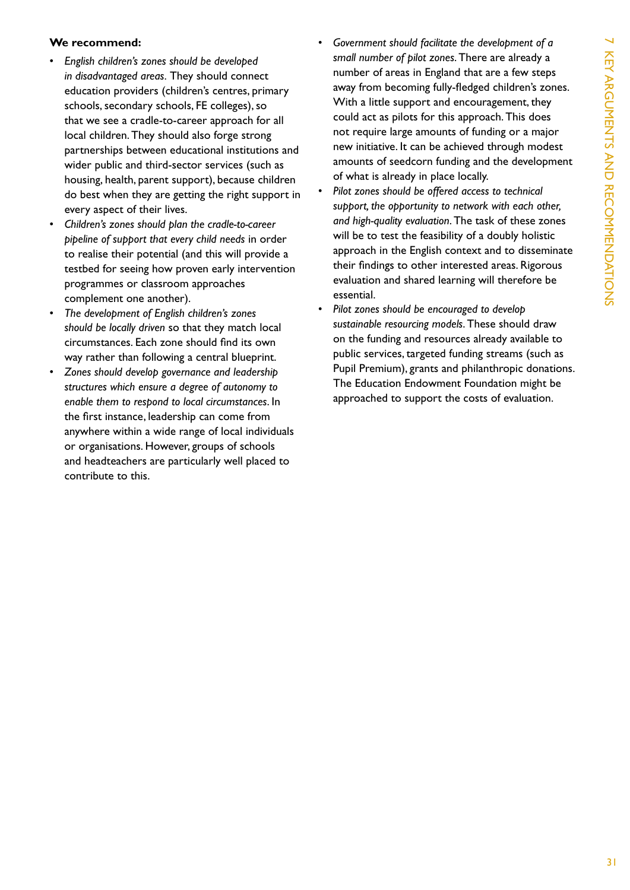**We recommend:**

- *English children's zones should be developed in disadvantaged areas*. They should connect education providers (children's centres, primary schools, secondary schools, FE colleges), so that we see a cradle-to-career approach for all local children. They should also forge strong partnerships between educational institutions and wider public and third-sector services (such as housing, health, parent support), because children do best when they are getting the right support in every aspect of their lives.
- *Children's zones should plan the cradle-to-career pipeline of support that every child needs* in order to realise their potential (and this will provide a testbed for seeing how proven early intervention programmes or classroom approaches complement one another).
- *The development of English children's zones should be locally driven* so that they match local circumstances. Each zone should find its own way rather than following a central blueprint.
- *Zones should develop governance and leadership structures which ensure a degree of autonomy to enable them to respond to local circumstances*. In the first instance, leadership can come from anywhere within a wide range of local individuals or organisations. However, groups of schools and headteachers are particularly well placed to contribute to this.
- *Government should facilitate the development of a small number of pilot zones*. There are already a number of areas in England that are a few steps away from becoming fully-fledged children's zones. With a little support and encouragement, they could act as pilots for this approach. This does not require large amounts of funding or a major new initiative. It can be achieved through modest amounts of seedcorn funding and the development of what is already in place locally.
- *Pilot zones should be offered access to technical support, the opportunity to network with each other, and high-quality evaluation*. The task of these zones will be to test the feasibility of a doubly holistic approach in the English context and to disseminate their findings to other interested areas. Rigorous evaluation and shared learning will therefore be essential.
- *Pilot zones should be encouraged to develop sustainable resourcing models*. These should draw on the funding and resources already available to public services, targeted funding streams (such as Pupil Premium), grants and philanthropic donations. The Education Endowment Foundation might be approached to support the costs of evaluation.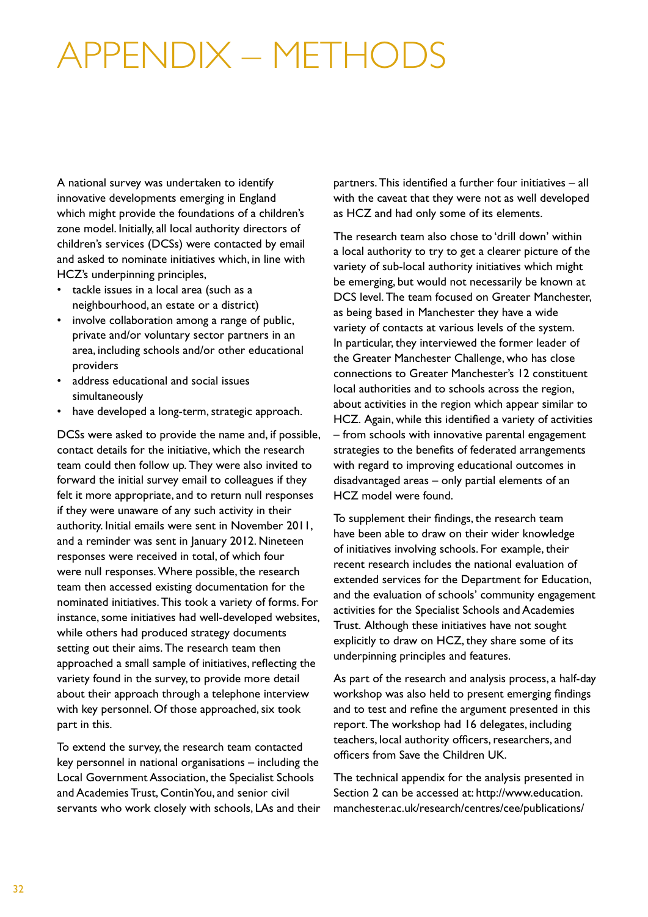# APPENDIX – METHODS

A national survey was undertaken to identify innovative developments emerging in England which might provide the foundations of a children's zone model. Initially, all local authority directors of children's services (DCSs) were contacted by email and asked to nominate initiatives which, in line with HCZ's underpinning principles,

- tackle issues in a local area (such as a neighbourhood, an estate or a district)
- involve collaboration among a range of public, private and/or voluntary sector partners in an area, including schools and/or other educational providers
- address educational and social issues simultaneously
- have developed a long-term, strategic approach.

DCSs were asked to provide the name and, if possible, contact details for the initiative, which the research team could then follow up. They were also invited to forward the initial survey email to colleagues if they felt it more appropriate, and to return null responses if they were unaware of any such activity in their authority. Initial emails were sent in November 2011, and a reminder was sent in January 2012. Nineteen responses were received in total, of which four were null responses. Where possible, the research team then accessed existing documentation for the nominated initiatives. This took a variety of forms. For instance, some initiatives had well-developed websites, while others had produced strategy documents setting out their aims. The research team then approached a small sample of initiatives, reflecting the variety found in the survey, to provide more detail about their approach through a telephone interview with key personnel. Of those approached, six took part in this.

To extend the survey, the research team contacted key personnel in national organisations – including the Local Government Association, the Specialist Schools and Academies Trust, ContinYou, and senior civil servants who work closely with schools, LAs and their partners. This identified a further four initiatives – all with the caveat that they were not as well developed as HCZ and had only some of its elements.

The research team also chose to 'drill down' within a local authority to try to get a clearer picture of the variety of sub-local authority initiatives which might be emerging, but would not necessarily be known at DCS level. The team focused on Greater Manchester, as being based in Manchester they have a wide variety of contacts at various levels of the system. In particular, they interviewed the former leader of the Greater Manchester Challenge, who has close connections to Greater Manchester's 12 constituent local authorities and to schools across the region, about activities in the region which appear similar to HCZ. Again, while this identified a variety of activities – from schools with innovative parental engagement strategies to the benefits of federated arrangements with regard to improving educational outcomes in disadvantaged areas – only partial elements of an HCZ model were found.

To supplement their findings, the research team have been able to draw on their wider knowledge of initiatives involving schools. For example, their recent research includes the national evaluation of extended services for the Department for Education, and the evaluation of schools' community engagement activities for the Specialist Schools and Academies Trust. Although these initiatives have not sought explicitly to draw on HCZ, they share some of its underpinning principles and features.

As part of the research and analysis process, a half-day workshop was also held to present emerging findings and to test and refine the argument presented in this report. The workshop had 16 delegates, including teachers, local authority officers, researchers, and officers from Save the Children UK.

The technical appendix for the analysis presented in Section 2 can be accessed at: http://www.education.manchester.ac.uk/research/centres/cee/publications/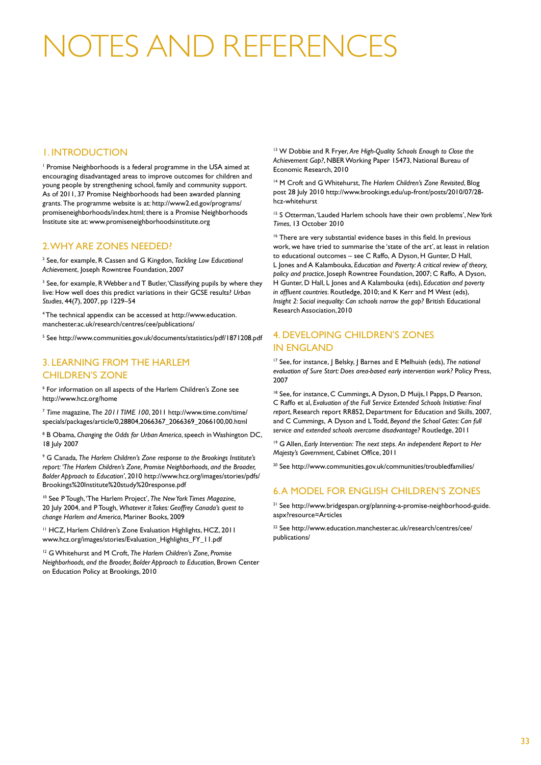# NOTES AND REFERENCES

## 1. INTRODUCTION

[1] Promise Neighborhoods is a federal programme in the USA aimed at encouraging disadvantaged areas to improve outcomes for children and young people by strengthening school, family and community support. As of 2011, 37 Promise Neighborhoods had been awarded planning grants. The programme website is at: http://www2.ed.gov/programs/promiseneighborhoods/index.html; there is a Promise Neighborhoods Institute site at: www.promiseneighborhoodsinstitute.org

## 2. WHY ARE ZONES NEEDED?

[2] See, for example, R Cassen and G Kingdon, *Tackling Low Educational Achievement*, Joseph Rowntree Foundation, 2007

[3] See, for example, R Webber and T Butler, 'Classifying pupils by where they live: How well does this predict variations in their GCSE results? *Urban Studies*, 44(7), 2007, pp 1229–54

[4] The technical appendix can be accessed at http://www.education.manchester.ac.uk/research/centres/cee/publications/

[5] See http://www.communities.gov.uk/documents/statistics/pdf/1871208.pdf

## 3. LEARNING FROM THE HARLEM CHILDREN'S ZONE

[6] For information on all aspects of the Harlem Children's Zone see http://www.hcz.org/home

[7] *Time* magazine, *The 2011 TIME 100*, 2011 http://www.time.com/time/specials/packages/article/0,28804,2066367_2066369_2066100,00.html

[8] B Obama, *Changing the Odds for Urban America*, speech in Washington DC, 18 July 2007

[9] G Canada, *The Harlem Children's Zone response to the Brookings Institute's report: 'The Harlem Children's Zone, Promise Neighborhoods, and the Broader, Bolder Approach to Education'*, 2010 http://www.hcz.org/images/stories/pdfs/Brookings%20Institute%20study%20response.pdf

[10] See P Tough, 'The Harlem Project', *The New York Times Magazine*, 20 July 2004, and P Tough, *Whatever it Takes: Geoffrey Canada's quest to change Harlem and America*, Mariner Books, 2009

[11] HCZ, Harlem Children's Zone Evaluation Highlights, HCZ, 2011 www.hcz.org/images/stories/Evaluation_Highlights_FY_11.pdf

[12] G Whitehurst and M Croft, *The Harlem Children's Zone, Promise Neighborhoods, and the Broader, Bolder Approach to Education*, Brown Center on Education Policy at Brookings, 2010

[13] W Dobbie and R Fryer, *Are High-Quality Schools Enough to Close the Achievement Gap?*, NBER Working Paper 15473, National Bureau of Economic Research, 2010

[14] M Croft and G Whitehurst, *The Harlem Children's Zone Revisited*, Blog post 28 July 2010 http://www.brookings.edu/up-front/posts/2010/07/28-hcz-whitehurst

[15] S Otterman, 'Lauded Harlem schools have their own problems', *New York Times*, 13 October 2010

[16] There are very substantial evidence bases in this field. In previous work, we have tried to summarise the 'state of the art', at least in relation to educational outcomes – see C Raffo, A Dyson, H Gunter, D Hall, L Jones and A Kalambouka, *Education and Poverty: A critical review of theory, policy and practice*, Joseph Rowntree Foundation, 2007; C Raffo, A Dyson, H Gunter, D Hall, L Jones and A Kalambouka (eds), *Education and poverty in affluent countries*. Routledge, 2010; and K Kerr and M West (eds), *Insight 2: Social inequality: Can schools narrow the gap?* British Educational Research Association, 2010

## 4. DEVELOPING CHILDREN'S ZONES IN ENGLAND

[17] See, for instance, J Belsky, J Barnes and E Melhuish (eds), *The national evaluation of Sure Start: Does area-based early intervention work?* Policy Press, 2007

[18] See, for instance, C Cummings, A Dyson, D Muijs, I Papps, D Pearson, C Raffo et al, *Evaluation of the Full Service Extended Schools Initiative: Final report*, Research report RR852, Department for Education and Skills, 2007, and C Cummings, A Dyson and L Todd, *Beyond the School Gates: Can full service and extended schools overcome disadvantage?* Routledge, 2011

[19] G Allen, *Early Intervention: The next steps. An independent Report to Her Majesty's Government*, Cabinet Office, 2011

[20] See http://www.communities.gov.uk/communities/troubledfamilies/

## 6. A MODEL FOR ENGLISH CHILDREN'S ZONES

[21] See http://www.bridgespan.org/planning-a-promise-neighborhood-guide.aspx?resource=Articles

[22] See http://www.education.manchester.ac.uk/research/centres/cee/publications/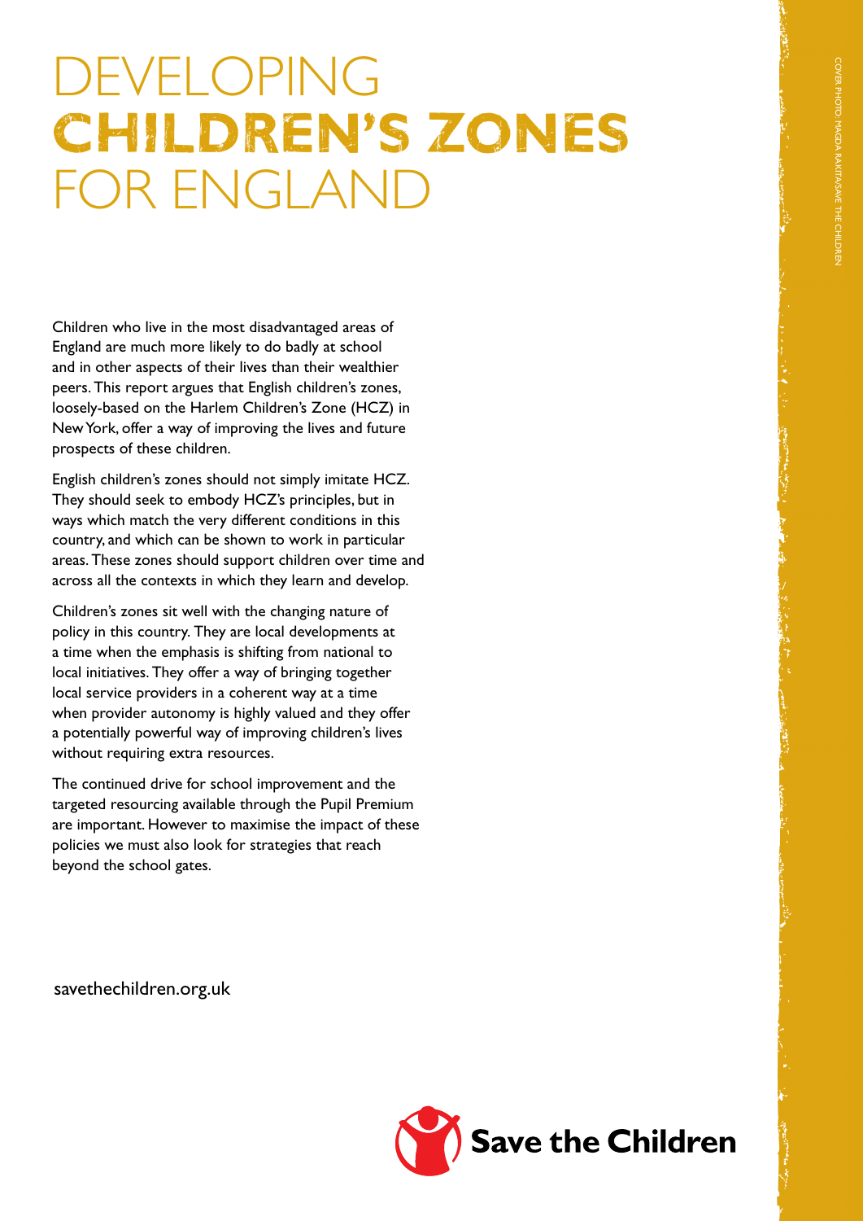# DEVELOPING CHILDREN'S ZONES FOR ENGLAND

Children who live in the most disadvantaged areas of England are much more likely to do badly at school and in other aspects of their lives than their wealthier peers. This report argues that English children's zones, loosely-based on the Harlem Children's Zone (HCZ) in New York, offer a way of improving the lives and future prospects of these children.

English children's zones should not simply imitate HCZ. They should seek to embody HCZ's principles, but in ways which match the very different conditions in this country, and which can be shown to work in particular areas. These zones should support children over time and across all the contexts in which they learn and develop.

Children's zones sit well with the changing nature of policy in this country. They are local developments at a time when the emphasis is shifting from national to local initiatives. They offer a way of bringing together local service providers in a coherent way at a time when provider autonomy is highly valued and they offer a potentially powerful way of improving children's lives without requiring extra resources.

The continued drive for school improvement and the targeted resourcing available through the Pupil Premium are important. However to maximise the impact of these policies we must also look for strategies that reach beyond the school gates.

savethechildren.org.uk

Save the Children

COVER PHOTO: MAGDA RAKITA/SAVE THE CHILDREN